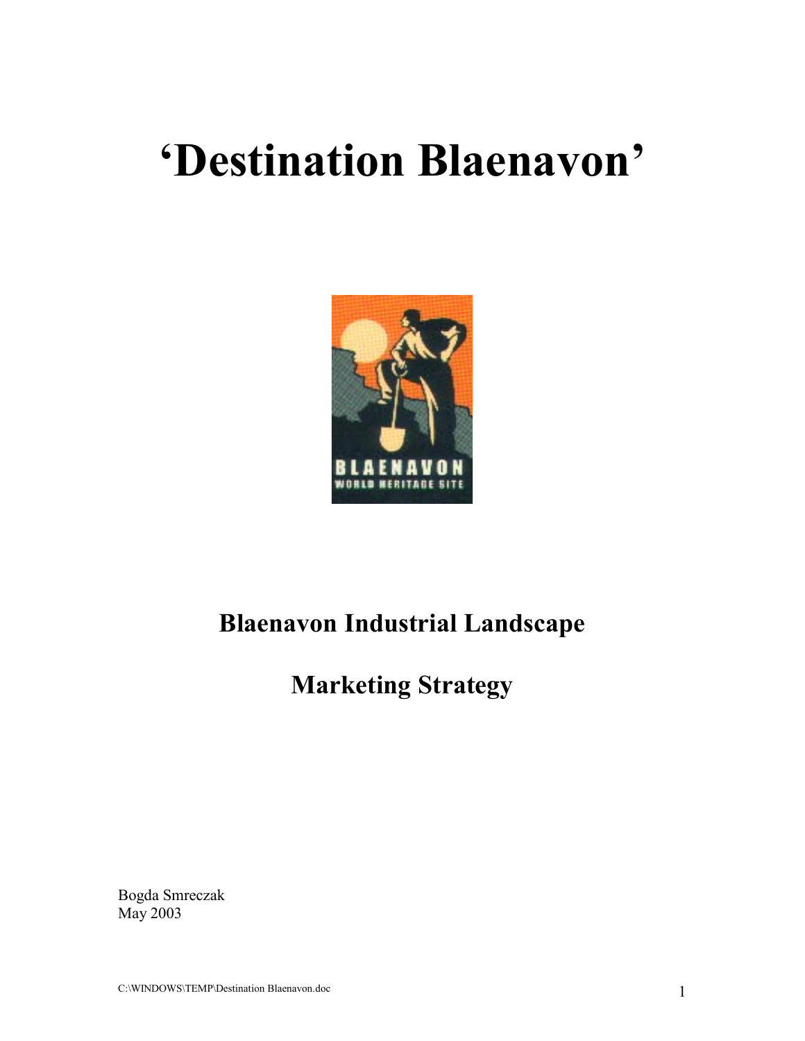# 'Destination Blaenavon'

## Blaenavon Industrial Landscape

## Marketing Strategy

Bogda Smreczak
May 2003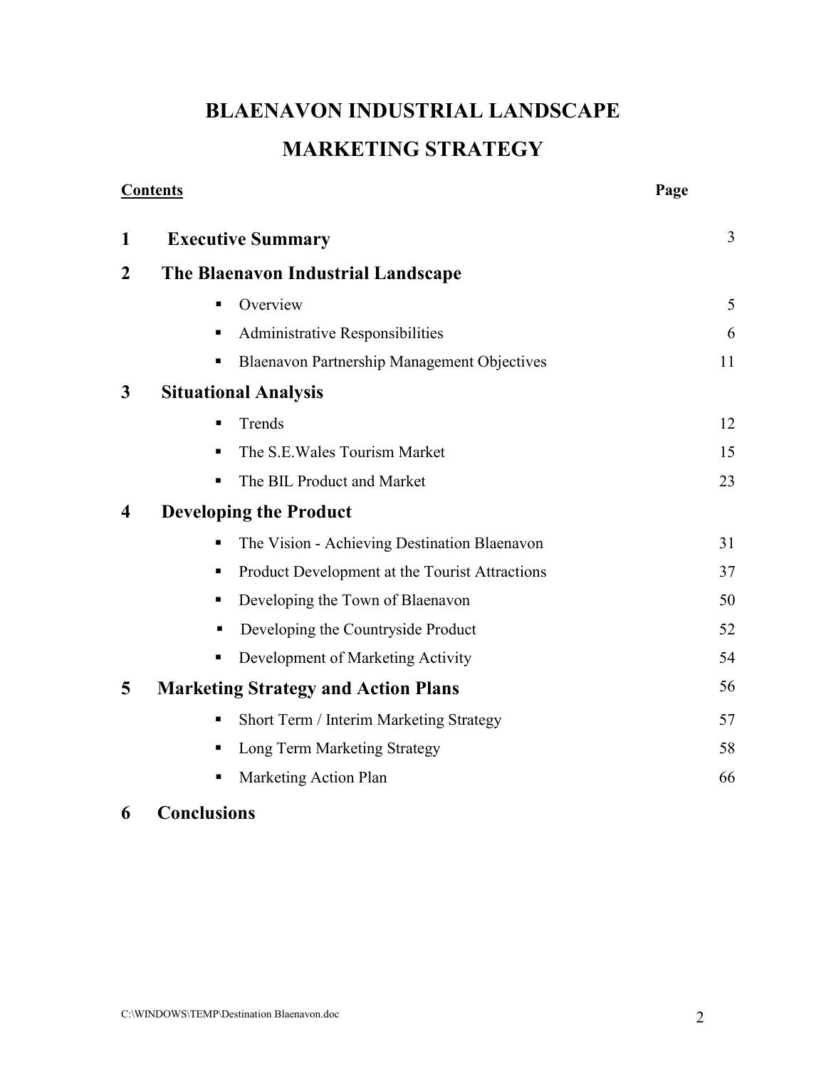# BLAENAVON INDUSTRIAL LANDSCAPE

# MARKETING STRATEGY

| **Contents** | | **Page** |
|---|---|---|
| **1** | **Executive Summary** | 3 |
| **2** | **The Blaenavon Industrial Landscape** | |
| | ▪ Overview | 5 |
| | ▪ Administrative Responsibilities | 6 |
| | ▪ Blaenavon Partnership Management Objectives | 11 |
| **3** | **Situational Analysis** | |
| | ▪ Trends | 12 |
| | ▪ The S.E.Wales Tourism Market | 15 |
| | ▪ The BIL Product and Market | 23 |
| **4** | **Developing the Product** | |
| | ▪ The Vision - Achieving Destination Blaenavon | 31 |
| | ▪ Product Development at the Tourist Attractions | 37 |
| | ▪ Developing the Town of Blaenavon | 50 |
| | ▪ Developing the Countryside Product | 52 |
| | ▪ Development of Marketing Activity | 54 |
| **5** | **Marketing Strategy and Action Plans** | 56 |
| | ▪ Short Term / Interim Marketing Strategy | 57 |
| | ▪ Long Term Marketing Strategy | 58 |
| | ▪ Marketing Action Plan | 66 |
| **6** | **Conclusions** | |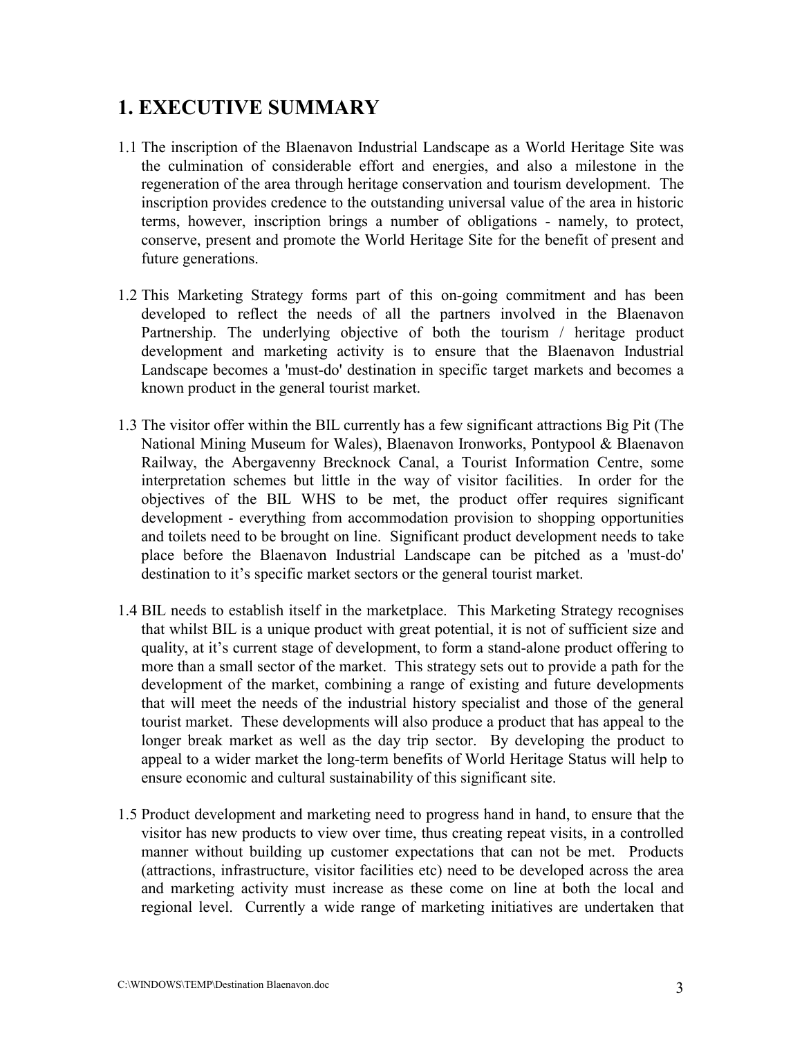# 1. EXECUTIVE SUMMARY

1.1 The inscription of the Blaenavon Industrial Landscape as a World Heritage Site was the culmination of considerable effort and energies, and also a milestone in the regeneration of the area through heritage conservation and tourism development. The inscription provides credence to the outstanding universal value of the area in historic terms, however, inscription brings a number of obligations - namely, to protect, conserve, present and promote the World Heritage Site for the benefit of present and future generations.

1.2 This Marketing Strategy forms part of this on-going commitment and has been developed to reflect the needs of all the partners involved in the Blaenavon Partnership. The underlying objective of both the tourism / heritage product development and marketing activity is to ensure that the Blaenavon Industrial Landscape becomes a 'must-do' destination in specific target markets and becomes a known product in the general tourist market.

1.3 The visitor offer within the BIL currently has a few significant attractions Big Pit (The National Mining Museum for Wales), Blaenavon Ironworks, Pontypool & Blaenavon Railway, the Abergavenny Brecknock Canal, a Tourist Information Centre, some interpretation schemes but little in the way of visitor facilities. In order for the objectives of the BIL WHS to be met, the product offer requires significant development - everything from accommodation provision to shopping opportunities and toilets need to be brought on line. Significant product development needs to take place before the Blaenavon Industrial Landscape can be pitched as a 'must-do' destination to it's specific market sectors or the general tourist market.

1.4 BIL needs to establish itself in the marketplace. This Marketing Strategy recognises that whilst BIL is a unique product with great potential, it is not of sufficient size and quality, at it's current stage of development, to form a stand-alone product offering to more than a small sector of the market. This strategy sets out to provide a path for the development of the market, combining a range of existing and future developments that will meet the needs of the industrial history specialist and those of the general tourist market. These developments will also produce a product that has appeal to the longer break market as well as the day trip sector. By developing the product to appeal to a wider market the long-term benefits of World Heritage Status will help to ensure economic and cultural sustainability of this significant site.

1.5 Product development and marketing need to progress hand in hand, to ensure that the visitor has new products to view over time, thus creating repeat visits, in a controlled manner without building up customer expectations that can not be met. Products (attractions, infrastructure, visitor facilities etc) need to be developed across the area and marketing activity must increase as these come on line at both the local and regional level. Currently a wide range of marketing initiatives are undertaken that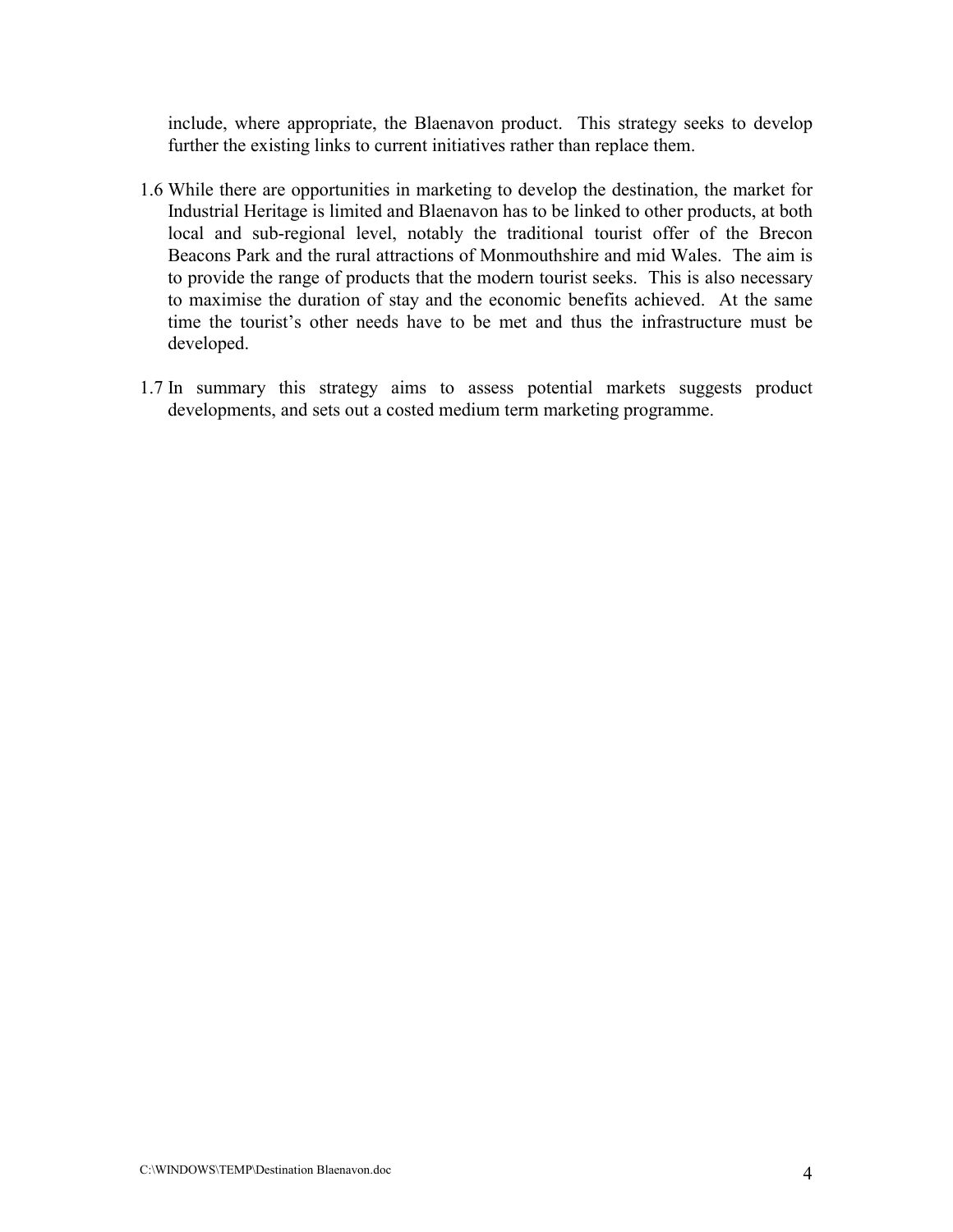include, where appropriate, the Blaenavon product. This strategy seeks to develop further the existing links to current initiatives rather than replace them.

1.6 While there are opportunities in marketing to develop the destination, the market for Industrial Heritage is limited and Blaenavon has to be linked to other products, at both local and sub-regional level, notably the traditional tourist offer of the Brecon Beacons Park and the rural attractions of Monmouthshire and mid Wales. The aim is to provide the range of products that the modern tourist seeks. This is also necessary to maximise the duration of stay and the economic benefits achieved. At the same time the tourist's other needs have to be met and thus the infrastructure must be developed.

1.7 In summary this strategy aims to assess potential markets suggests product developments, and sets out a costed medium term marketing programme.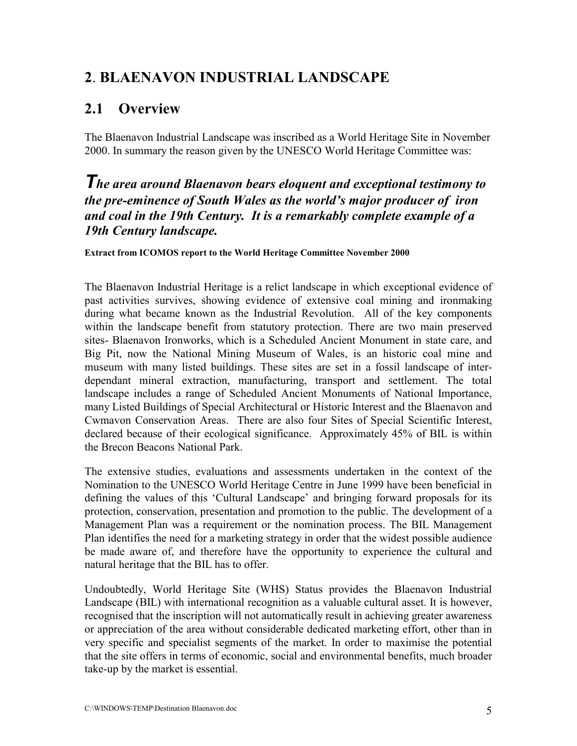## 2. BLAENAVON INDUSTRIAL LANDSCAPE

## 2.1 Overview

The Blaenavon Industrial Landscape was inscribed as a World Heritage Site in November 2000. In summary the reason given by the UNESCO World Heritage Committee was:

***The area around Blaenavon bears eloquent and exceptional testimony to the pre-eminence of South Wales as the world's major producer of iron and coal in the 19th Century. It is a remarkably complete example of a 19th Century landscape.***

**Extract from ICOMOS report to the World Heritage Committee November 2000**

The Blaenavon Industrial Heritage is a relict landscape in which exceptional evidence of past activities survives, showing evidence of extensive coal mining and ironmaking during what became known as the Industrial Revolution. All of the key components within the landscape benefit from statutory protection. There are two main preserved sites- Blaenavon Ironworks, which is a Scheduled Ancient Monument in state care, and Big Pit, now the National Mining Museum of Wales, is an historic coal mine and museum with many listed buildings. These sites are set in a fossil landscape of inter-dependant mineral extraction, manufacturing, transport and settlement. The total landscape includes a range of Scheduled Ancient Monuments of National Importance, many Listed Buildings of Special Architectural or Historic Interest and the Blaenavon and Cwmavon Conservation Areas. There are also four Sites of Special Scientific Interest, declared because of their ecological significance. Approximately 45% of BIL is within the Brecon Beacons National Park.

The extensive studies, evaluations and assessments undertaken in the context of the Nomination to the UNESCO World Heritage Centre in June 1999 have been beneficial in defining the values of this 'Cultural Landscape' and bringing forward proposals for its protection, conservation, presentation and promotion to the public. The development of a Management Plan was a requirement or the nomination process. The BIL Management Plan identifies the need for a marketing strategy in order that the widest possible audience be made aware of, and therefore have the opportunity to experience the cultural and natural heritage that the BIL has to offer.

Undoubtedly, World Heritage Site (WHS) Status provides the Blaenavon Industrial Landscape (BIL) with international recognition as a valuable cultural asset. It is however, recognised that the inscription will not automatically result in achieving greater awareness or appreciation of the area without considerable dedicated marketing effort, other than in very specific and specialist segments of the market. In order to maximise the potential that the site offers in terms of economic, social and environmental benefits, much broader take-up by the market is essential.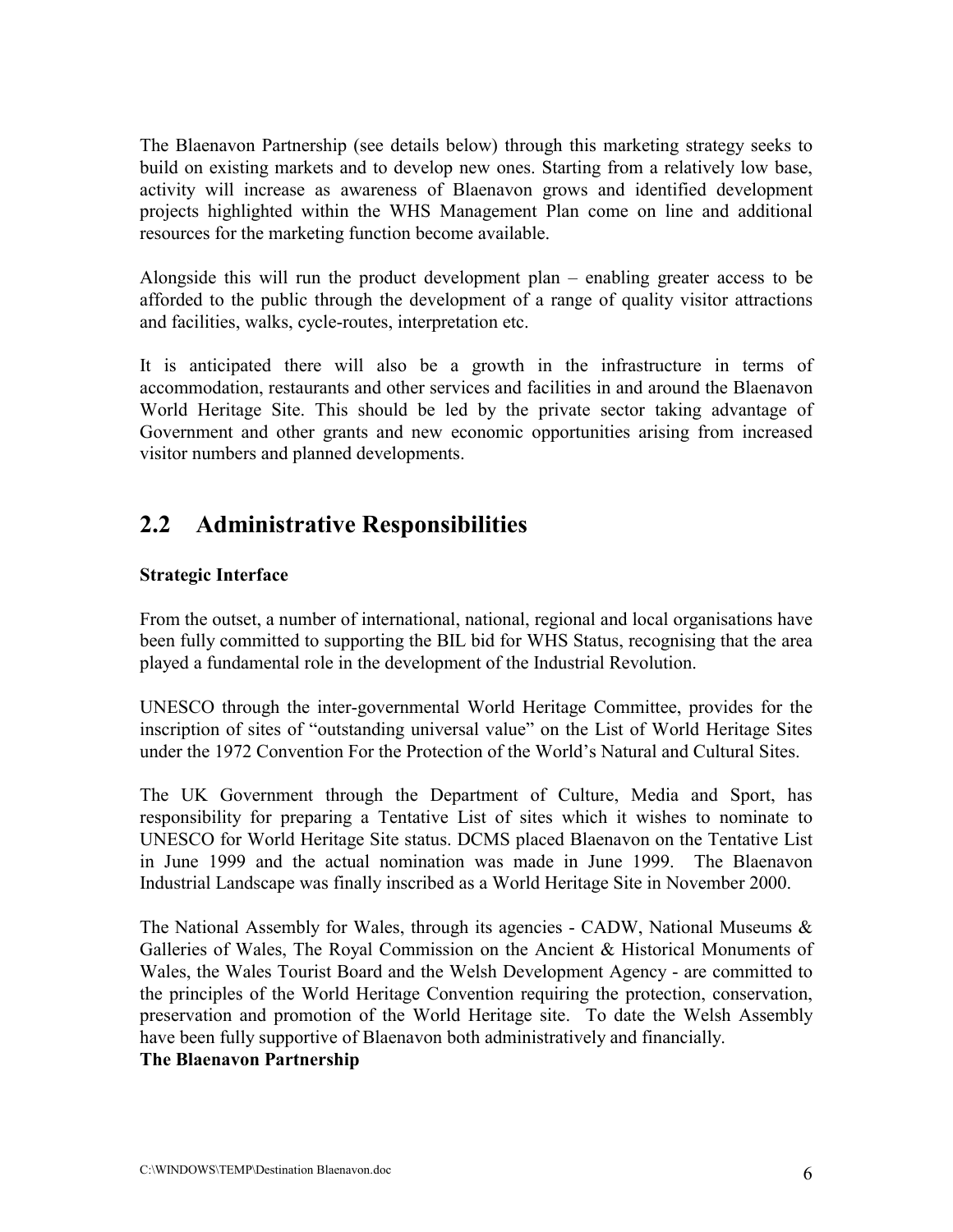The Blaenavon Partnership (see details below) through this marketing strategy seeks to build on existing markets and to develop new ones. Starting from a relatively low base, activity will increase as awareness of Blaenavon grows and identified development projects highlighted within the WHS Management Plan come on line and additional resources for the marketing function become available.

Alongside this will run the product development plan – enabling greater access to be afforded to the public through the development of a range of quality visitor attractions and facilities, walks, cycle-routes, interpretation etc.

It is anticipated there will also be a growth in the infrastructure in terms of accommodation, restaurants and other services and facilities in and around the Blaenavon World Heritage Site. This should be led by the private sector taking advantage of Government and other grants and new economic opportunities arising from increased visitor numbers and planned developments.

## 2.2 Administrative Responsibilities

**Strategic Interface**

From the outset, a number of international, national, regional and local organisations have been fully committed to supporting the BIL bid for WHS Status, recognising that the area played a fundamental role in the development of the Industrial Revolution.

UNESCO through the inter-governmental World Heritage Committee, provides for the inscription of sites of "outstanding universal value" on the List of World Heritage Sites under the 1972 Convention For the Protection of the World's Natural and Cultural Sites.

The UK Government through the Department of Culture, Media and Sport, has responsibility for preparing a Tentative List of sites which it wishes to nominate to UNESCO for World Heritage Site status. DCMS placed Blaenavon on the Tentative List in June 1999 and the actual nomination was made in June 1999. The Blaenavon Industrial Landscape was finally inscribed as a World Heritage Site in November 2000.

The National Assembly for Wales, through its agencies - CADW, National Museums & Galleries of Wales, The Royal Commission on the Ancient & Historical Monuments of Wales, the Wales Tourist Board and the Welsh Development Agency - are committed to the principles of the World Heritage Convention requiring the protection, conservation, preservation and promotion of the World Heritage site. To date the Welsh Assembly have been fully supportive of Blaenavon both administratively and financially.

**The Blaenavon Partnership**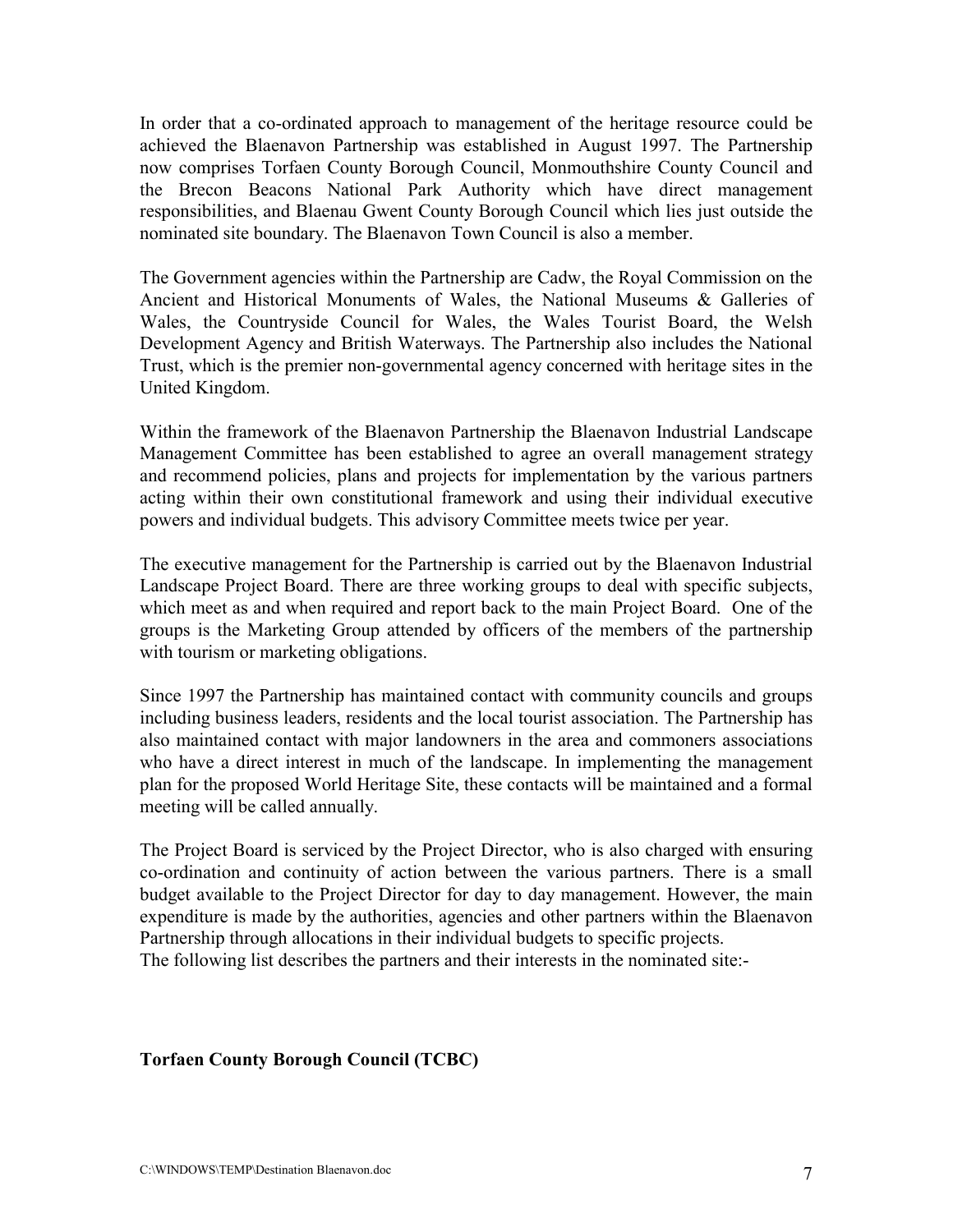In order that a co-ordinated approach to management of the heritage resource could be achieved the Blaenavon Partnership was established in August 1997. The Partnership now comprises Torfaen County Borough Council, Monmouthshire County Council and the Brecon Beacons National Park Authority which have direct management responsibilities, and Blaenau Gwent County Borough Council which lies just outside the nominated site boundary. The Blaenavon Town Council is also a member.

The Government agencies within the Partnership are Cadw, the Royal Commission on the Ancient and Historical Monuments of Wales, the National Museums & Galleries of Wales, the Countryside Council for Wales, the Wales Tourist Board, the Welsh Development Agency and British Waterways. The Partnership also includes the National Trust, which is the premier non-governmental agency concerned with heritage sites in the United Kingdom.

Within the framework of the Blaenavon Partnership the Blaenavon Industrial Landscape Management Committee has been established to agree an overall management strategy and recommend policies, plans and projects for implementation by the various partners acting within their own constitutional framework and using their individual executive powers and individual budgets. This advisory Committee meets twice per year.

The executive management for the Partnership is carried out by the Blaenavon Industrial Landscape Project Board. There are three working groups to deal with specific subjects, which meet as and when required and report back to the main Project Board. One of the groups is the Marketing Group attended by officers of the members of the partnership with tourism or marketing obligations.

Since 1997 the Partnership has maintained contact with community councils and groups including business leaders, residents and the local tourist association. The Partnership has also maintained contact with major landowners in the area and commoners associations who have a direct interest in much of the landscape. In implementing the management plan for the proposed World Heritage Site, these contacts will be maintained and a formal meeting will be called annually.

The Project Board is serviced by the Project Director, who is also charged with ensuring co-ordination and continuity of action between the various partners. There is a small budget available to the Project Director for day to day management. However, the main expenditure is made by the authorities, agencies and other partners within the Blaenavon Partnership through allocations in their individual budgets to specific projects.
The following list describes the partners and their interests in the nominated site:-

**Torfaen County Borough Council (TCBC)**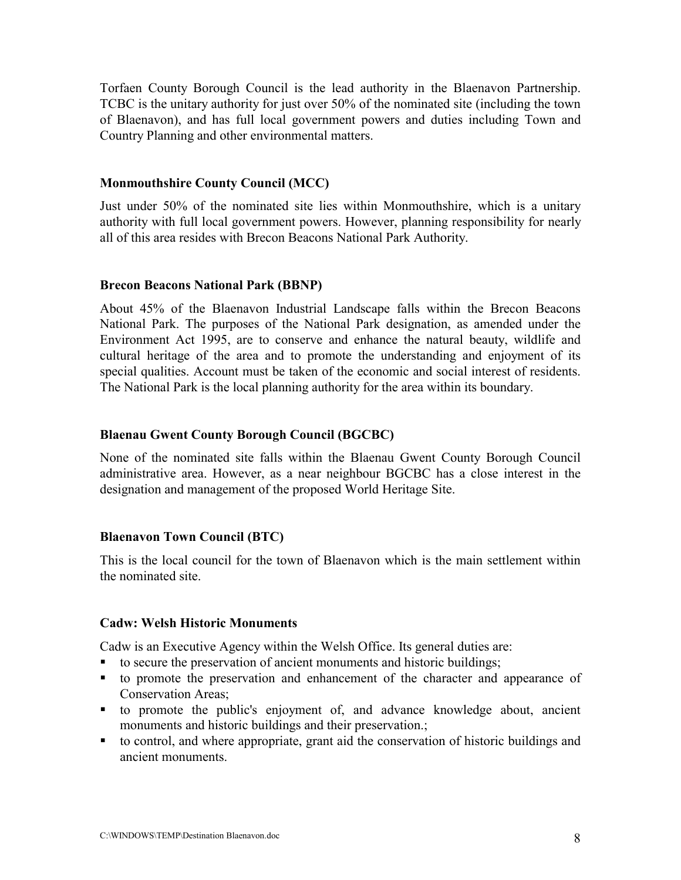Torfaen County Borough Council is the lead authority in the Blaenavon Partnership. TCBC is the unitary authority for just over 50% of the nominated site (including the town of Blaenavon), and has full local government powers and duties including Town and Country Planning and other environmental matters.

### Monmouthshire County Council (MCC)

Just under 50% of the nominated site lies within Monmouthshire, which is a unitary authority with full local government powers. However, planning responsibility for nearly all of this area resides with Brecon Beacons National Park Authority.

### Brecon Beacons National Park (BBNP)

About 45% of the Blaenavon Industrial Landscape falls within the Brecon Beacons National Park. The purposes of the National Park designation, as amended under the Environment Act 1995, are to conserve and enhance the natural beauty, wildlife and cultural heritage of the area and to promote the understanding and enjoyment of its special qualities. Account must be taken of the economic and social interest of residents. The National Park is the local planning authority for the area within its boundary.

### Blaenau Gwent County Borough Council (BGCBC)

None of the nominated site falls within the Blaenau Gwent County Borough Council administrative area. However, as a near neighbour BGCBC has a close interest in the designation and management of the proposed World Heritage Site.

### Blaenavon Town Council (BTC)

This is the local council for the town of Blaenavon which is the main settlement within the nominated site.

### Cadw: Welsh Historic Monuments

Cadw is an Executive Agency within the Welsh Office. Its general duties are:

- to secure the preservation of ancient monuments and historic buildings;
- to promote the preservation and enhancement of the character and appearance of Conservation Areas;
- to promote the public's enjoyment of, and advance knowledge about, ancient monuments and historic buildings and their preservation.;
- to control, and where appropriate, grant aid the conservation of historic buildings and ancient monuments.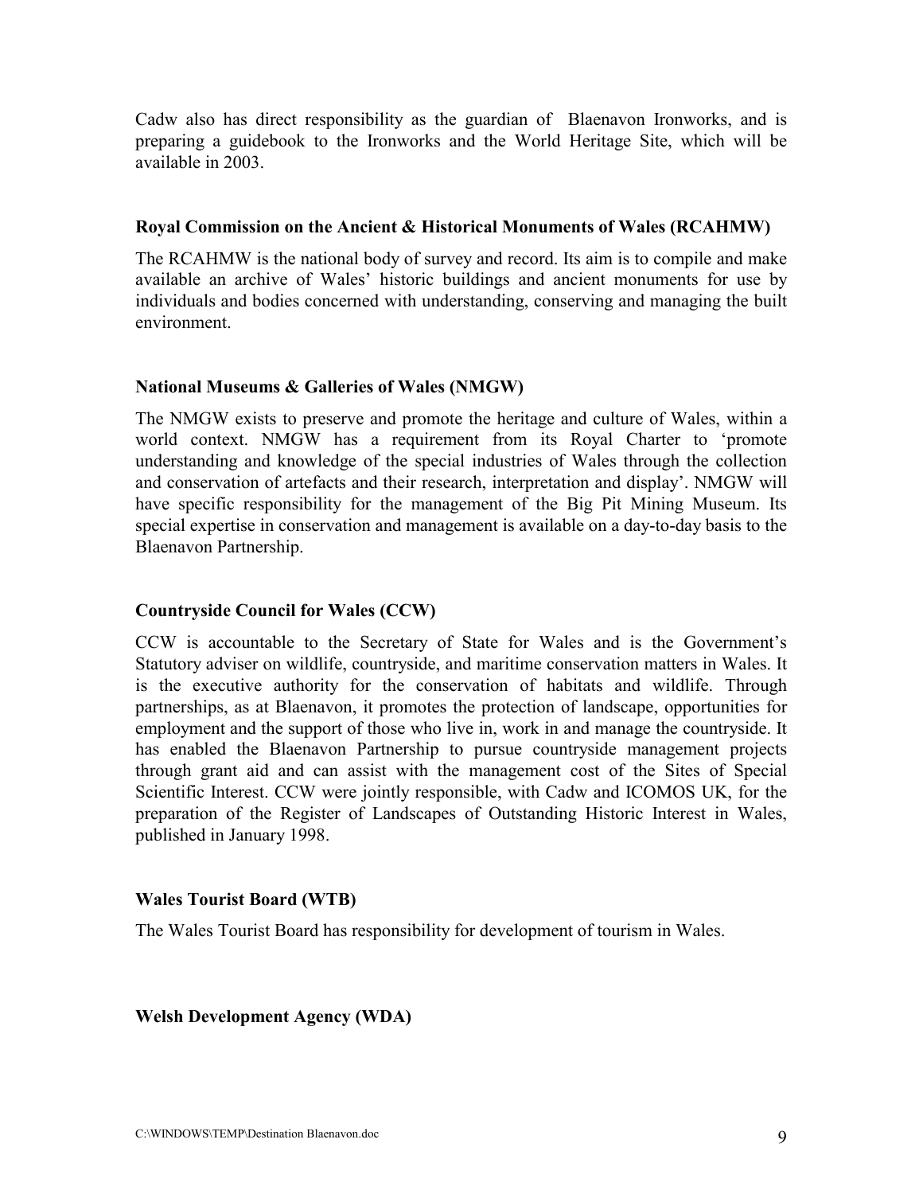Cadw also has direct responsibility as the guardian of Blaenavon Ironworks, and is preparing a guidebook to the Ironworks and the World Heritage Site, which will be available in 2003.

**Royal Commission on the Ancient & Historical Monuments of Wales (RCAHMW)**

The RCAHMW is the national body of survey and record. Its aim is to compile and make available an archive of Wales' historic buildings and ancient monuments for use by individuals and bodies concerned with understanding, conserving and managing the built environment.

**National Museums & Galleries of Wales (NMGW)**

The NMGW exists to preserve and promote the heritage and culture of Wales, within a world context. NMGW has a requirement from its Royal Charter to 'promote understanding and knowledge of the special industries of Wales through the collection and conservation of artefacts and their research, interpretation and display'. NMGW will have specific responsibility for the management of the Big Pit Mining Museum. Its special expertise in conservation and management is available on a day-to-day basis to the Blaenavon Partnership.

**Countryside Council for Wales (CCW)**

CCW is accountable to the Secretary of State for Wales and is the Government's Statutory adviser on wildlife, countryside, and maritime conservation matters in Wales. It is the executive authority for the conservation of habitats and wildlife. Through partnerships, as at Blaenavon, it promotes the protection of landscape, opportunities for employment and the support of those who live in, work in and manage the countryside. It has enabled the Blaenavon Partnership to pursue countryside management projects through grant aid and can assist with the management cost of the Sites of Special Scientific Interest. CCW were jointly responsible, with Cadw and ICOMOS UK, for the preparation of the Register of Landscapes of Outstanding Historic Interest in Wales, published in January 1998.

**Wales Tourist Board (WTB)**

The Wales Tourist Board has responsibility for development of tourism in Wales.

**Welsh Development Agency (WDA)**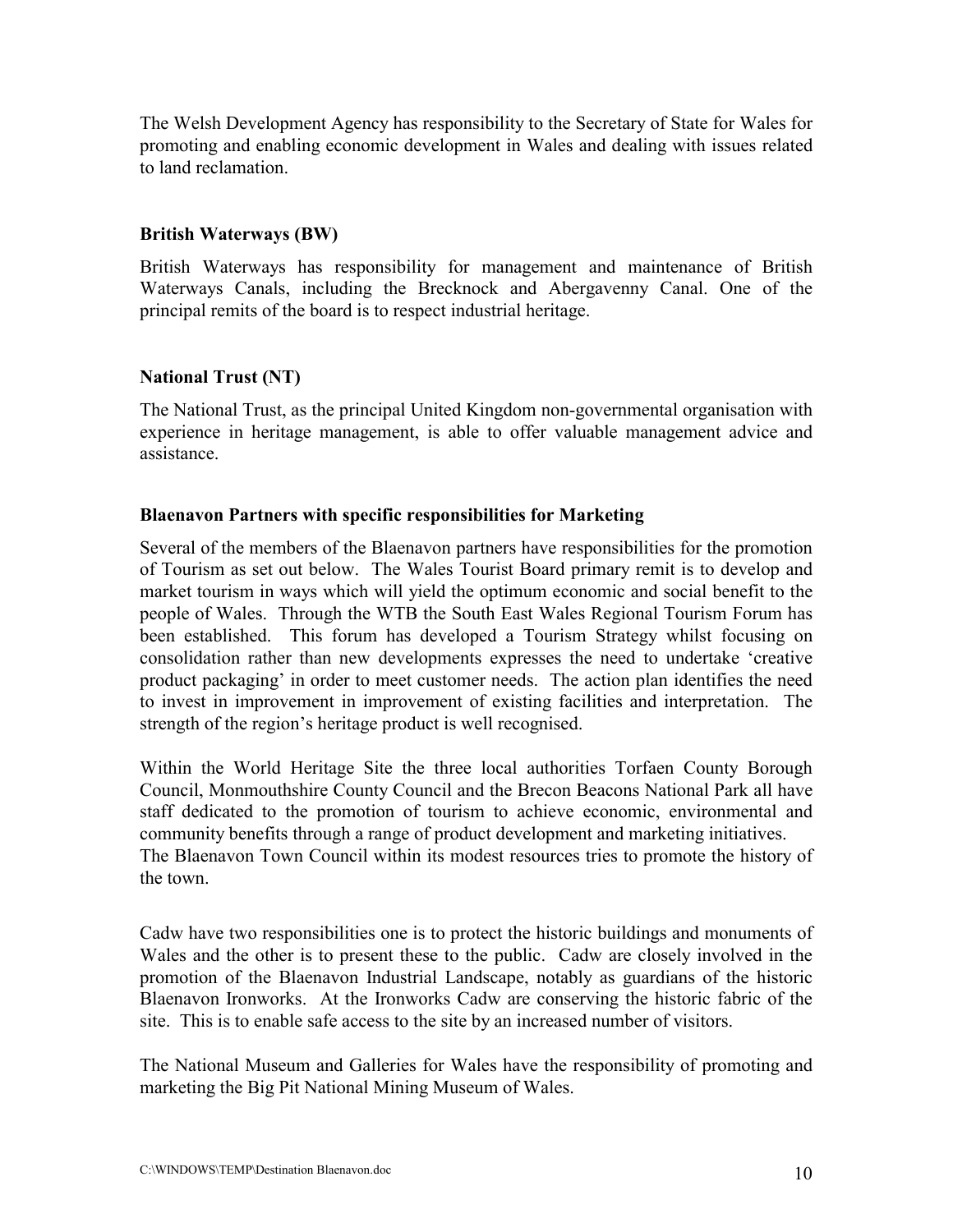The Welsh Development Agency has responsibility to the Secretary of State for Wales for promoting and enabling economic development in Wales and dealing with issues related to land reclamation.

**British Waterways (BW)**

British Waterways has responsibility for management and maintenance of British Waterways Canals, including the Brecknock and Abergavenny Canal. One of the principal remits of the board is to respect industrial heritage.

**National Trust (NT)**

The National Trust, as the principal United Kingdom non-governmental organisation with experience in heritage management, is able to offer valuable management advice and assistance.

**Blaenavon Partners with specific responsibilities for Marketing**

Several of the members of the Blaenavon partners have responsibilities for the promotion of Tourism as set out below. The Wales Tourist Board primary remit is to develop and market tourism in ways which will yield the optimum economic and social benefit to the people of Wales. Through the WTB the South East Wales Regional Tourism Forum has been established. This forum has developed a Tourism Strategy whilst focusing on consolidation rather than new developments expresses the need to undertake 'creative product packaging' in order to meet customer needs. The action plan identifies the need to invest in improvement in improvement of existing facilities and interpretation. The strength of the region's heritage product is well recognised.

Within the World Heritage Site the three local authorities Torfaen County Borough Council, Monmouthshire County Council and the Brecon Beacons National Park all have staff dedicated to the promotion of tourism to achieve economic, environmental and community benefits through a range of product development and marketing initiatives. The Blaenavon Town Council within its modest resources tries to promote the history of the town.

Cadw have two responsibilities one is to protect the historic buildings and monuments of Wales and the other is to present these to the public. Cadw are closely involved in the promotion of the Blaenavon Industrial Landscape, notably as guardians of the historic Blaenavon Ironworks. At the Ironworks Cadw are conserving the historic fabric of the site. This is to enable safe access to the site by an increased number of visitors.

The National Museum and Galleries for Wales have the responsibility of promoting and marketing the Big Pit National Mining Museum of Wales.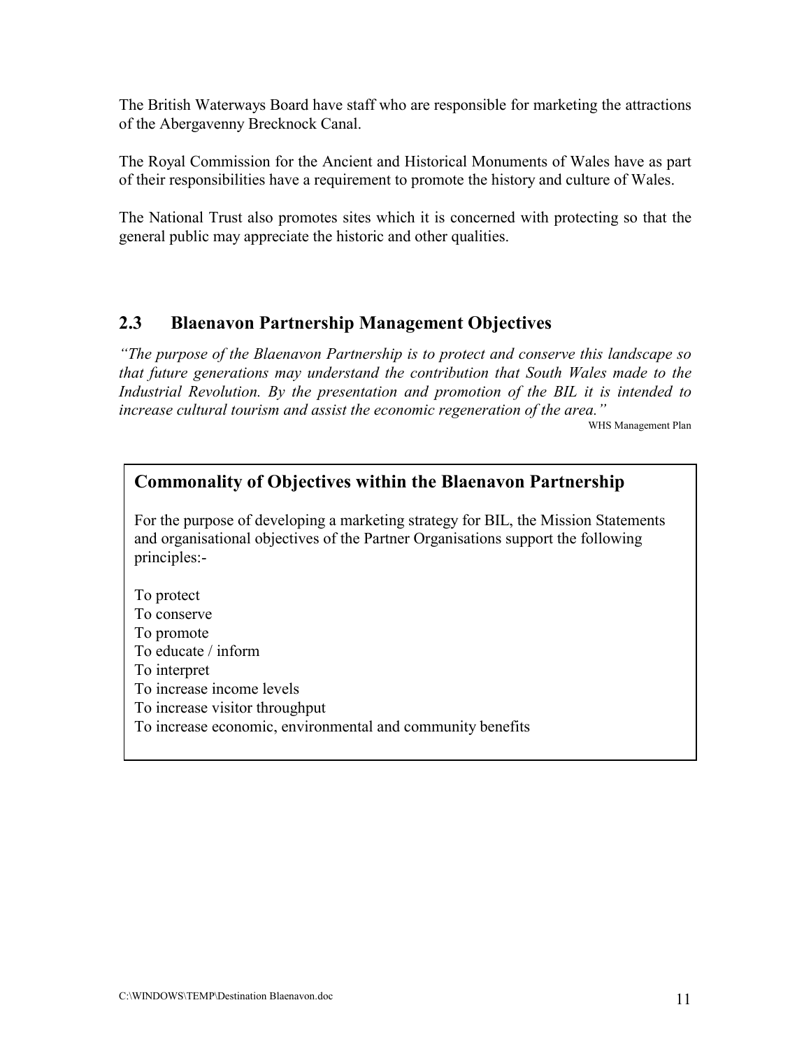The British Waterways Board have staff who are responsible for marketing the attractions of the Abergavenny Brecknock Canal.

The Royal Commission for the Ancient and Historical Monuments of Wales have as part of their responsibilities have a requirement to promote the history and culture of Wales.

The National Trust also promotes sites which it is concerned with protecting so that the general public may appreciate the historic and other qualities.

## 2.3 Blaenavon Partnership Management Objectives

*"The purpose of the Blaenavon Partnership is to protect and conserve this landscape so that future generations may understand the contribution that South Wales made to the Industrial Revolution. By the presentation and promotion of the BIL it is intended to increase cultural tourism and assist the economic regeneration of the area."*

WHS Management Plan

### Commonality of Objectives within the Blaenavon Partnership

For the purpose of developing a marketing strategy for BIL, the Mission Statements and organisational objectives of the Partner Organisations support the following principles:-

To protect
To conserve
To promote
To educate / inform
To interpret
To increase income levels
To increase visitor throughput
To increase economic, environmental and community benefits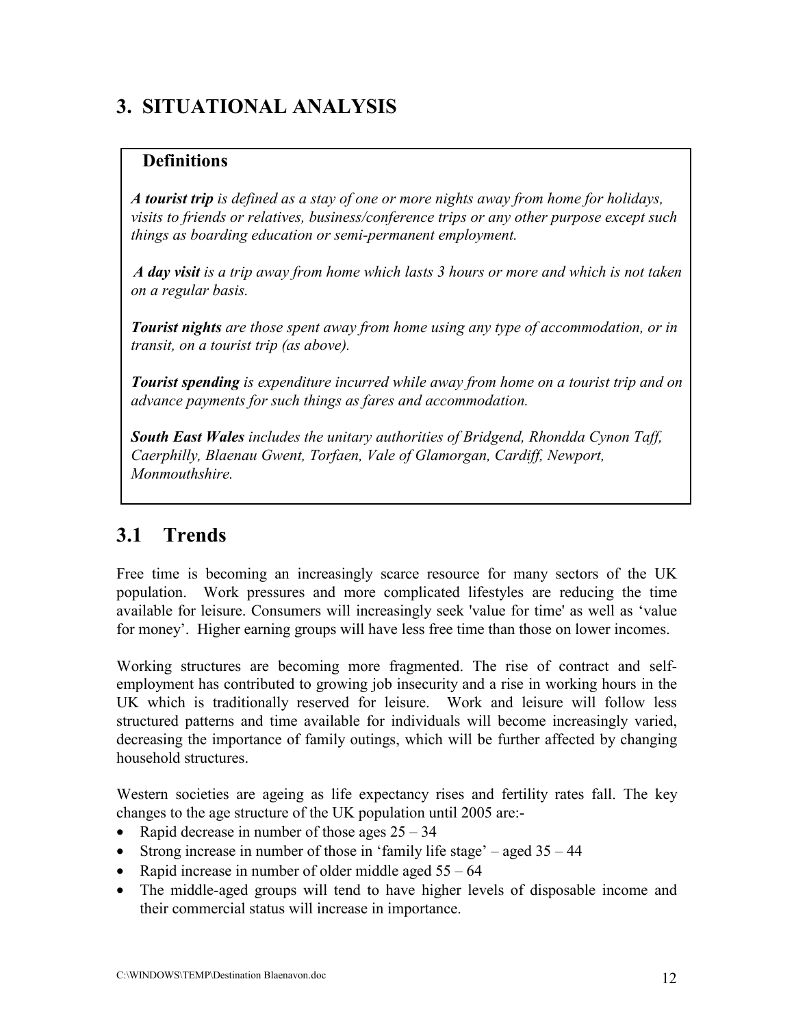# 3. SITUATIONAL ANALYSIS

**Definitions**

***A tourist trip*** *is defined as a stay of one or more nights away from home for holidays, visits to friends or relatives, business/conference trips or any other purpose except such things as boarding education or semi-permanent employment.*

***A day visit*** *is a trip away from home which lasts 3 hours or more and which is not taken on a regular basis.*

***Tourist nights*** *are those spent away from home using any type of accommodation, or in transit, on a tourist trip (as above).*

***Tourist spending*** *is expenditure incurred while away from home on a tourist trip and on advance payments for such things as fares and accommodation.*

***South East Wales*** *includes the unitary authorities of Bridgend, Rhondda Cynon Taff, Caerphilly, Blaenau Gwent, Torfaen, Vale of Glamorgan, Cardiff, Newport, Monmouthshire.*

## 3.1 Trends

Free time is becoming an increasingly scarce resource for many sectors of the UK population. Work pressures and more complicated lifestyles are reducing the time available for leisure. Consumers will increasingly seek 'value for time' as well as 'value for money'. Higher earning groups will have less free time than those on lower incomes.

Working structures are becoming more fragmented. The rise of contract and self-employment has contributed to growing job insecurity and a rise in working hours in the UK which is traditionally reserved for leisure. Work and leisure will follow less structured patterns and time available for individuals will become increasingly varied, decreasing the importance of family outings, which will be further affected by changing household structures.

Western societies are ageing as life expectancy rises and fertility rates fall. The key changes to the age structure of the UK population until 2005 are:-

- Rapid decrease in number of those ages 25 – 34
- Strong increase in number of those in 'family life stage' – aged 35 – 44
- Rapid increase in number of older middle aged 55 – 64
- The middle-aged groups will tend to have higher levels of disposable income and their commercial status will increase in importance.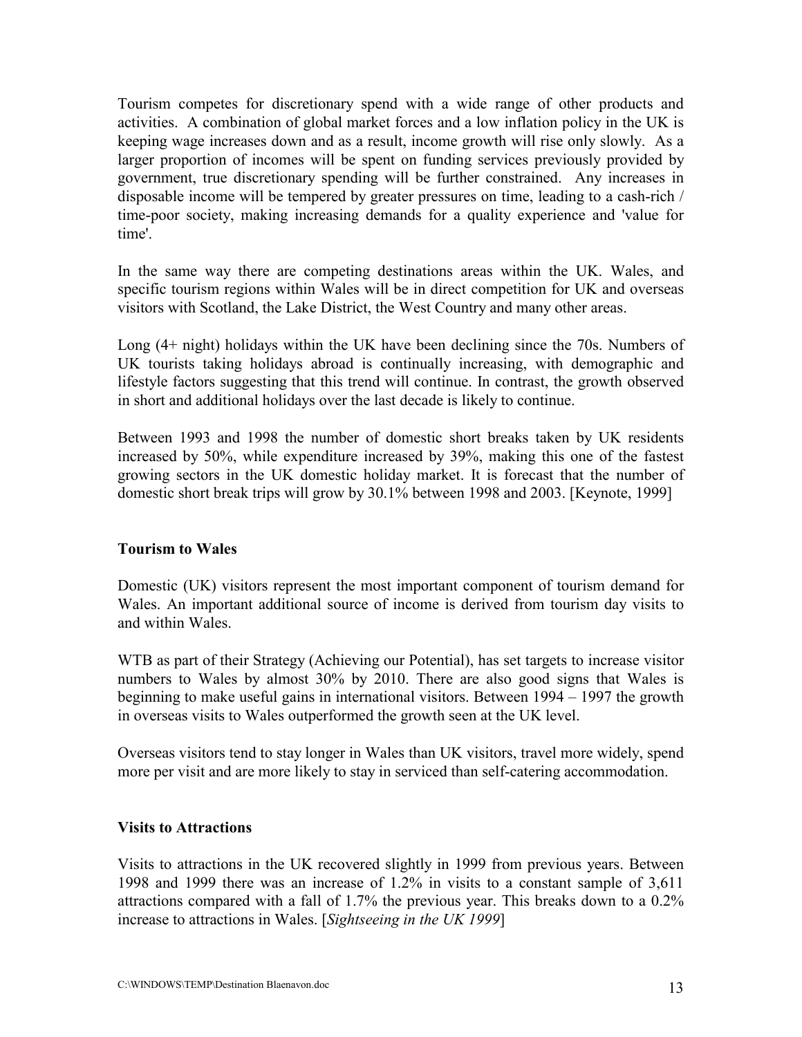Tourism competes for discretionary spend with a wide range of other products and activities. A combination of global market forces and a low inflation policy in the UK is keeping wage increases down and as a result, income growth will rise only slowly. As a larger proportion of incomes will be spent on funding services previously provided by government, true discretionary spending will be further constrained. Any increases in disposable income will be tempered by greater pressures on time, leading to a cash-rich / time-poor society, making increasing demands for a quality experience and 'value for time'.

In the same way there are competing destinations areas within the UK. Wales, and specific tourism regions within Wales will be in direct competition for UK and overseas visitors with Scotland, the Lake District, the West Country and many other areas.

Long (4+ night) holidays within the UK have been declining since the 70s. Numbers of UK tourists taking holidays abroad is continually increasing, with demographic and lifestyle factors suggesting that this trend will continue. In contrast, the growth observed in short and additional holidays over the last decade is likely to continue.

Between 1993 and 1998 the number of domestic short breaks taken by UK residents increased by 50%, while expenditure increased by 39%, making this one of the fastest growing sectors in the UK domestic holiday market. It is forecast that the number of domestic short break trips will grow by 30.1% between 1998 and 2003. [Keynote, 1999]

**Tourism to Wales**

Domestic (UK) visitors represent the most important component of tourism demand for Wales. An important additional source of income is derived from tourism day visits to and within Wales.

WTB as part of their Strategy (Achieving our Potential), has set targets to increase visitor numbers to Wales by almost 30% by 2010. There are also good signs that Wales is beginning to make useful gains in international visitors. Between 1994 – 1997 the growth in overseas visits to Wales outperformed the growth seen at the UK level.

Overseas visitors tend to stay longer in Wales than UK visitors, travel more widely, spend more per visit and are more likely to stay in serviced than self-catering accommodation.

**Visits to Attractions**

Visits to attractions in the UK recovered slightly in 1999 from previous years. Between 1998 and 1999 there was an increase of 1.2% in visits to a constant sample of 3,611 attractions compared with a fall of 1.7% the previous year. This breaks down to a 0.2% increase to attractions in Wales. [*Sightseeing in the UK 1999*]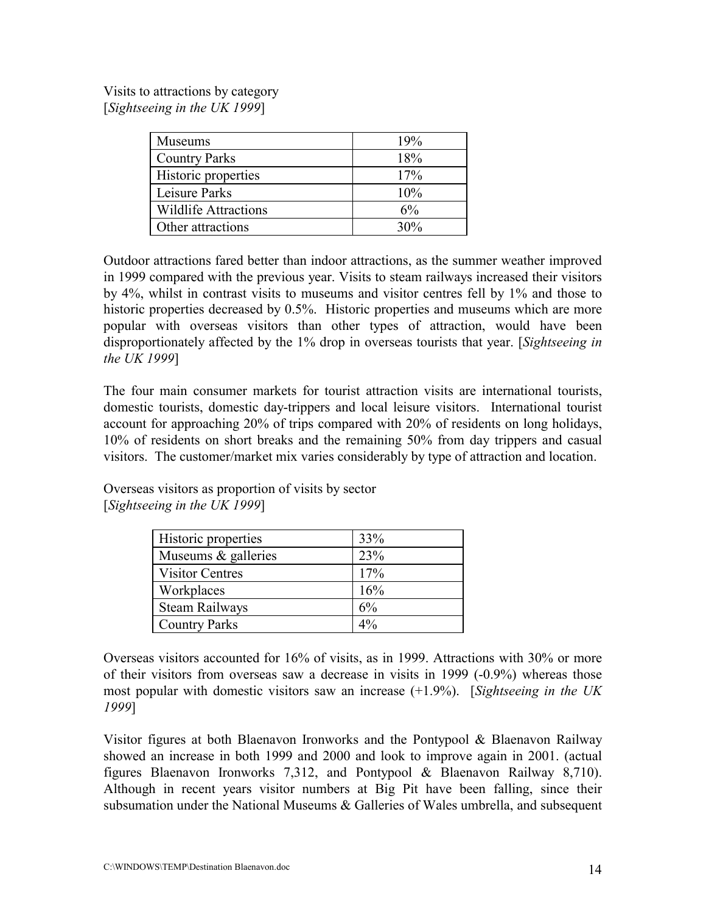Visits to attractions by category
[*Sightseeing in the UK 1999*]

| Museums | 19% |
|---|---|
| Country Parks | 18% |
| Historic properties | 17% |
| Leisure Parks | 10% |
| Wildlife Attractions | 6% |
| Other attractions | 30% |

Outdoor attractions fared better than indoor attractions, as the summer weather improved in 1999 compared with the previous year. Visits to steam railways increased their visitors by 4%, whilst in contrast visits to museums and visitor centres fell by 1% and those to historic properties decreased by 0.5%. Historic properties and museums which are more popular with overseas visitors than other types of attraction, would have been disproportionately affected by the 1% drop in overseas tourists that year. [*Sightseeing in the UK 1999*]

The four main consumer markets for tourist attraction visits are international tourists, domestic tourists, domestic day-trippers and local leisure visitors. International tourist account for approaching 20% of trips compared with 20% of residents on long holidays, 10% of residents on short breaks and the remaining 50% from day trippers and casual visitors. The customer/market mix varies considerably by type of attraction and location.

Overseas visitors as proportion of visits by sector
[*Sightseeing in the UK 1999*]

| Historic properties | 33% |
|---|---|
| Museums & galleries | 23% |
| Visitor Centres | 17% |
| Workplaces | 16% |
| Steam Railways | 6% |
| Country Parks | 4% |

Overseas visitors accounted for 16% of visits, as in 1999. Attractions with 30% or more of their visitors from overseas saw a decrease in visits in 1999 (-0.9%) whereas those most popular with domestic visitors saw an increase (+1.9%). [*Sightseeing in the UK 1999*]

Visitor figures at both Blaenavon Ironworks and the Pontypool & Blaenavon Railway showed an increase in both 1999 and 2000 and look to improve again in 2001. (actual figures Blaenavon Ironworks 7,312, and Pontypool & Blaenavon Railway 8,710). Although in recent years visitor numbers at Big Pit have been falling, since their subsumation under the National Museums & Galleries of Wales umbrella, and subsequent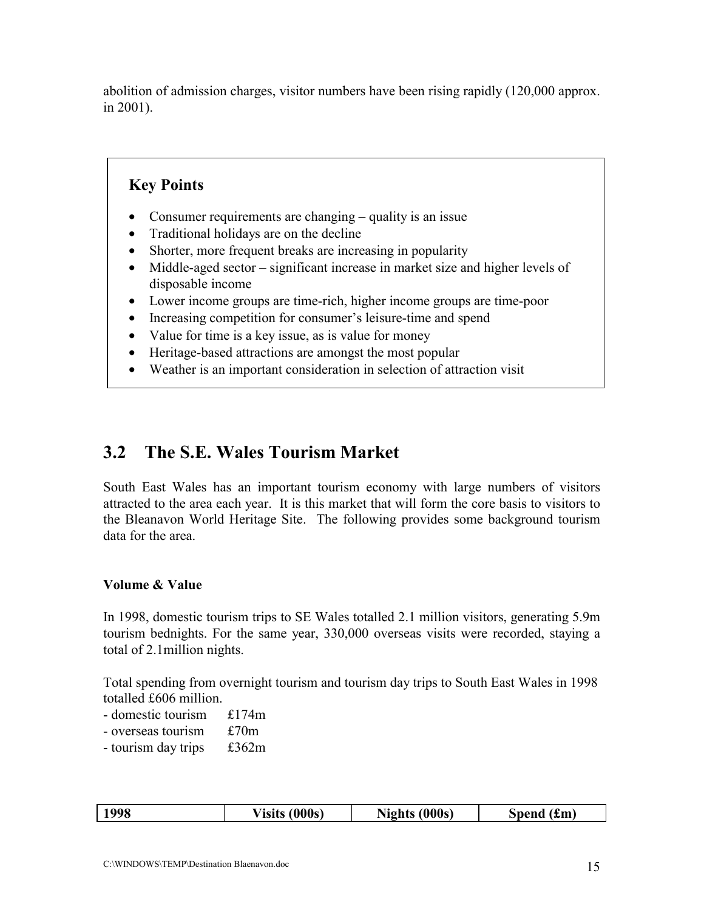abolition of admission charges, visitor numbers have been rising rapidly (120,000 approx. in 2001).

**Key Points**

- Consumer requirements are changing – quality is an issue
- Traditional holidays are on the decline
- Shorter, more frequent breaks are increasing in popularity
- Middle-aged sector – significant increase in market size and higher levels of disposable income
- Lower income groups are time-rich, higher income groups are time-poor
- Increasing competition for consumer's leisure-time and spend
- Value for time is a key issue, as is value for money
- Heritage-based attractions are amongst the most popular
- Weather is an important consideration in selection of attraction visit

## 3.2 The S.E. Wales Tourism Market

South East Wales has an important tourism economy with large numbers of visitors attracted to the area each year. It is this market that will form the core basis to visitors to the Bleanavon World Heritage Site. The following provides some background tourism data for the area.

**Volume & Value**

In 1998, domestic tourism trips to SE Wales totalled 2.1 million visitors, generating 5.9m tourism bednights. For the same year, 330,000 overseas visits were recorded, staying a total of 2.1million nights.

Total spending from overnight tourism and tourism day trips to South East Wales in 1998 totalled £606 million.

- domestic tourism £174m
- overseas tourism £70m
- tourism day trips £362m

| 1998 | Visits (000s) | Nights (000s) | Spend (£m) |
|---|---|---|---|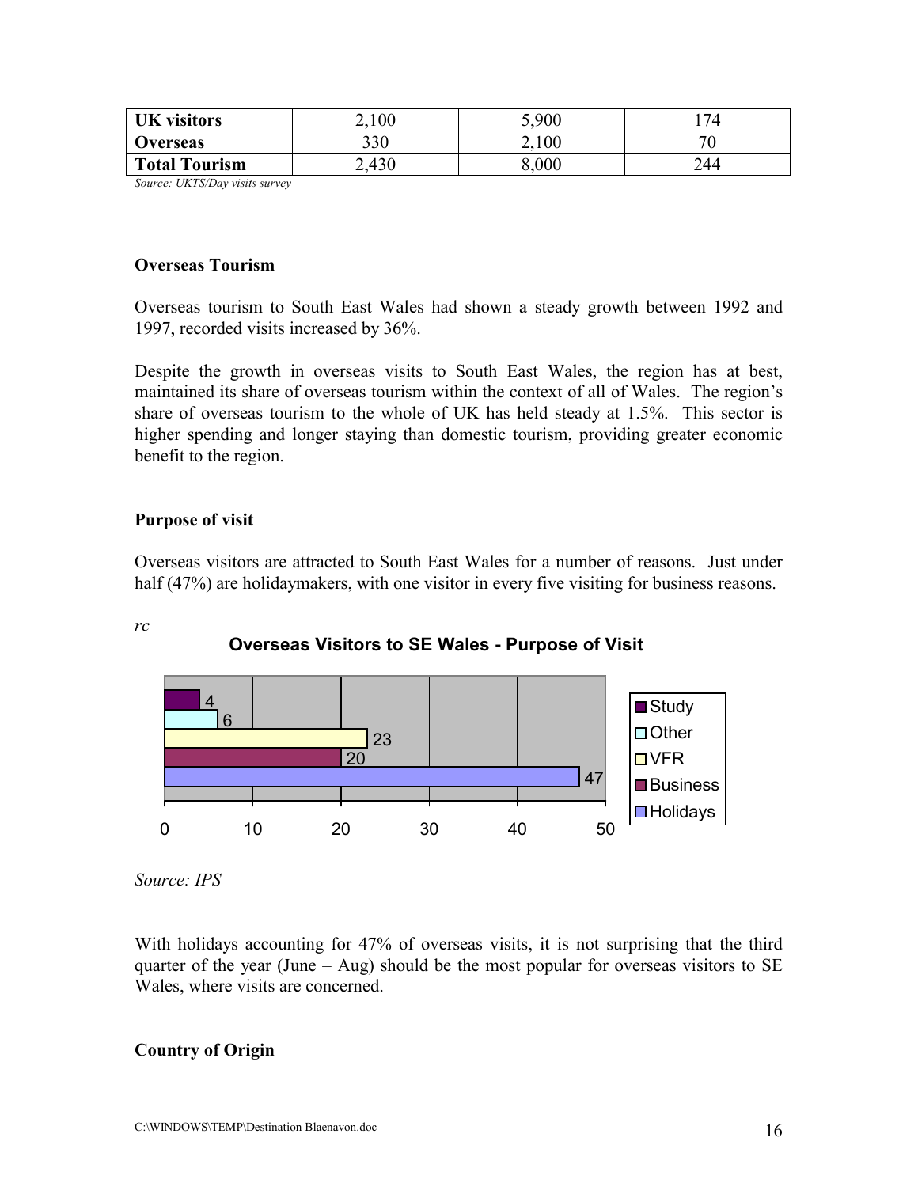| UK visitors | 2,100 | 5,900 | 174 |
|---|---|---|---|
| Overseas | 330 | 2,100 | 70 |
| Total Tourism | 2,430 | 8,000 | 244 |

*Source: UKTS/Day visits survey*

**Overseas Tourism**

Overseas tourism to South East Wales had shown a steady growth between 1992 and 1997, recorded visits increased by 36%.

Despite the growth in overseas visits to South East Wales, the region has at best, maintained its share of overseas tourism within the context of all of Wales. The region's share of overseas tourism to the whole of UK has held steady at 1.5%. This sector is higher spending and longer staying than domestic tourism, providing greater economic benefit to the region.

**Purpose of visit**

Overseas visitors are attracted to South East Wales for a number of reasons. Just under half (47%) are holidaymakers, with one visitor in every five visiting for business reasons.

*rc*

**Overseas Visitors to SE Wales - Purpose of Visit**

| Purpose | % |
|---|---|
| Study | 4 |
| Other | 6 |
| VFR | 23 |
| Business | 20 |
| Holidays | 47 |

*Source: IPS*

With holidays accounting for 47% of overseas visits, it is not surprising that the third quarter of the year (June – Aug) should be the most popular for overseas visitors to SE Wales, where visits are concerned.

**Country of Origin**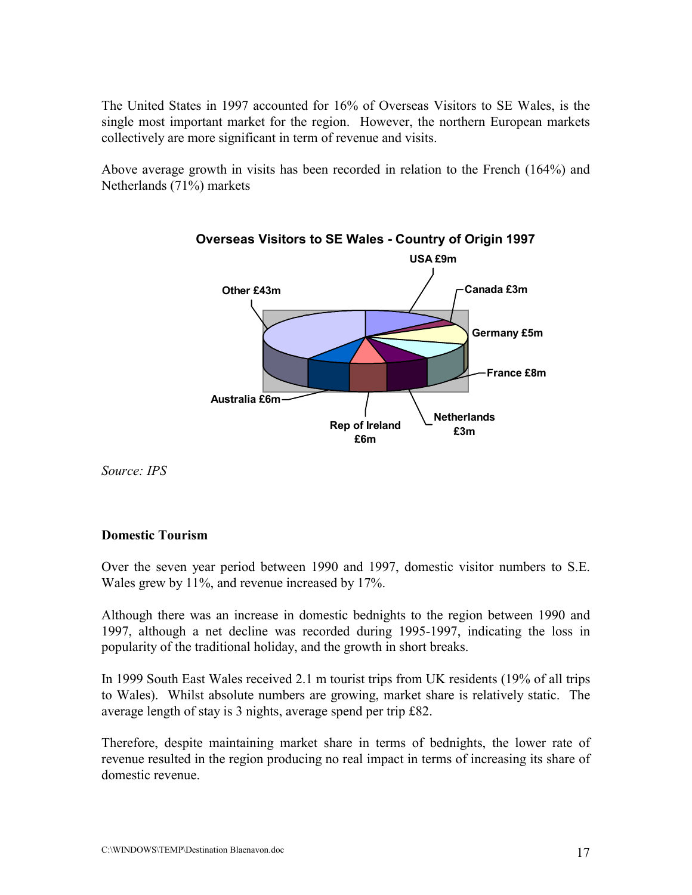The United States in 1997 accounted for 16% of Overseas Visitors to SE Wales, is the single most important market for the region. However, the northern European markets collectively are more significant in term of revenue and visits.

Above average growth in visits has been recorded in relation to the French (164%) and Netherlands (71%) markets

**Overseas Visitors to SE Wales - Country of Origin 1997**

| Country | Value |
|---|---|
| USA | £9m |
| Canada | £3m |
| Germany | £5m |
| France | £8m |
| Netherlands | £3m |
| Rep of Ireland | £6m |
| Australia | £6m |
| Other | £43m |

*Source: IPS*

### Domestic Tourism

Over the seven year period between 1990 and 1997, domestic visitor numbers to S.E. Wales grew by 11%, and revenue increased by 17%.

Although there was an increase in domestic bednights to the region between 1990 and 1997, although a net decline was recorded during 1995-1997, indicating the loss in popularity of the traditional holiday, and the growth in short breaks.

In 1999 South East Wales received 2.1 m tourist trips from UK residents (19% of all trips to Wales). Whilst absolute numbers are growing, market share is relatively static. The average length of stay is 3 nights, average spend per trip £82.

Therefore, despite maintaining market share in terms of bednights, the lower rate of revenue resulted in the region producing no real impact in terms of increasing its share of domestic revenue.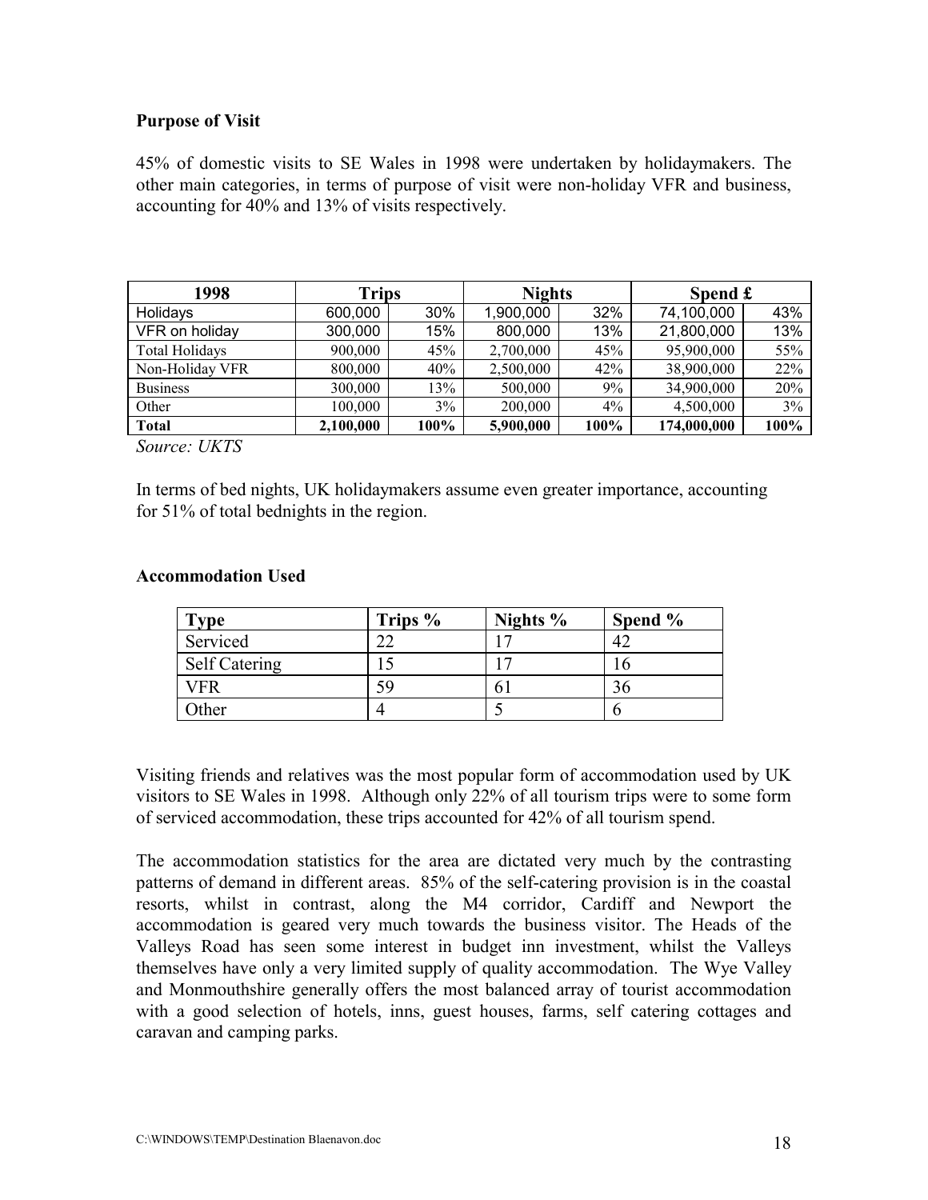**Purpose of Visit**

45% of domestic visits to SE Wales in 1998 were undertaken by holidaymakers. The other main categories, in terms of purpose of visit were non-holiday VFR and business, accounting for 40% and 13% of visits respectively.

| 1998 | Trips | | Nights | | Spend £ | |
|---|---|---|---|---|---|---|
| Holidays | 600,000 | 30% | 1,900,000 | 32% | 74,100,000 | 43% |
| VFR on holiday | 300,000 | 15% | 800,000 | 13% | 21,800,000 | 13% |
| Total Holidays | 900,000 | 45% | 2,700,000 | 45% | 95,900,000 | 55% |
| Non-Holiday VFR | 800,000 | 40% | 2,500,000 | 42% | 38,900,000 | 22% |
| Business | 300,000 | 13% | 500,000 | 9% | 34,900,000 | 20% |
| Other | 100,000 | 3% | 200,000 | 4% | 4,500,000 | 3% |
| **Total** | **2,100,000** | **100%** | **5,900,000** | **100%** | **174,000,000** | **100%** |

*Source: UKTS*

In terms of bed nights, UK holidaymakers assume even greater importance, accounting for 51% of total bednights in the region.

**Accommodation Used**

| Type | Trips % | Nights % | Spend % |
|---|---|---|---|
| Serviced | 22 | 17 | 42 |
| Self Catering | 15 | 17 | 16 |
| VFR | 59 | 61 | 36 |
| Other | 4 | 5 | 6 |

Visiting friends and relatives was the most popular form of accommodation used by UK visitors to SE Wales in 1998. Although only 22% of all tourism trips were to some form of serviced accommodation, these trips accounted for 42% of all tourism spend.

The accommodation statistics for the area are dictated very much by the contrasting patterns of demand in different areas. 85% of the self-catering provision is in the coastal resorts, whilst in contrast, along the M4 corridor, Cardiff and Newport the accommodation is geared very much towards the business visitor. The Heads of the Valleys Road has seen some interest in budget inn investment, whilst the Valleys themselves have only a very limited supply of quality accommodation. The Wye Valley and Monmouthshire generally offers the most balanced array of tourist accommodation with a good selection of hotels, inns, guest houses, farms, self catering cottages and caravan and camping parks.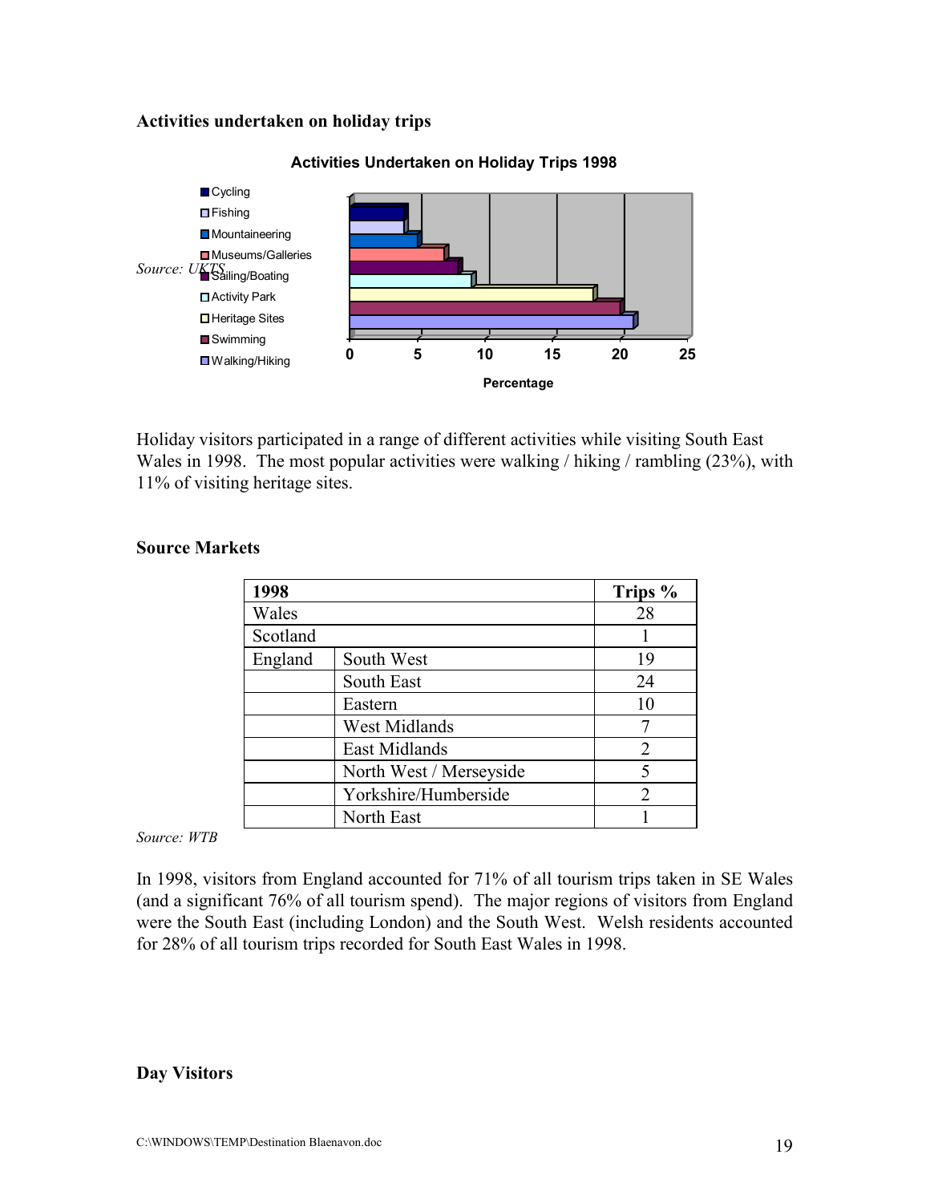**Activities undertaken on holiday trips**

**Activities Undertaken on Holiday Trips 1998**

*Source: UKTS*

Holiday visitors participated in a range of different activities while visiting South East Wales in 1998. The most popular activities were walking / hiking / rambling (23%), with 11% of visiting heritage sites.

**Source Markets**

| 1998 | | Trips % |
|---|---|---|
| Wales | | 28 |
| Scotland | | 1 |
| England | South West | 19 |
| | South East | 24 |
| | Eastern | 10 |
| | West Midlands | 7 |
| | East Midlands | 2 |
| | North West / Merseyside | 5 |
| | Yorkshire/Humberside | 2 |
| | North East | 1 |

*Source: WTB*

In 1998, visitors from England accounted for 71% of all tourism trips taken in SE Wales (and a significant 76% of all tourism spend). The major regions of visitors from England were the South East (including London) and the South West. Welsh residents accounted for 28% of all tourism trips recorded for South East Wales in 1998.

**Day Visitors**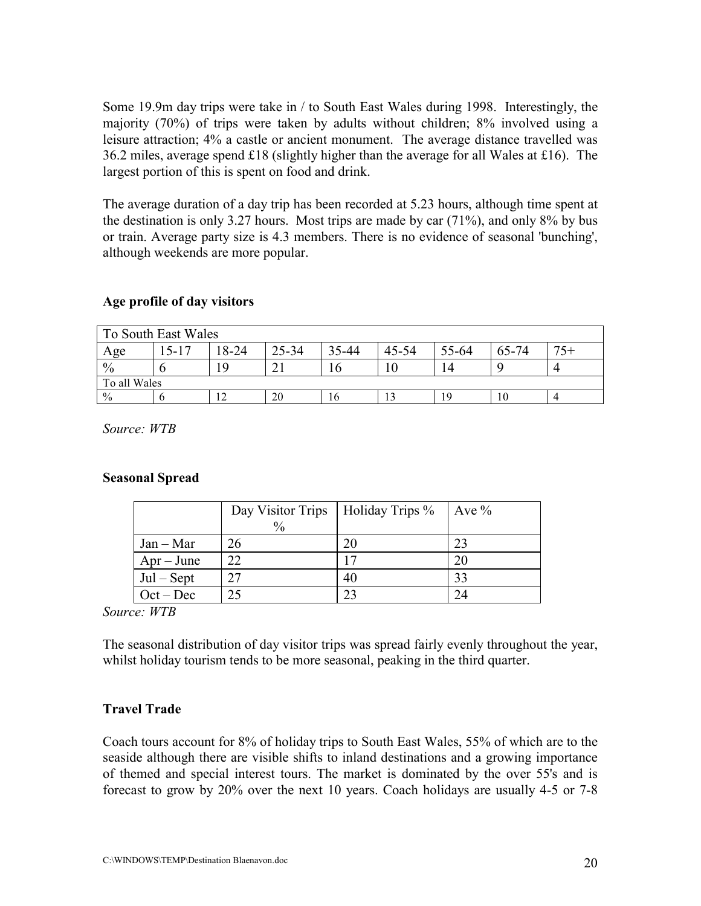Some 19.9m day trips were take in / to South East Wales during 1998. Interestingly, the majority (70%) of trips were taken by adults without children; 8% involved using a leisure attraction; 4% a castle or ancient monument. The average distance travelled was 36.2 miles, average spend £18 (slightly higher than the average for all Wales at £16). The largest portion of this is spent on food and drink.

The average duration of a day trip has been recorded at 5.23 hours, although time spent at the destination is only 3.27 hours. Most trips are made by car (71%), and only 8% by bus or train. Average party size is 4.3 members. There is no evidence of seasonal 'bunching', although weekends are more popular.

**Age profile of day visitors**

| To South East Wales | | | | | | | | |
|---|---|---|---|---|---|---|---|---|
| Age | 15-17 | 18-24 | 25-34 | 35-44 | 45-54 | 55-64 | 65-74 | 75+ |
| % | 6 | 19 | 21 | 16 | 10 | 14 | 9 | 4 |
| To all Wales | | | | | | | | |
| % | 6 | 12 | 20 | 16 | 13 | 19 | 10 | 4 |

*Source: WTB*

**Seasonal Spread**

| | Day Visitor Trips % | Holiday Trips % | Ave % |
|---|---|---|---|
| Jan – Mar | 26 | 20 | 23 |
| Apr – June | 22 | 17 | 20 |
| Jul – Sept | 27 | 40 | 33 |
| Oct – Dec | 25 | 23 | 24 |

*Source: WTB*

The seasonal distribution of day visitor trips was spread fairly evenly throughout the year, whilst holiday tourism tends to be more seasonal, peaking in the third quarter.

**Travel Trade**

Coach tours account for 8% of holiday trips to South East Wales, 55% of which are to the seaside although there are visible shifts to inland destinations and a growing importance of themed and special interest tours. The market is dominated by the over 55's and is forecast to grow by 20% over the next 10 years. Coach holidays are usually 4-5 or 7-8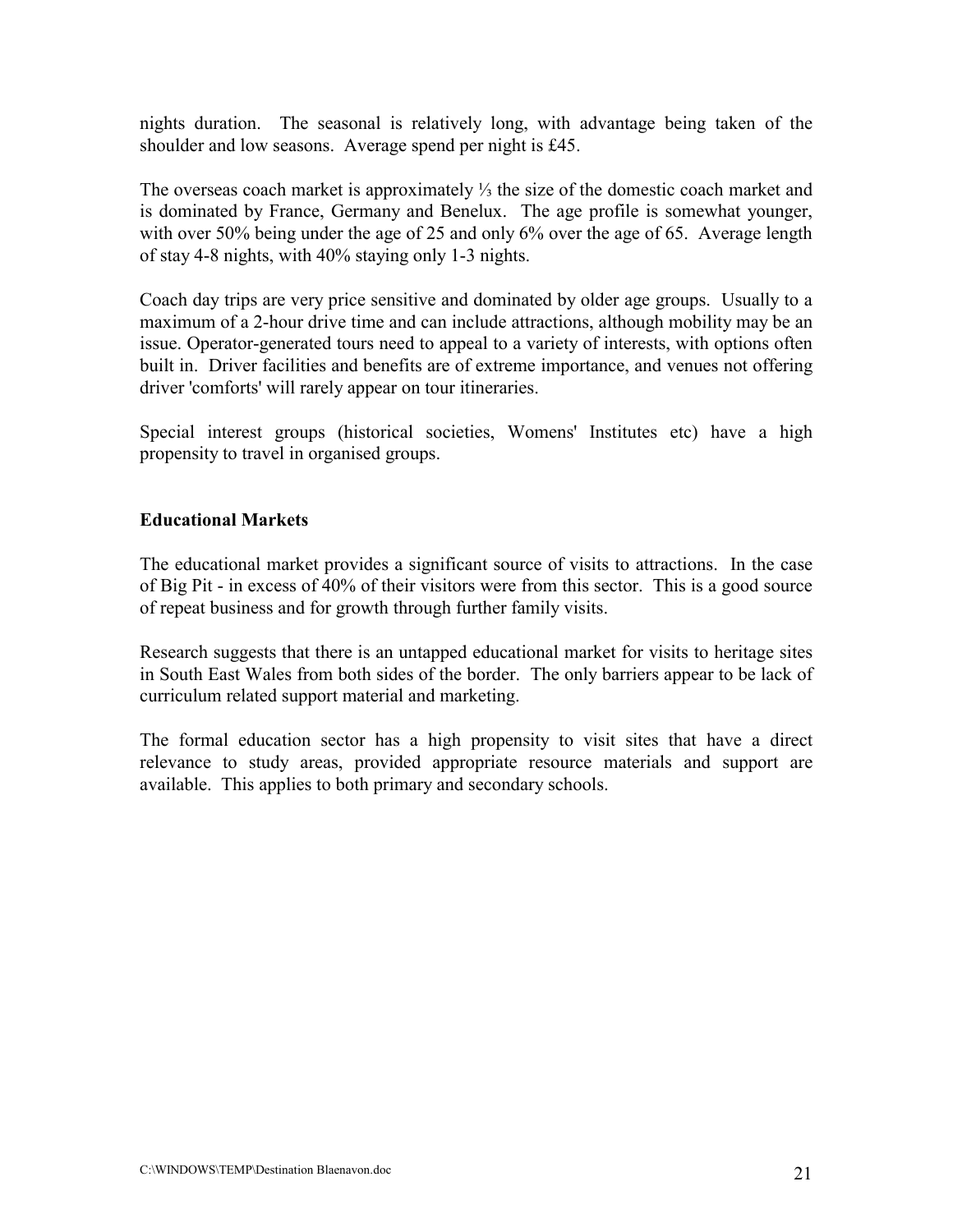nights duration. The seasonal is relatively long, with advantage being taken of the shoulder and low seasons. Average spend per night is £45.

The overseas coach market is approximately ⅓ the size of the domestic coach market and is dominated by France, Germany and Benelux. The age profile is somewhat younger, with over 50% being under the age of 25 and only 6% over the age of 65. Average length of stay 4-8 nights, with 40% staying only 1-3 nights.

Coach day trips are very price sensitive and dominated by older age groups. Usually to a maximum of a 2-hour drive time and can include attractions, although mobility may be an issue. Operator-generated tours need to appeal to a variety of interests, with options often built in. Driver facilities and benefits are of extreme importance, and venues not offering driver 'comforts' will rarely appear on tour itineraries.

Special interest groups (historical societies, Womens' Institutes etc) have a high propensity to travel in organised groups.

**Educational Markets**

The educational market provides a significant source of visits to attractions. In the case of Big Pit - in excess of 40% of their visitors were from this sector. This is a good source of repeat business and for growth through further family visits.

Research suggests that there is an untapped educational market for visits to heritage sites in South East Wales from both sides of the border. The only barriers appear to be lack of curriculum related support material and marketing.

The formal education sector has a high propensity to visit sites that have a direct relevance to study areas, provided appropriate resource materials and support are available. This applies to both primary and secondary schools.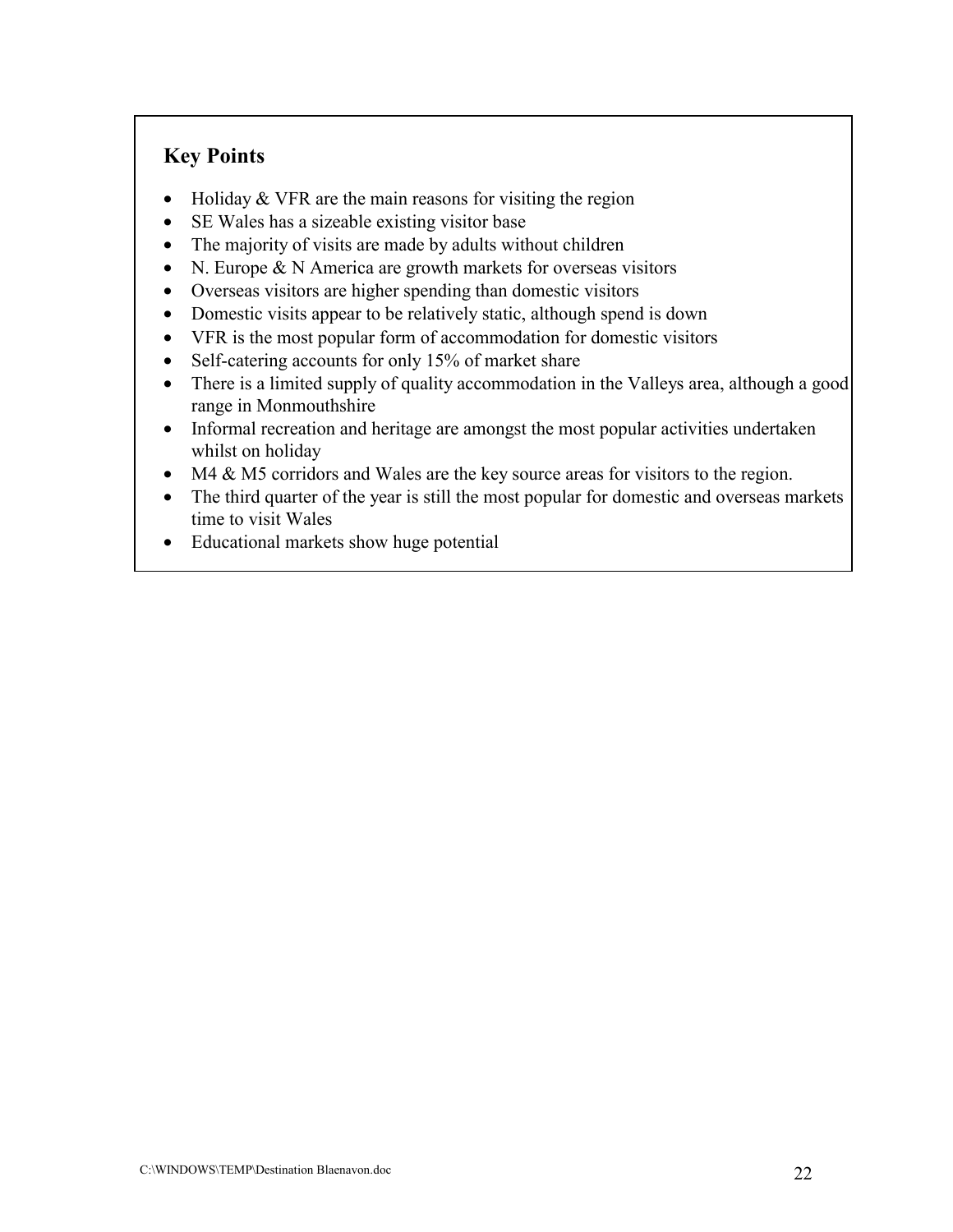## Key Points

- Holiday & VFR are the main reasons for visiting the region
- SE Wales has a sizeable existing visitor base
- The majority of visits are made by adults without children
- N. Europe & N America are growth markets for overseas visitors
- Overseas visitors are higher spending than domestic visitors
- Domestic visits appear to be relatively static, although spend is down
- VFR is the most popular form of accommodation for domestic visitors
- Self-catering accounts for only 15% of market share
- There is a limited supply of quality accommodation in the Valleys area, although a good range in Monmouthshire
- Informal recreation and heritage are amongst the most popular activities undertaken whilst on holiday
- M4 & M5 corridors and Wales are the key source areas for visitors to the region.
- The third quarter of the year is still the most popular for domestic and overseas markets time to visit Wales
- Educational markets show huge potential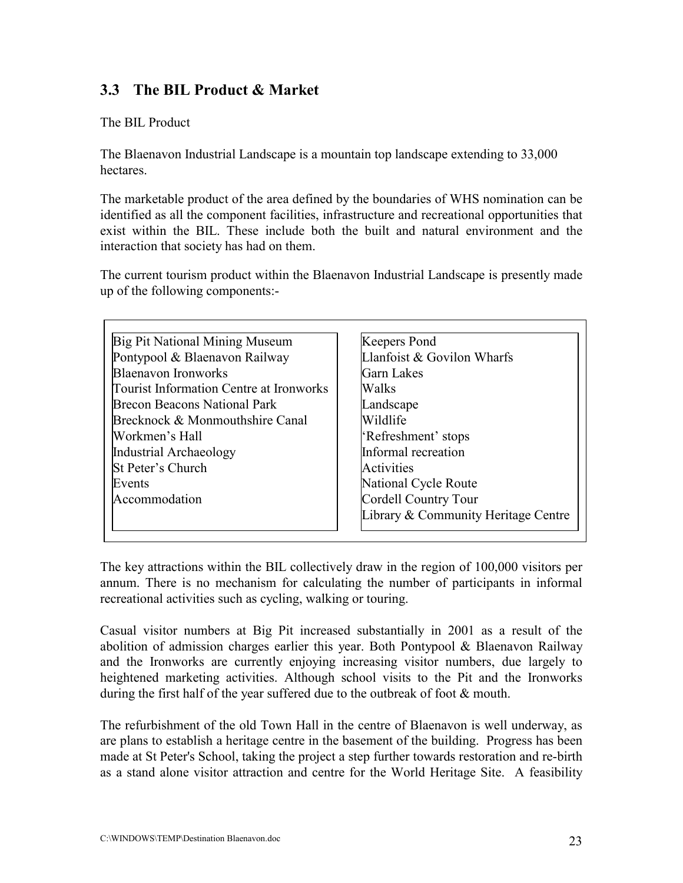## 3.3 The BIL Product & Market

The BIL Product

The Blaenavon Industrial Landscape is a mountain top landscape extending to 33,000 hectares.

The marketable product of the area defined by the boundaries of WHS nomination can be identified as all the component facilities, infrastructure and recreational opportunities that exist within the BIL. These include both the built and natural environment and the interaction that society has had on them.

The current tourism product within the Blaenavon Industrial Landscape is presently made up of the following components:-

| | |
|---|---|
| Big Pit National Mining Museum | Keepers Pond |
| Pontypool & Blaenavon Railway | Llanfoist & Govilon Wharfs |
| Blaenavon Ironworks | Garn Lakes |
| Tourist Information Centre at Ironworks | Walks |
| Brecon Beacons National Park | Landscape |
| Brecknock & Monmouthshire Canal | Wildlife |
| Workmen's Hall | 'Refreshment' stops |
| Industrial Archaeology | Informal recreation |
| St Peter's Church | Activities |
| Events | National Cycle Route |
| Accommodation | Cordell Country Tour |
| | Library & Community Heritage Centre |

The key attractions within the BIL collectively draw in the region of 100,000 visitors per annum. There is no mechanism for calculating the number of participants in informal recreational activities such as cycling, walking or touring.

Casual visitor numbers at Big Pit increased substantially in 2001 as a result of the abolition of admission charges earlier this year. Both Pontypool & Blaenavon Railway and the Ironworks are currently enjoying increasing visitor numbers, due largely to heightened marketing activities. Although school visits to the Pit and the Ironworks during the first half of the year suffered due to the outbreak of foot & mouth.

The refurbishment of the old Town Hall in the centre of Blaenavon is well underway, as are plans to establish a heritage centre in the basement of the building. Progress has been made at St Peter's School, taking the project a step further towards restoration and re-birth as a stand alone visitor attraction and centre for the World Heritage Site. A feasibility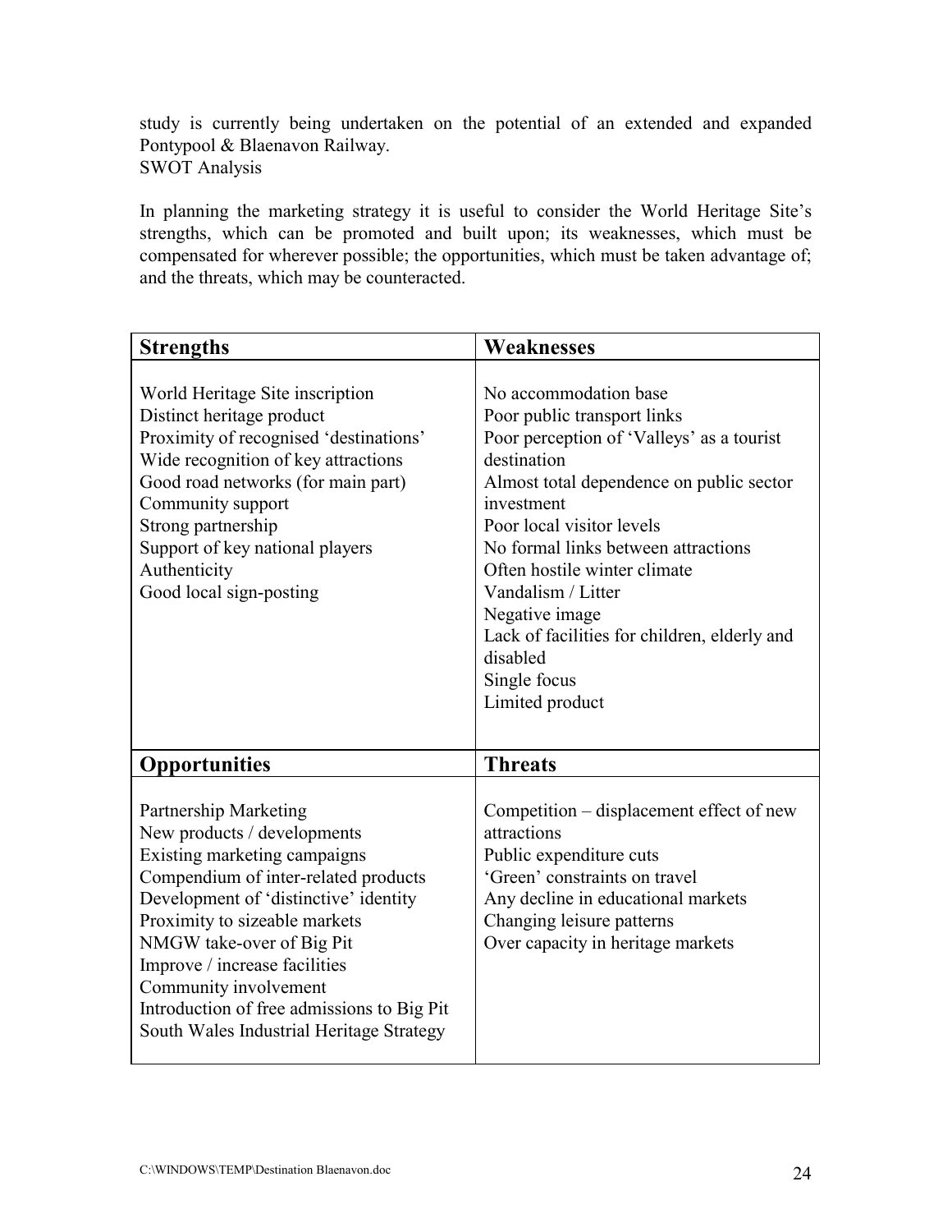study is currently being undertaken on the potential of an extended and expanded Pontypool & Blaenavon Railway.

SWOT Analysis

In planning the marketing strategy it is useful to consider the World Heritage Site's strengths, which can be promoted and built upon; its weaknesses, which must be compensated for wherever possible; the opportunities, which must be taken advantage of; and the threats, which may be counteracted.

| **Strengths** | **Weaknesses** |
|---|---|
| World Heritage Site inscription<br>Distinct heritage product<br>Proximity of recognised 'destinations'<br>Wide recognition of key attractions<br>Good road networks (for main part)<br>Community support<br>Strong partnership<br>Support of key national players<br>Authenticity<br>Good local sign-posting | No accommodation base<br>Poor public transport links<br>Poor perception of 'Valleys' as a tourist destination<br>Almost total dependence on public sector investment<br>Poor local visitor levels<br>No formal links between attractions<br>Often hostile winter climate<br>Vandalism / Litter<br>Negative image<br>Lack of facilities for children, elderly and disabled<br>Single focus<br>Limited product |
| **Opportunities** | **Threats** |
| Partnership Marketing<br>New products / developments<br>Existing marketing campaigns<br>Compendium of inter-related products<br>Development of 'distinctive' identity<br>Proximity to sizeable markets<br>NMGW take-over of Big Pit<br>Improve / increase facilities<br>Community involvement<br>Introduction of free admissions to Big Pit<br>South Wales Industrial Heritage Strategy | Competition – displacement effect of new attractions<br>Public expenditure cuts<br>'Green' constraints on travel<br>Any decline in educational markets<br>Changing leisure patterns<br>Over capacity in heritage markets |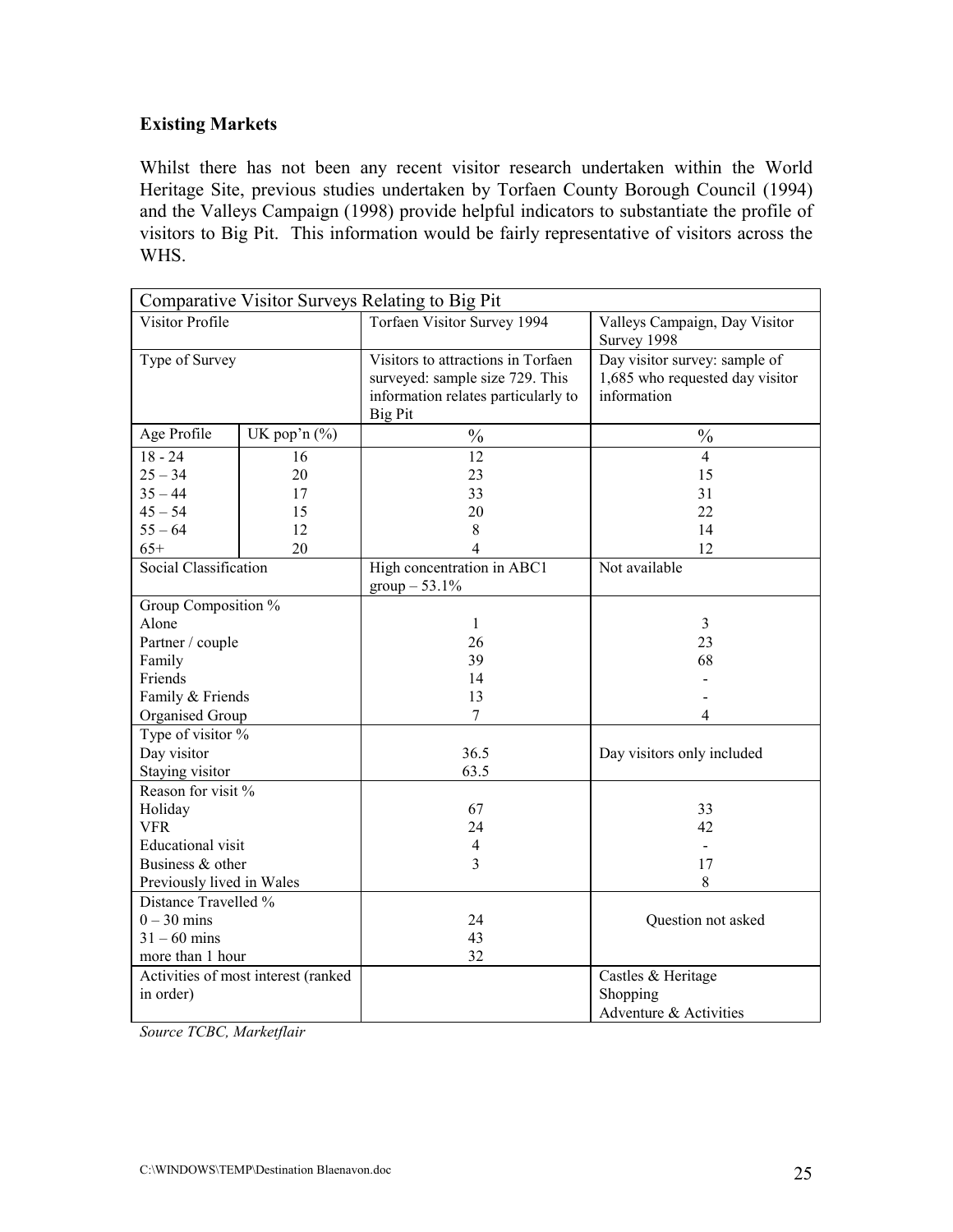## Existing Markets

Whilst there has not been any recent visitor research undertaken within the World Heritage Site, previous studies undertaken by Torfaen County Borough Council (1994) and the Valleys Campaign (1998) provide helpful indicators to substantiate the profile of visitors to Big Pit. This information would be fairly representative of visitors across the WHS.

| Comparative Visitor Surveys Relating to Big Pit | | | |
|---|---|---|---|
| Visitor Profile | | Torfaen Visitor Survey 1994 | Valleys Campaign, Day Visitor Survey 1998 |
| Type of Survey | | Visitors to attractions in Torfaen surveyed: sample size 729. This information relates particularly to Big Pit | Day visitor survey: sample of 1,685 who requested day visitor information |
| Age Profile | UK pop'n (%) | % | % |
| 18 - 24 | 16 | 12 | 4 |
| 25 – 34 | 20 | 23 | 15 |
| 35 – 44 | 17 | 33 | 31 |
| 45 – 54 | 15 | 20 | 22 |
| 55 – 64 | 12 | 8 | 14 |
| 65+ | 20 | 4 | 12 |
| Social Classification | | High concentration in ABC1 group – 53.1% | Not available |
| Group Composition % | | | |
| Alone | | 1 | 3 |
| Partner / couple | | 26 | 23 |
| Family | | 39 | 68 |
| Friends | | 14 | - |
| Family & Friends | | 13 | - |
| Organised Group | | 7 | 4 |
| Type of visitor % | | | |
| Day visitor | | 36.5 | Day visitors only included |
| Staying visitor | | 63.5 | |
| Reason for visit % | | | |
| Holiday | | 67 | 33 |
| VFR | | 24 | 42 |
| Educational visit | | 4 | - |
| Business & other | | 3 | 17 |
| Previously lived in Wales | | | 8 |
| Distance Travelled % | | | |
| 0 – 30 mins | | 24 | Question not asked |
| 31 – 60 mins | | 43 | |
| more than 1 hour | | 32 | |
| Activities of most interest (ranked in order) | | | Castles & Heritage<br>Shopping<br>Adventure & Activities |

*Source TCBC, Marketflair*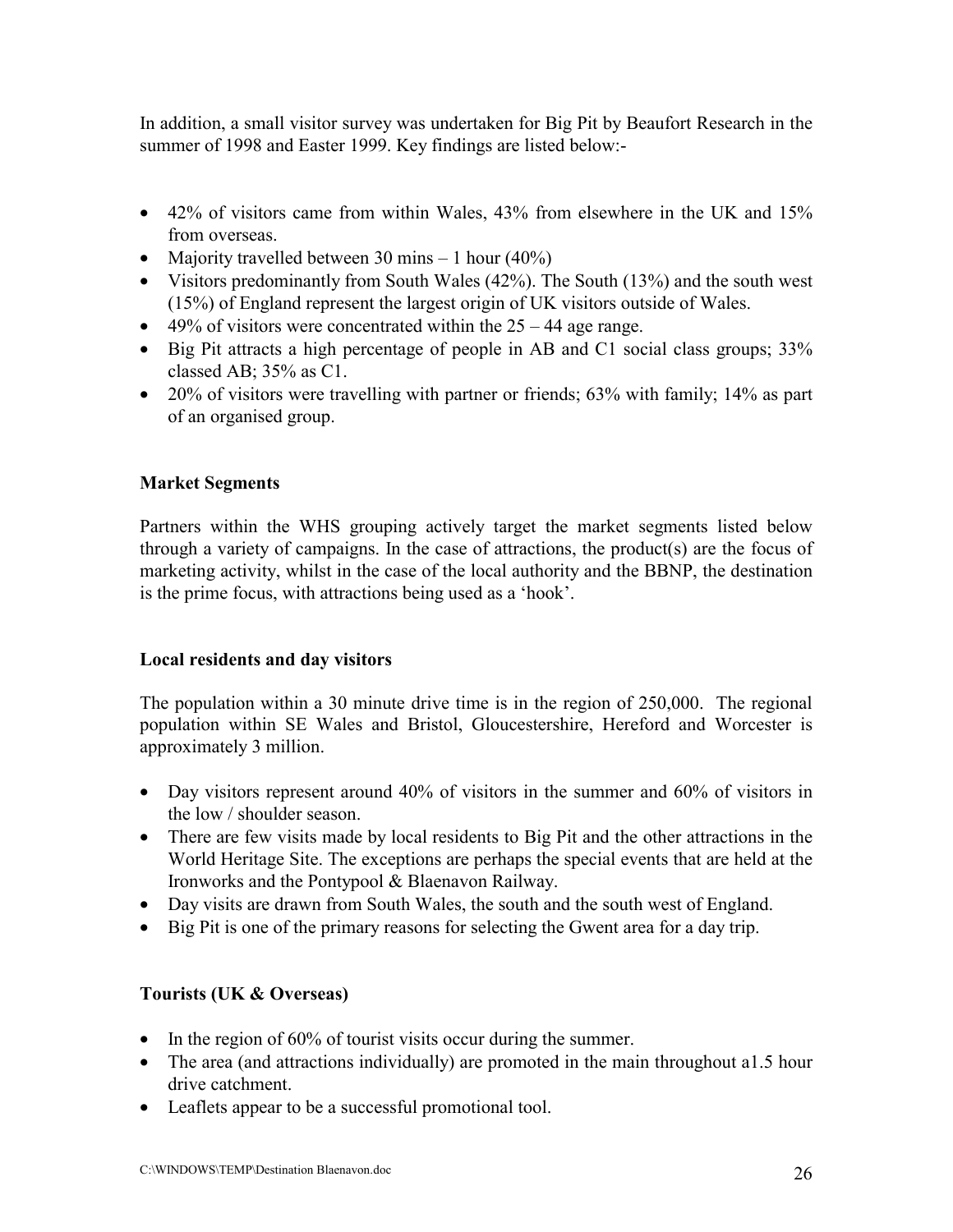In addition, a small visitor survey was undertaken for Big Pit by Beaufort Research in the summer of 1998 and Easter 1999. Key findings are listed below:-

- 42% of visitors came from within Wales, 43% from elsewhere in the UK and 15% from overseas.
- Majority travelled between 30 mins – 1 hour (40%)
- Visitors predominantly from South Wales (42%). The South (13%) and the south west (15%) of England represent the largest origin of UK visitors outside of Wales.
- 49% of visitors were concentrated within the 25 – 44 age range.
- Big Pit attracts a high percentage of people in AB and C1 social class groups; 33% classed AB; 35% as C1.
- 20% of visitors were travelling with partner or friends; 63% with family; 14% as part of an organised group.

**Market Segments**

Partners within the WHS grouping actively target the market segments listed below through a variety of campaigns. In the case of attractions, the product(s) are the focus of marketing activity, whilst in the case of the local authority and the BBNP, the destination is the prime focus, with attractions being used as a 'hook'.

**Local residents and day visitors**

The population within a 30 minute drive time is in the region of 250,000. The regional population within SE Wales and Bristol, Gloucestershire, Hereford and Worcester is approximately 3 million.

- Day visitors represent around 40% of visitors in the summer and 60% of visitors in the low / shoulder season.
- There are few visits made by local residents to Big Pit and the other attractions in the World Heritage Site. The exceptions are perhaps the special events that are held at the Ironworks and the Pontypool & Blaenavon Railway.
- Day visits are drawn from South Wales, the south and the south west of England.
- Big Pit is one of the primary reasons for selecting the Gwent area for a day trip.

**Tourists (UK & Overseas)**

- In the region of 60% of tourist visits occur during the summer.
- The area (and attractions individually) are promoted in the main throughout a1.5 hour drive catchment.
- Leaflets appear to be a successful promotional tool.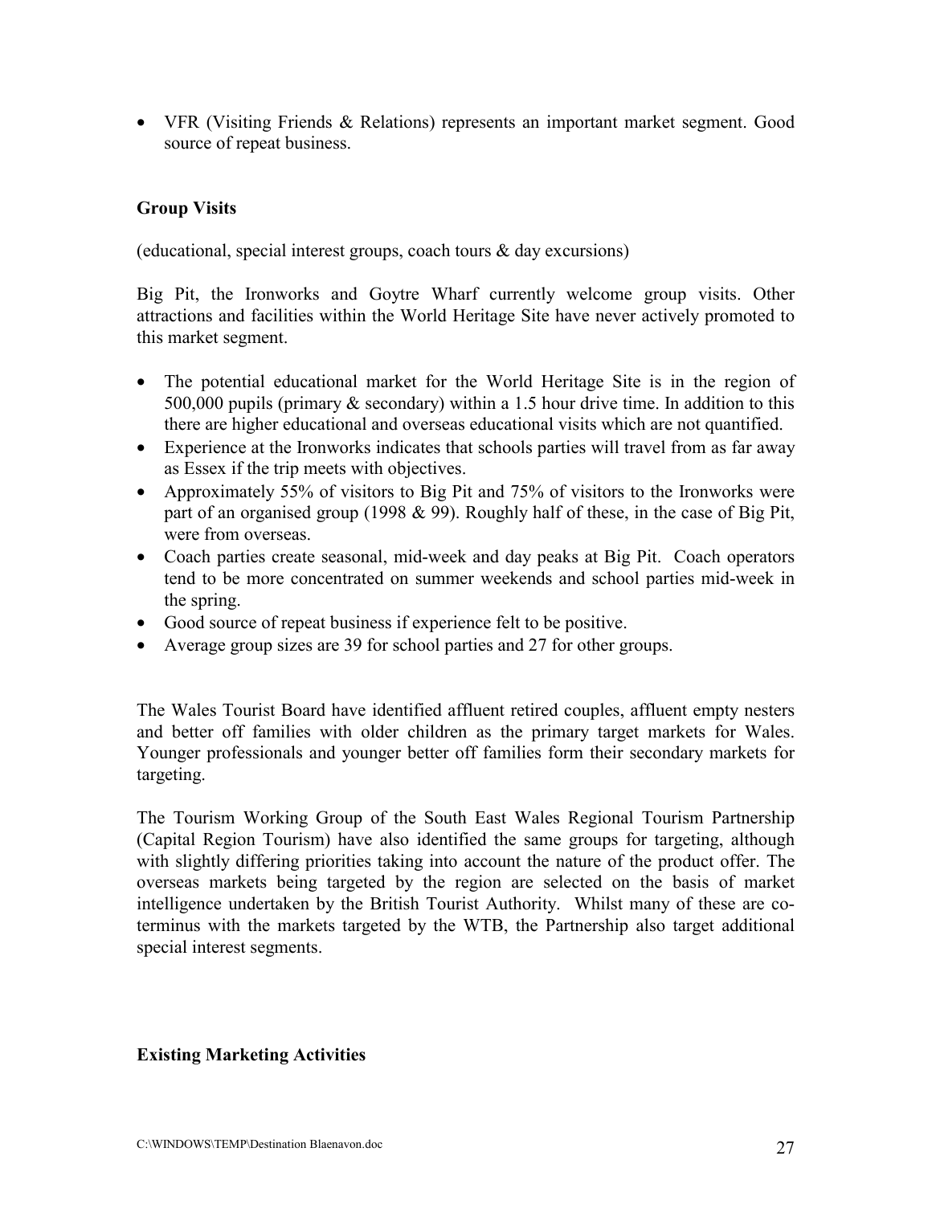- VFR (Visiting Friends & Relations) represents an important market segment. Good source of repeat business.

**Group Visits**

(educational, special interest groups, coach tours & day excursions)

Big Pit, the Ironworks and Goytre Wharf currently welcome group visits. Other attractions and facilities within the World Heritage Site have never actively promoted to this market segment.

- The potential educational market for the World Heritage Site is in the region of 500,000 pupils (primary & secondary) within a 1.5 hour drive time. In addition to this there are higher educational and overseas educational visits which are not quantified.
- Experience at the Ironworks indicates that schools parties will travel from as far away as Essex if the trip meets with objectives.
- Approximately 55% of visitors to Big Pit and 75% of visitors to the Ironworks were part of an organised group (1998 & 99). Roughly half of these, in the case of Big Pit, were from overseas.
- Coach parties create seasonal, mid-week and day peaks at Big Pit. Coach operators tend to be more concentrated on summer weekends and school parties mid-week in the spring.
- Good source of repeat business if experience felt to be positive.
- Average group sizes are 39 for school parties and 27 for other groups.

The Wales Tourist Board have identified affluent retired couples, affluent empty nesters and better off families with older children as the primary target markets for Wales. Younger professionals and younger better off families form their secondary markets for targeting.

The Tourism Working Group of the South East Wales Regional Tourism Partnership (Capital Region Tourism) have also identified the same groups for targeting, although with slightly differing priorities taking into account the nature of the product offer. The overseas markets being targeted by the region are selected on the basis of market intelligence undertaken by the British Tourist Authority. Whilst many of these are co-terminus with the markets targeted by the WTB, the Partnership also target additional special interest segments.

**Existing Marketing Activities**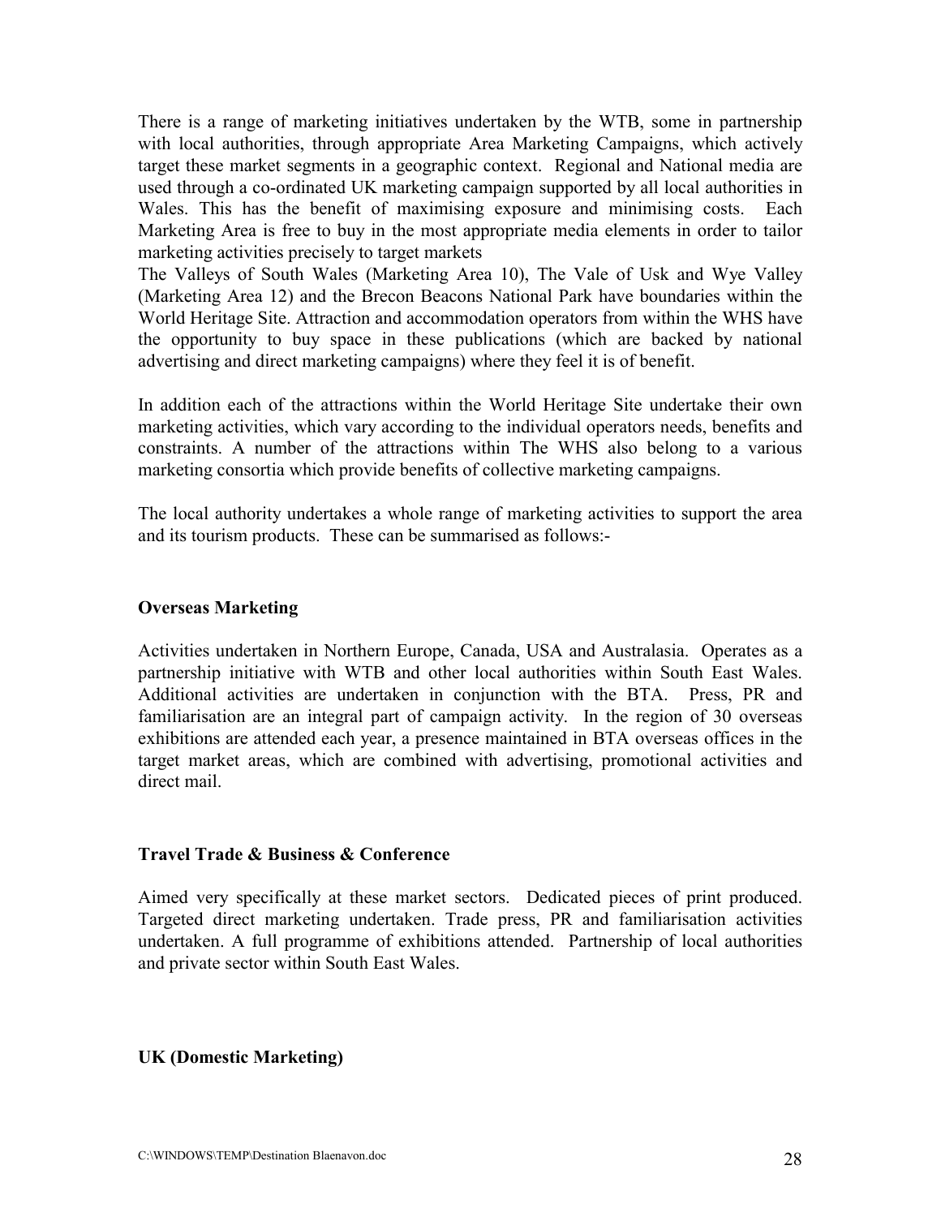There is a range of marketing initiatives undertaken by the WTB, some in partnership with local authorities, through appropriate Area Marketing Campaigns, which actively target these market segments in a geographic context. Regional and National media are used through a co-ordinated UK marketing campaign supported by all local authorities in Wales. This has the benefit of maximising exposure and minimising costs. Each Marketing Area is free to buy in the most appropriate media elements in order to tailor marketing activities precisely to target markets

The Valleys of South Wales (Marketing Area 10), The Vale of Usk and Wye Valley (Marketing Area 12) and the Brecon Beacons National Park have boundaries within the World Heritage Site. Attraction and accommodation operators from within the WHS have the opportunity to buy space in these publications (which are backed by national advertising and direct marketing campaigns) where they feel it is of benefit.

In addition each of the attractions within the World Heritage Site undertake their own marketing activities, which vary according to the individual operators needs, benefits and constraints. A number of the attractions within The WHS also belong to a various marketing consortia which provide benefits of collective marketing campaigns.

The local authority undertakes a whole range of marketing activities to support the area and its tourism products. These can be summarised as follows:-

**Overseas Marketing**

Activities undertaken in Northern Europe, Canada, USA and Australasia. Operates as a partnership initiative with WTB and other local authorities within South East Wales. Additional activities are undertaken in conjunction with the BTA. Press, PR and familiarisation are an integral part of campaign activity. In the region of 30 overseas exhibitions are attended each year, a presence maintained in BTA overseas offices in the target market areas, which are combined with advertising, promotional activities and direct mail.

**Travel Trade & Business & Conference**

Aimed very specifically at these market sectors. Dedicated pieces of print produced. Targeted direct marketing undertaken. Trade press, PR and familiarisation activities undertaken. A full programme of exhibitions attended. Partnership of local authorities and private sector within South East Wales.

**UK (Domestic Marketing)**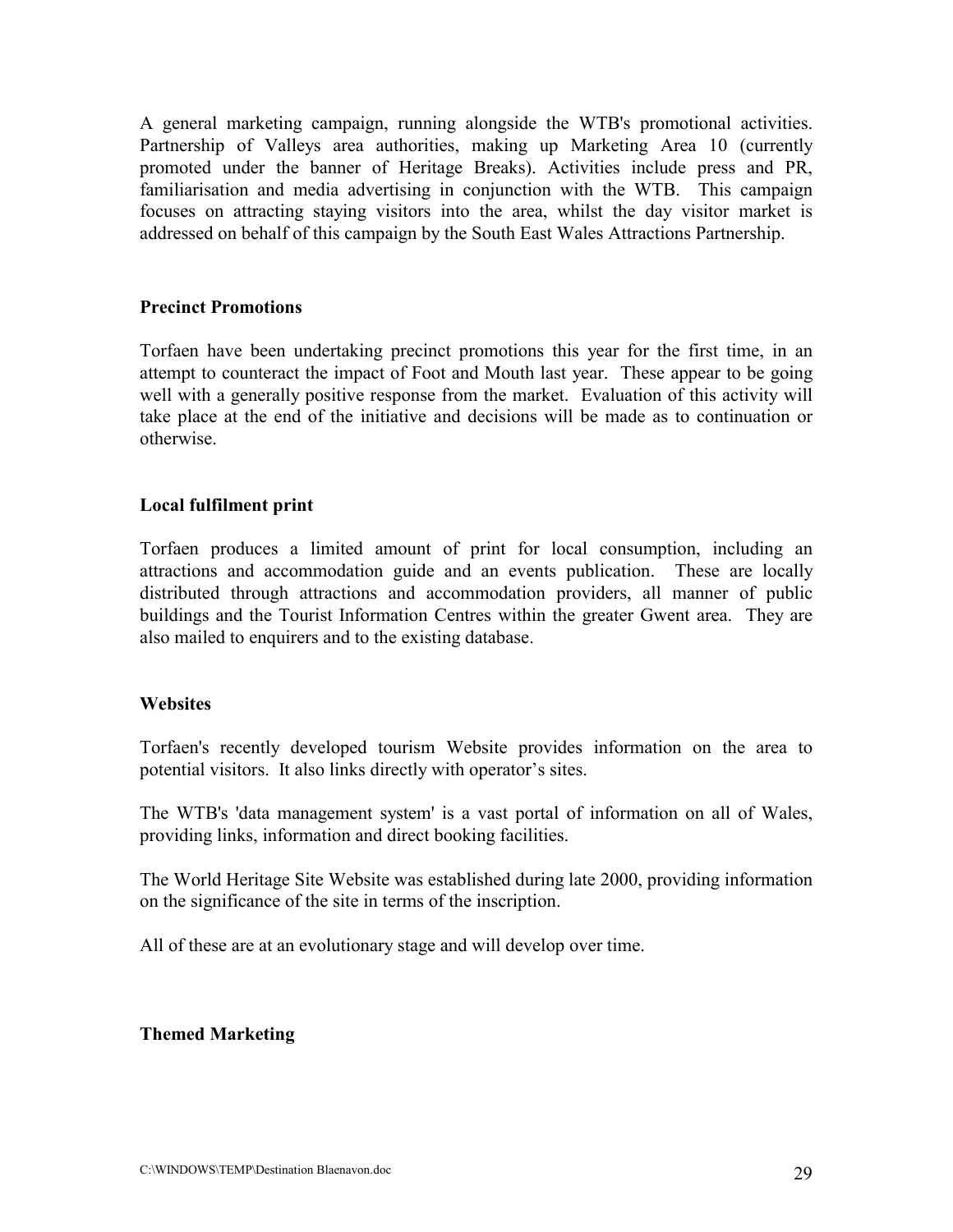A general marketing campaign, running alongside the WTB's promotional activities. Partnership of Valleys area authorities, making up Marketing Area 10 (currently promoted under the banner of Heritage Breaks). Activities include press and PR, familiarisation and media advertising in conjunction with the WTB. This campaign focuses on attracting staying visitors into the area, whilst the day visitor market is addressed on behalf of this campaign by the South East Wales Attractions Partnership.

**Precinct Promotions**

Torfaen have been undertaking precinct promotions this year for the first time, in an attempt to counteract the impact of Foot and Mouth last year. These appear to be going well with a generally positive response from the market. Evaluation of this activity will take place at the end of the initiative and decisions will be made as to continuation or otherwise.

**Local fulfilment print**

Torfaen produces a limited amount of print for local consumption, including an attractions and accommodation guide and an events publication. These are locally distributed through attractions and accommodation providers, all manner of public buildings and the Tourist Information Centres within the greater Gwent area. They are also mailed to enquirers and to the existing database.

**Websites**

Torfaen's recently developed tourism Website provides information on the area to potential visitors. It also links directly with operator's sites.

The WTB's 'data management system' is a vast portal of information on all of Wales, providing links, information and direct booking facilities.

The World Heritage Site Website was established during late 2000, providing information on the significance of the site in terms of the inscription.

All of these are at an evolutionary stage and will develop over time.

**Themed Marketing**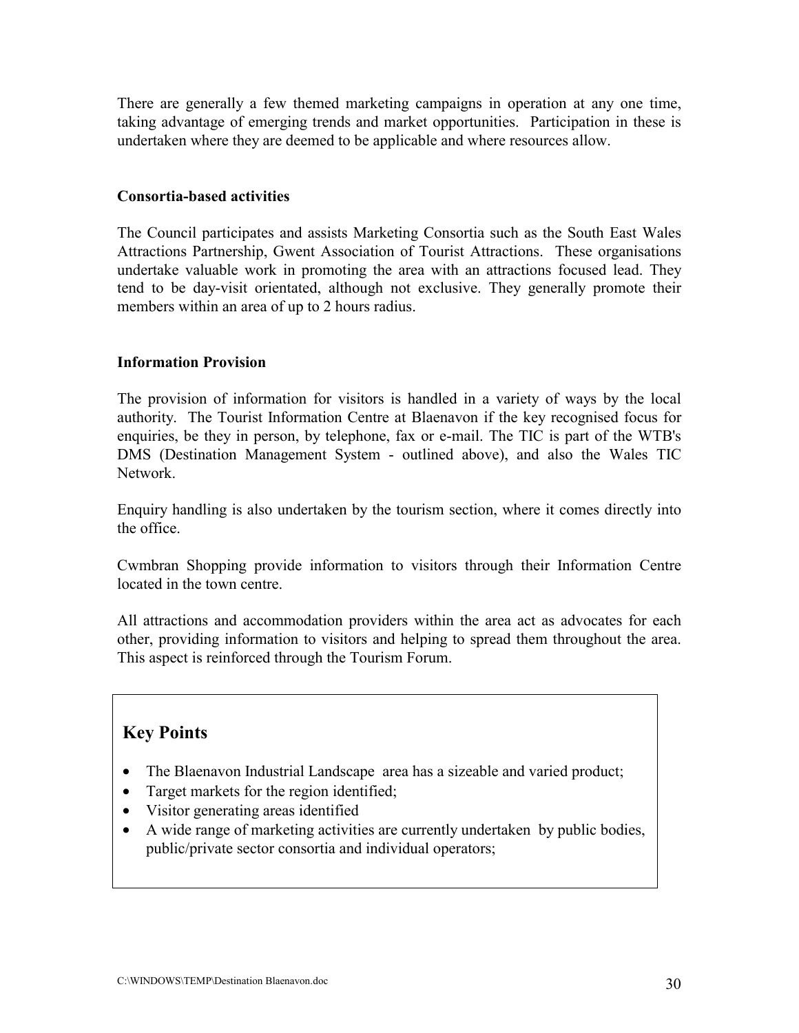There are generally a few themed marketing campaigns in operation at any one time, taking advantage of emerging trends and market opportunities. Participation in these is undertaken where they are deemed to be applicable and where resources allow.

**Consortia-based activities**

The Council participates and assists Marketing Consortia such as the South East Wales Attractions Partnership, Gwent Association of Tourist Attractions. These organisations undertake valuable work in promoting the area with an attractions focused lead. They tend to be day-visit orientated, although not exclusive. They generally promote their members within an area of up to 2 hours radius.

**Information Provision**

The provision of information for visitors is handled in a variety of ways by the local authority. The Tourist Information Centre at Blaenavon if the key recognised focus for enquiries, be they in person, by telephone, fax or e-mail. The TIC is part of the WTB's DMS (Destination Management System - outlined above), and also the Wales TIC Network.

Enquiry handling is also undertaken by the tourism section, where it comes directly into the office.

Cwmbran Shopping provide information to visitors through their Information Centre located in the town centre.

All attractions and accommodation providers within the area act as advocates for each other, providing information to visitors and helping to spread them throughout the area. This aspect is reinforced through the Tourism Forum.

## Key Points

- The Blaenavon Industrial Landscape area has a sizeable and varied product;
- Target markets for the region identified;
- Visitor generating areas identified
- A wide range of marketing activities are currently undertaken by public bodies, public/private sector consortia and individual operators;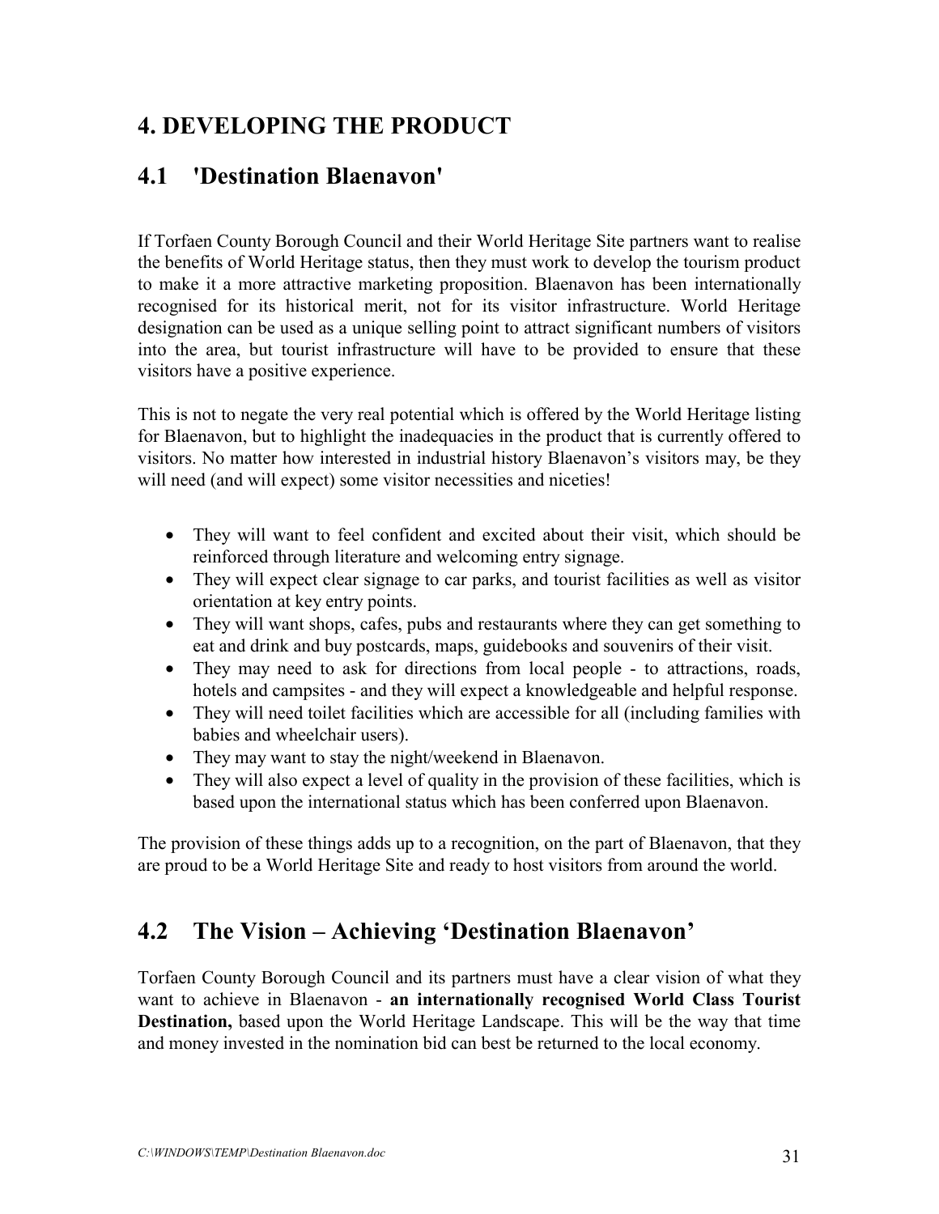# 4. DEVELOPING THE PRODUCT

## 4.1 'Destination Blaenavon'

If Torfaen County Borough Council and their World Heritage Site partners want to realise the benefits of World Heritage status, then they must work to develop the tourism product to make it a more attractive marketing proposition. Blaenavon has been internationally recognised for its historical merit, not for its visitor infrastructure. World Heritage designation can be used as a unique selling point to attract significant numbers of visitors into the area, but tourist infrastructure will have to be provided to ensure that these visitors have a positive experience.

This is not to negate the very real potential which is offered by the World Heritage listing for Blaenavon, but to highlight the inadequacies in the product that is currently offered to visitors. No matter how interested in industrial history Blaenavon's visitors may, be they will need (and will expect) some visitor necessities and niceties!

- They will want to feel confident and excited about their visit, which should be reinforced through literature and welcoming entry signage.
- They will expect clear signage to car parks, and tourist facilities as well as visitor orientation at key entry points.
- They will want shops, cafes, pubs and restaurants where they can get something to eat and drink and buy postcards, maps, guidebooks and souvenirs of their visit.
- They may need to ask for directions from local people - to attractions, roads, hotels and campsites - and they will expect a knowledgeable and helpful response.
- They will need toilet facilities which are accessible for all (including families with babies and wheelchair users).
- They may want to stay the night/weekend in Blaenavon.
- They will also expect a level of quality in the provision of these facilities, which is based upon the international status which has been conferred upon Blaenavon.

The provision of these things adds up to a recognition, on the part of Blaenavon, that they are proud to be a World Heritage Site and ready to host visitors from around the world.

## 4.2 The Vision – Achieving 'Destination Blaenavon'

Torfaen County Borough Council and its partners must have a clear vision of what they want to achieve in Blaenavon - **an internationally recognised World Class Tourist Destination,** based upon the World Heritage Landscape. This will be the way that time and money invested in the nomination bid can best be returned to the local economy.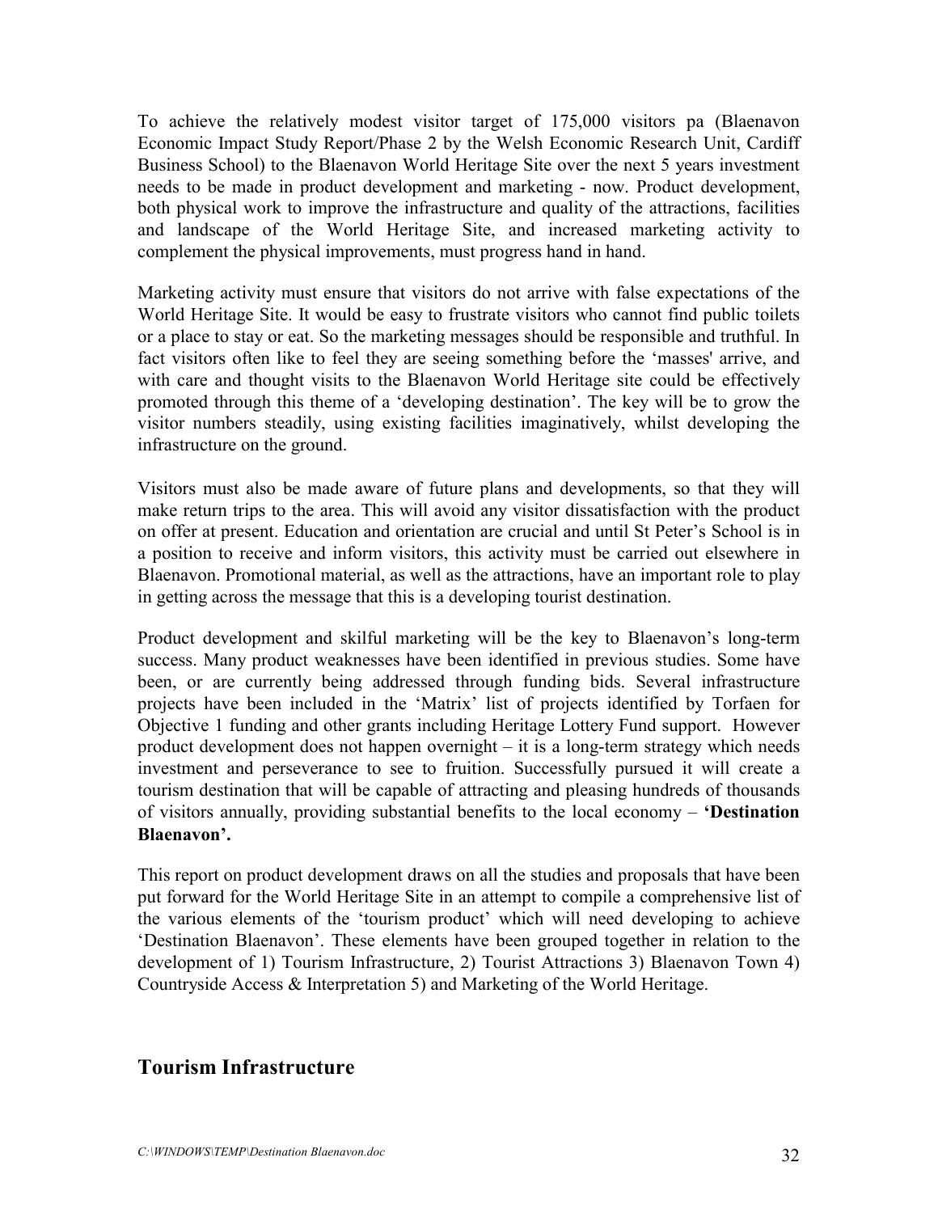To achieve the relatively modest visitor target of 175,000 visitors pa (Blaenavon Economic Impact Study Report/Phase 2 by the Welsh Economic Research Unit, Cardiff Business School) to the Blaenavon World Heritage Site over the next 5 years investment needs to be made in product development and marketing - now. Product development, both physical work to improve the infrastructure and quality of the attractions, facilities and landscape of the World Heritage Site, and increased marketing activity to complement the physical improvements, must progress hand in hand.

Marketing activity must ensure that visitors do not arrive with false expectations of the World Heritage Site. It would be easy to frustrate visitors who cannot find public toilets or a place to stay or eat. So the marketing messages should be responsible and truthful. In fact visitors often like to feel they are seeing something before the 'masses' arrive, and with care and thought visits to the Blaenavon World Heritage site could be effectively promoted through this theme of a 'developing destination'. The key will be to grow the visitor numbers steadily, using existing facilities imaginatively, whilst developing the infrastructure on the ground.

Visitors must also be made aware of future plans and developments, so that they will make return trips to the area. This will avoid any visitor dissatisfaction with the product on offer at present. Education and orientation are crucial and until St Peter's School is in a position to receive and inform visitors, this activity must be carried out elsewhere in Blaenavon. Promotional material, as well as the attractions, have an important role to play in getting across the message that this is a developing tourist destination.

Product development and skilful marketing will be the key to Blaenavon's long-term success. Many product weaknesses have been identified in previous studies. Some have been, or are currently being addressed through funding bids. Several infrastructure projects have been included in the 'Matrix' list of projects identified by Torfaen for Objective 1 funding and other grants including Heritage Lottery Fund support. However product development does not happen overnight – it is a long-term strategy which needs investment and perseverance to see to fruition. Successfully pursued it will create a tourism destination that will be capable of attracting and pleasing hundreds of thousands of visitors annually, providing substantial benefits to the local economy – **'Destination Blaenavon'.**

This report on product development draws on all the studies and proposals that have been put forward for the World Heritage Site in an attempt to compile a comprehensive list of the various elements of the 'tourism product' which will need developing to achieve 'Destination Blaenavon'. These elements have been grouped together in relation to the development of 1) Tourism Infrastructure, 2) Tourist Attractions 3) Blaenavon Town 4) Countryside Access & Interpretation 5) and Marketing of the World Heritage.

## Tourism Infrastructure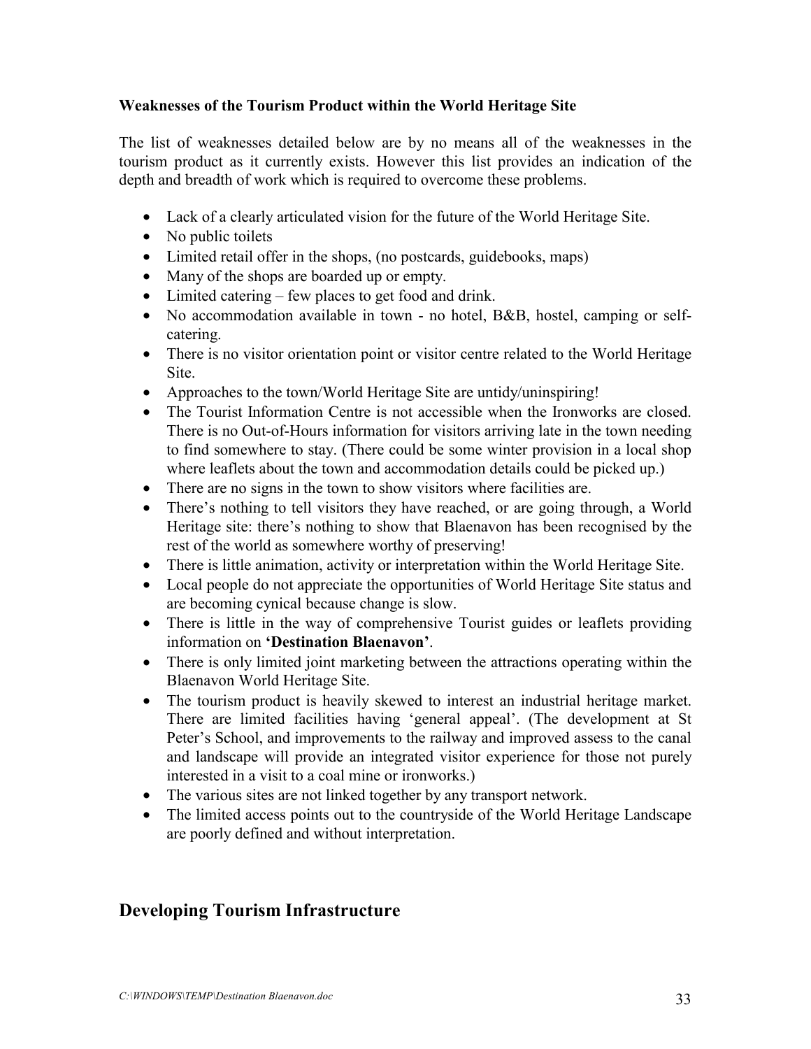**Weaknesses of the Tourism Product within the World Heritage Site**

The list of weaknesses detailed below are by no means all of the weaknesses in the tourism product as it currently exists. However this list provides an indication of the depth and breadth of work which is required to overcome these problems.

- Lack of a clearly articulated vision for the future of the World Heritage Site.
- No public toilets
- Limited retail offer in the shops, (no postcards, guidebooks, maps)
- Many of the shops are boarded up or empty.
- Limited catering – few places to get food and drink.
- No accommodation available in town - no hotel, B&B, hostel, camping or self-catering.
- There is no visitor orientation point or visitor centre related to the World Heritage Site.
- Approaches to the town/World Heritage Site are untidy/uninspiring!
- The Tourist Information Centre is not accessible when the Ironworks are closed. There is no Out-of-Hours information for visitors arriving late in the town needing to find somewhere to stay. (There could be some winter provision in a local shop where leaflets about the town and accommodation details could be picked up.)
- There are no signs in the town to show visitors where facilities are.
- There's nothing to tell visitors they have reached, or are going through, a World Heritage site: there's nothing to show that Blaenavon has been recognised by the rest of the world as somewhere worthy of preserving!
- There is little animation, activity or interpretation within the World Heritage Site.
- Local people do not appreciate the opportunities of World Heritage Site status and are becoming cynical because change is slow.
- There is little in the way of comprehensive Tourist guides or leaflets providing information on **'Destination Blaenavon'**.
- There is only limited joint marketing between the attractions operating within the Blaenavon World Heritage Site.
- The tourism product is heavily skewed to interest an industrial heritage market. There are limited facilities having 'general appeal'. (The development at St Peter's School, and improvements to the railway and improved assess to the canal and landscape will provide an integrated visitor experience for those not purely interested in a visit to a coal mine or ironworks.)
- The various sites are not linked together by any transport network.
- The limited access points out to the countryside of the World Heritage Landscape are poorly defined and without interpretation.

## Developing Tourism Infrastructure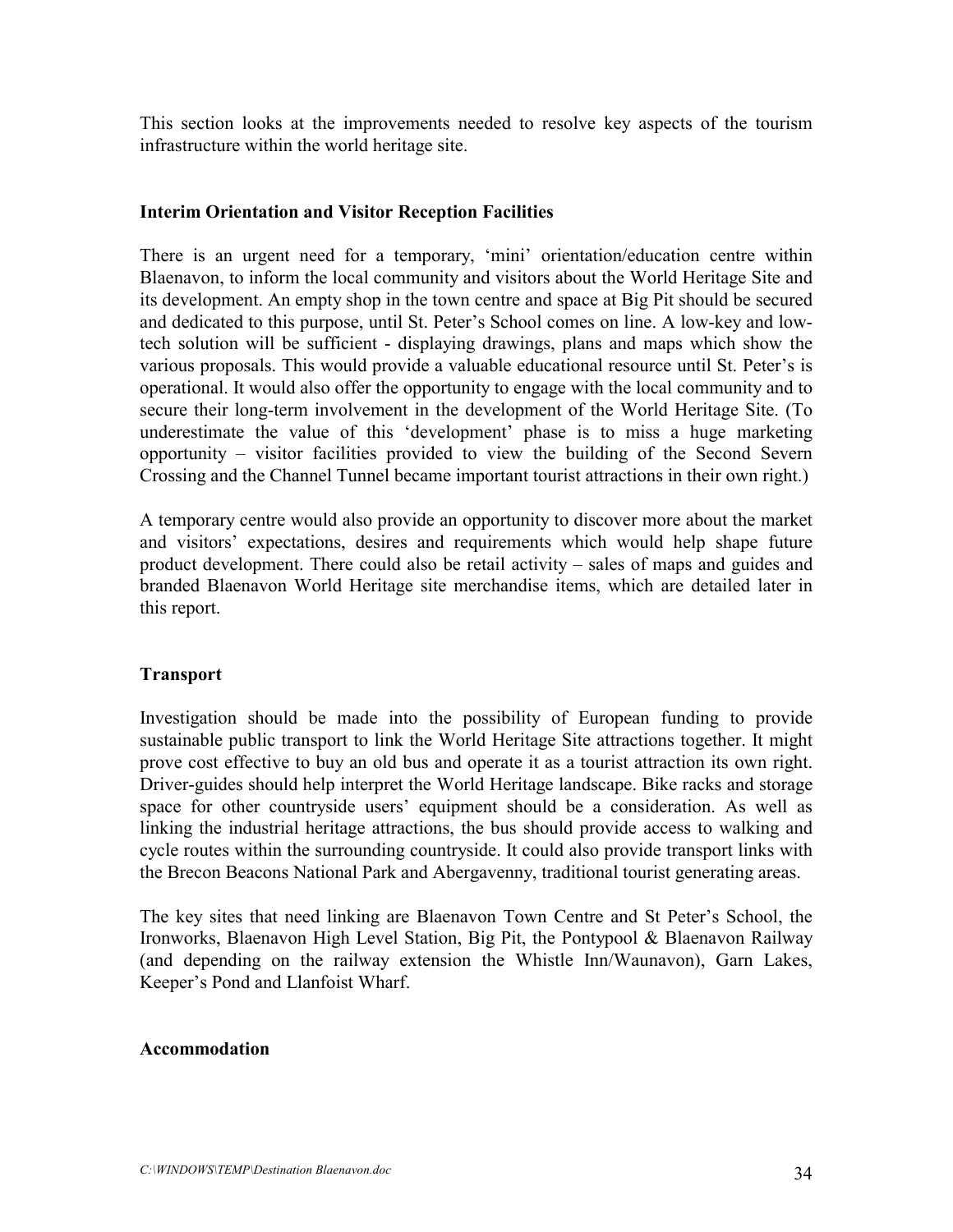This section looks at the improvements needed to resolve key aspects of the tourism infrastructure within the world heritage site.

### Interim Orientation and Visitor Reception Facilities

There is an urgent need for a temporary, 'mini' orientation/education centre within Blaenavon, to inform the local community and visitors about the World Heritage Site and its development. An empty shop in the town centre and space at Big Pit should be secured and dedicated to this purpose, until St. Peter's School comes on line. A low-key and low-tech solution will be sufficient - displaying drawings, plans and maps which show the various proposals. This would provide a valuable educational resource until St. Peter's is operational. It would also offer the opportunity to engage with the local community and to secure their long-term involvement in the development of the World Heritage Site. (To underestimate the value of this 'development' phase is to miss a huge marketing opportunity – visitor facilities provided to view the building of the Second Severn Crossing and the Channel Tunnel became important tourist attractions in their own right.)

A temporary centre would also provide an opportunity to discover more about the market and visitors' expectations, desires and requirements which would help shape future product development. There could also be retail activity – sales of maps and guides and branded Blaenavon World Heritage site merchandise items, which are detailed later in this report.

### Transport

Investigation should be made into the possibility of European funding to provide sustainable public transport to link the World Heritage Site attractions together. It might prove cost effective to buy an old bus and operate it as a tourist attraction its own right. Driver-guides should help interpret the World Heritage landscape. Bike racks and storage space for other countryside users' equipment should be a consideration. As well as linking the industrial heritage attractions, the bus should provide access to walking and cycle routes within the surrounding countryside. It could also provide transport links with the Brecon Beacons National Park and Abergavenny, traditional tourist generating areas.

The key sites that need linking are Blaenavon Town Centre and St Peter's School, the Ironworks, Blaenavon High Level Station, Big Pit, the Pontypool & Blaenavon Railway (and depending on the railway extension the Whistle Inn/Waunavon), Garn Lakes, Keeper's Pond and Llanfoist Wharf.

### Accommodation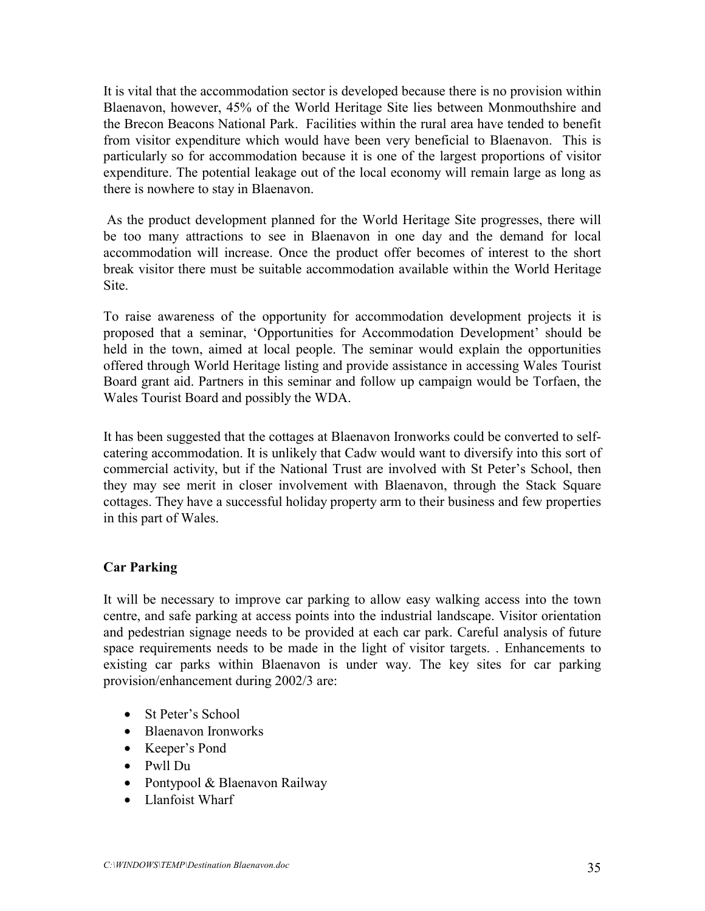It is vital that the accommodation sector is developed because there is no provision within Blaenavon, however, 45% of the World Heritage Site lies between Monmouthshire and the Brecon Beacons National Park. Facilities within the rural area have tended to benefit from visitor expenditure which would have been very beneficial to Blaenavon. This is particularly so for accommodation because it is one of the largest proportions of visitor expenditure. The potential leakage out of the local economy will remain large as long as there is nowhere to stay in Blaenavon.

As the product development planned for the World Heritage Site progresses, there will be too many attractions to see in Blaenavon in one day and the demand for local accommodation will increase. Once the product offer becomes of interest to the short break visitor there must be suitable accommodation available within the World Heritage Site.

To raise awareness of the opportunity for accommodation development projects it is proposed that a seminar, 'Opportunities for Accommodation Development' should be held in the town, aimed at local people. The seminar would explain the opportunities offered through World Heritage listing and provide assistance in accessing Wales Tourist Board grant aid. Partners in this seminar and follow up campaign would be Torfaen, the Wales Tourist Board and possibly the WDA.

It has been suggested that the cottages at Blaenavon Ironworks could be converted to self-catering accommodation. It is unlikely that Cadw would want to diversify into this sort of commercial activity, but if the National Trust are involved with St Peter's School, then they may see merit in closer involvement with Blaenavon, through the Stack Square cottages. They have a successful holiday property arm to their business and few properties in this part of Wales.

**Car Parking**

It will be necessary to improve car parking to allow easy walking access into the town centre, and safe parking at access points into the industrial landscape. Visitor orientation and pedestrian signage needs to be provided at each car park. Careful analysis of future space requirements needs to be made in the light of visitor targets. . Enhancements to existing car parks within Blaenavon is under way. The key sites for car parking provision/enhancement during 2002/3 are:

- St Peter's School
- Blaenavon Ironworks
- Keeper's Pond
- Pwll Du
- Pontypool & Blaenavon Railway
- Llanfoist Wharf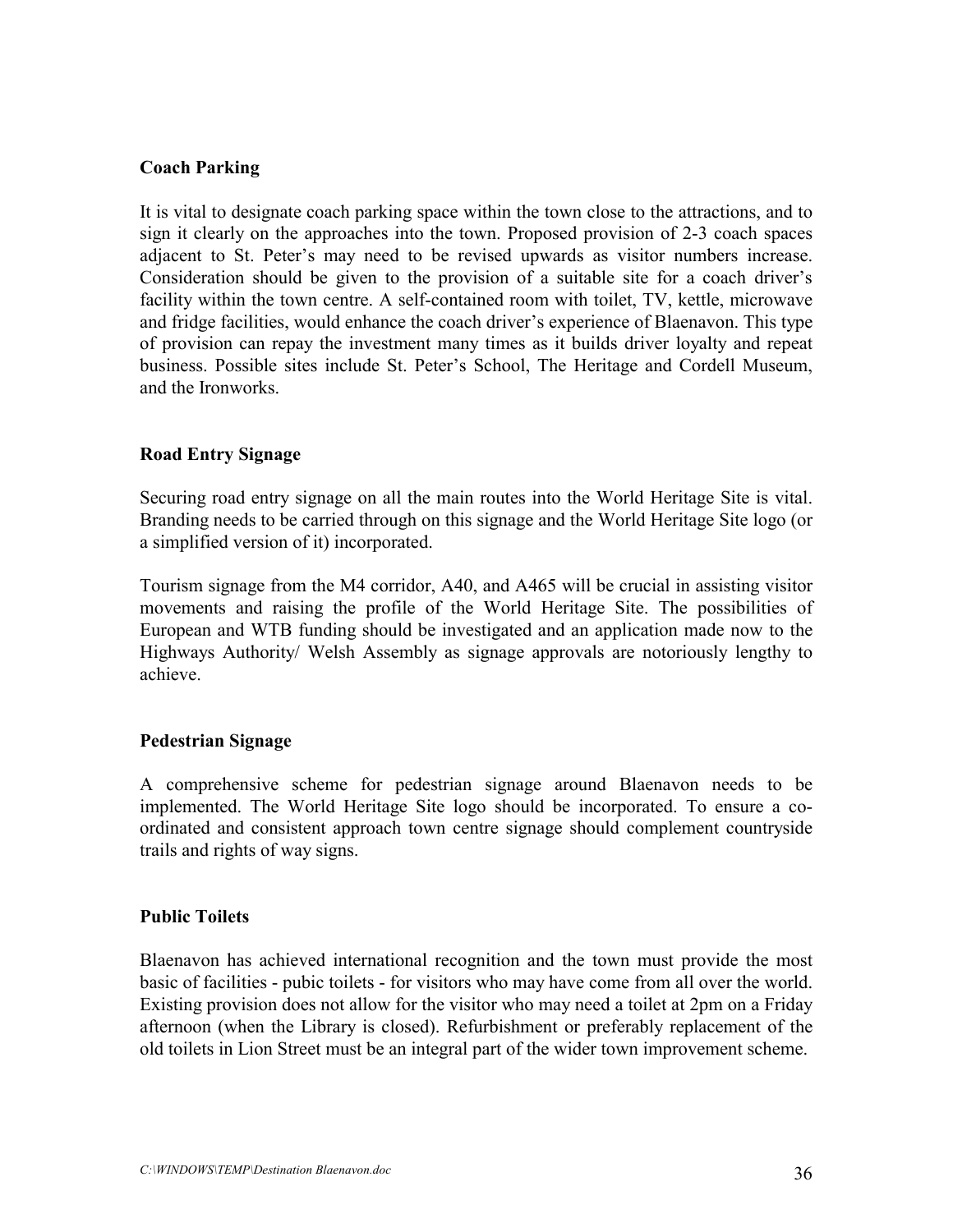**Coach Parking**

It is vital to designate coach parking space within the town close to the attractions, and to sign it clearly on the approaches into the town. Proposed provision of 2-3 coach spaces adjacent to St. Peter's may need to be revised upwards as visitor numbers increase. Consideration should be given to the provision of a suitable site for a coach driver's facility within the town centre. A self-contained room with toilet, TV, kettle, microwave and fridge facilities, would enhance the coach driver's experience of Blaenavon. This type of provision can repay the investment many times as it builds driver loyalty and repeat business. Possible sites include St. Peter's School, The Heritage and Cordell Museum, and the Ironworks.

**Road Entry Signage**

Securing road entry signage on all the main routes into the World Heritage Site is vital. Branding needs to be carried through on this signage and the World Heritage Site logo (or a simplified version of it) incorporated.

Tourism signage from the M4 corridor, A40, and A465 will be crucial in assisting visitor movements and raising the profile of the World Heritage Site. The possibilities of European and WTB funding should be investigated and an application made now to the Highways Authority/ Welsh Assembly as signage approvals are notoriously lengthy to achieve.

**Pedestrian Signage**

A comprehensive scheme for pedestrian signage around Blaenavon needs to be implemented. The World Heritage Site logo should be incorporated. To ensure a co-ordinated and consistent approach town centre signage should complement countryside trails and rights of way signs.

**Public Toilets**

Blaenavon has achieved international recognition and the town must provide the most basic of facilities - pubic toilets - for visitors who may have come from all over the world. Existing provision does not allow for the visitor who may need a toilet at 2pm on a Friday afternoon (when the Library is closed). Refurbishment or preferably replacement of the old toilets in Lion Street must be an integral part of the wider town improvement scheme.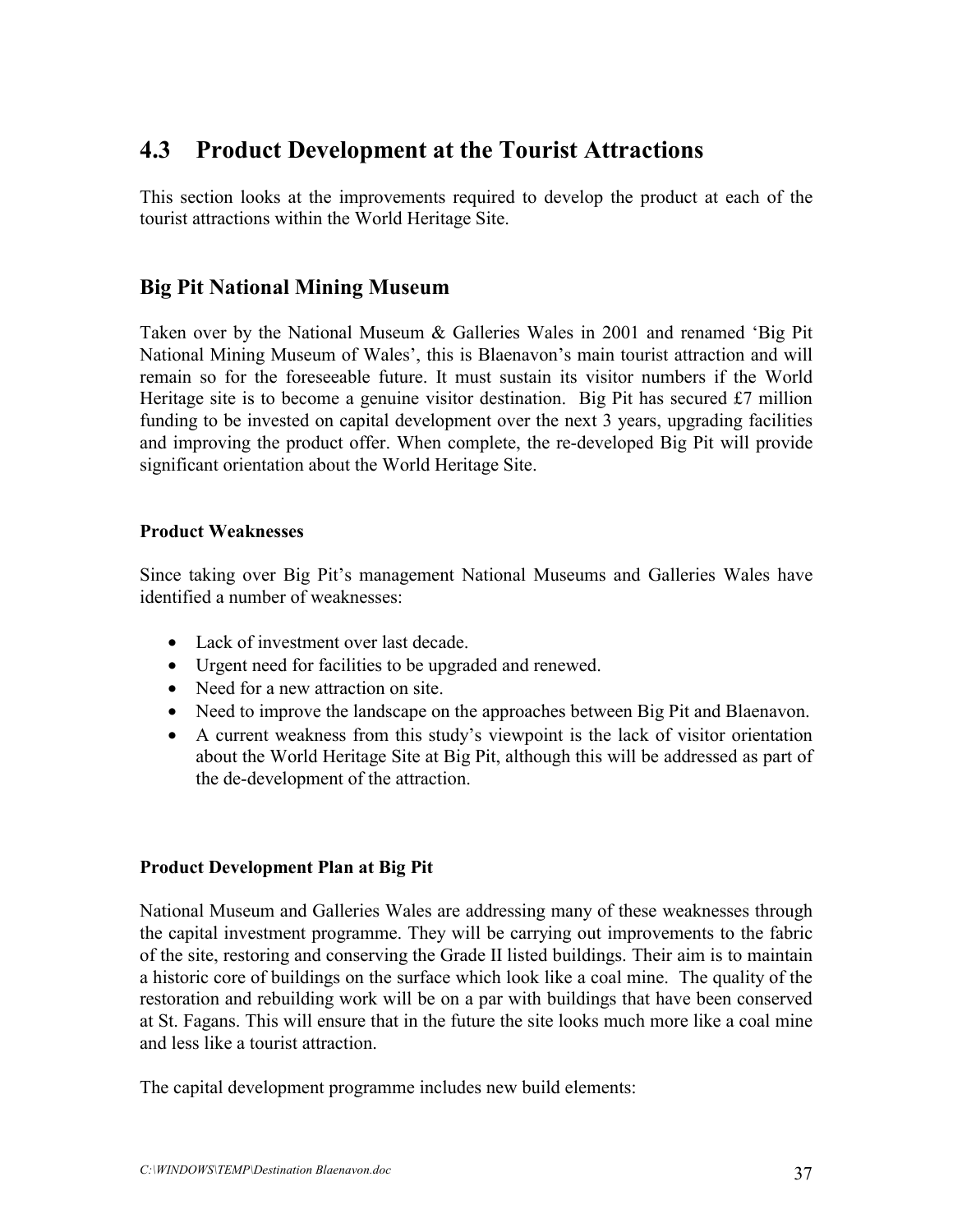## 4.3 Product Development at the Tourist Attractions

This section looks at the improvements required to develop the product at each of the tourist attractions within the World Heritage Site.

### Big Pit National Mining Museum

Taken over by the National Museum & Galleries Wales in 2001 and renamed 'Big Pit National Mining Museum of Wales', this is Blaenavon's main tourist attraction and will remain so for the foreseeable future. It must sustain its visitor numbers if the World Heritage site is to become a genuine visitor destination. Big Pit has secured £7 million funding to be invested on capital development over the next 3 years, upgrading facilities and improving the product offer. When complete, the re-developed Big Pit will provide significant orientation about the World Heritage Site.

**Product Weaknesses**

Since taking over Big Pit's management National Museums and Galleries Wales have identified a number of weaknesses:

- Lack of investment over last decade.
- Urgent need for facilities to be upgraded and renewed.
- Need for a new attraction on site.
- Need to improve the landscape on the approaches between Big Pit and Blaenavon.
- A current weakness from this study's viewpoint is the lack of visitor orientation about the World Heritage Site at Big Pit, although this will be addressed as part of the de-development of the attraction.

**Product Development Plan at Big Pit**

National Museum and Galleries Wales are addressing many of these weaknesses through the capital investment programme. They will be carrying out improvements to the fabric of the site, restoring and conserving the Grade II listed buildings. Their aim is to maintain a historic core of buildings on the surface which look like a coal mine. The quality of the restoration and rebuilding work will be on a par with buildings that have been conserved at St. Fagans. This will ensure that in the future the site looks much more like a coal mine and less like a tourist attraction.

The capital development programme includes new build elements: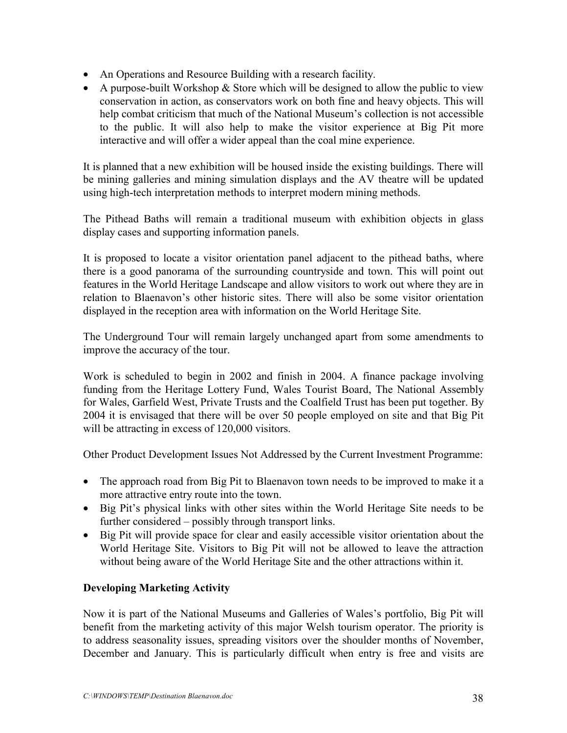- An Operations and Resource Building with a research facility.
- A purpose-built Workshop & Store which will be designed to allow the public to view conservation in action, as conservators work on both fine and heavy objects. This will help combat criticism that much of the National Museum's collection is not accessible to the public. It will also help to make the visitor experience at Big Pit more interactive and will offer a wider appeal than the coal mine experience.

It is planned that a new exhibition will be housed inside the existing buildings. There will be mining galleries and mining simulation displays and the AV theatre will be updated using high-tech interpretation methods to interpret modern mining methods.

The Pithead Baths will remain a traditional museum with exhibition objects in glass display cases and supporting information panels.

It is proposed to locate a visitor orientation panel adjacent to the pithead baths, where there is a good panorama of the surrounding countryside and town. This will point out features in the World Heritage Landscape and allow visitors to work out where they are in relation to Blaenavon's other historic sites. There will also be some visitor orientation displayed in the reception area with information on the World Heritage Site.

The Underground Tour will remain largely unchanged apart from some amendments to improve the accuracy of the tour.

Work is scheduled to begin in 2002 and finish in 2004. A finance package involving funding from the Heritage Lottery Fund, Wales Tourist Board, The National Assembly for Wales, Garfield West, Private Trusts and the Coalfield Trust has been put together. By 2004 it is envisaged that there will be over 50 people employed on site and that Big Pit will be attracting in excess of 120,000 visitors.

Other Product Development Issues Not Addressed by the Current Investment Programme:

- The approach road from Big Pit to Blaenavon town needs to be improved to make it a more attractive entry route into the town.
- Big Pit's physical links with other sites within the World Heritage Site needs to be further considered – possibly through transport links.
- Big Pit will provide space for clear and easily accessible visitor orientation about the World Heritage Site. Visitors to Big Pit will not be allowed to leave the attraction without being aware of the World Heritage Site and the other attractions within it.

**Developing Marketing Activity**

Now it is part of the National Museums and Galleries of Wales's portfolio, Big Pit will benefit from the marketing activity of this major Welsh tourism operator. The priority is to address seasonality issues, spreading visitors over the shoulder months of November, December and January. This is particularly difficult when entry is free and visits are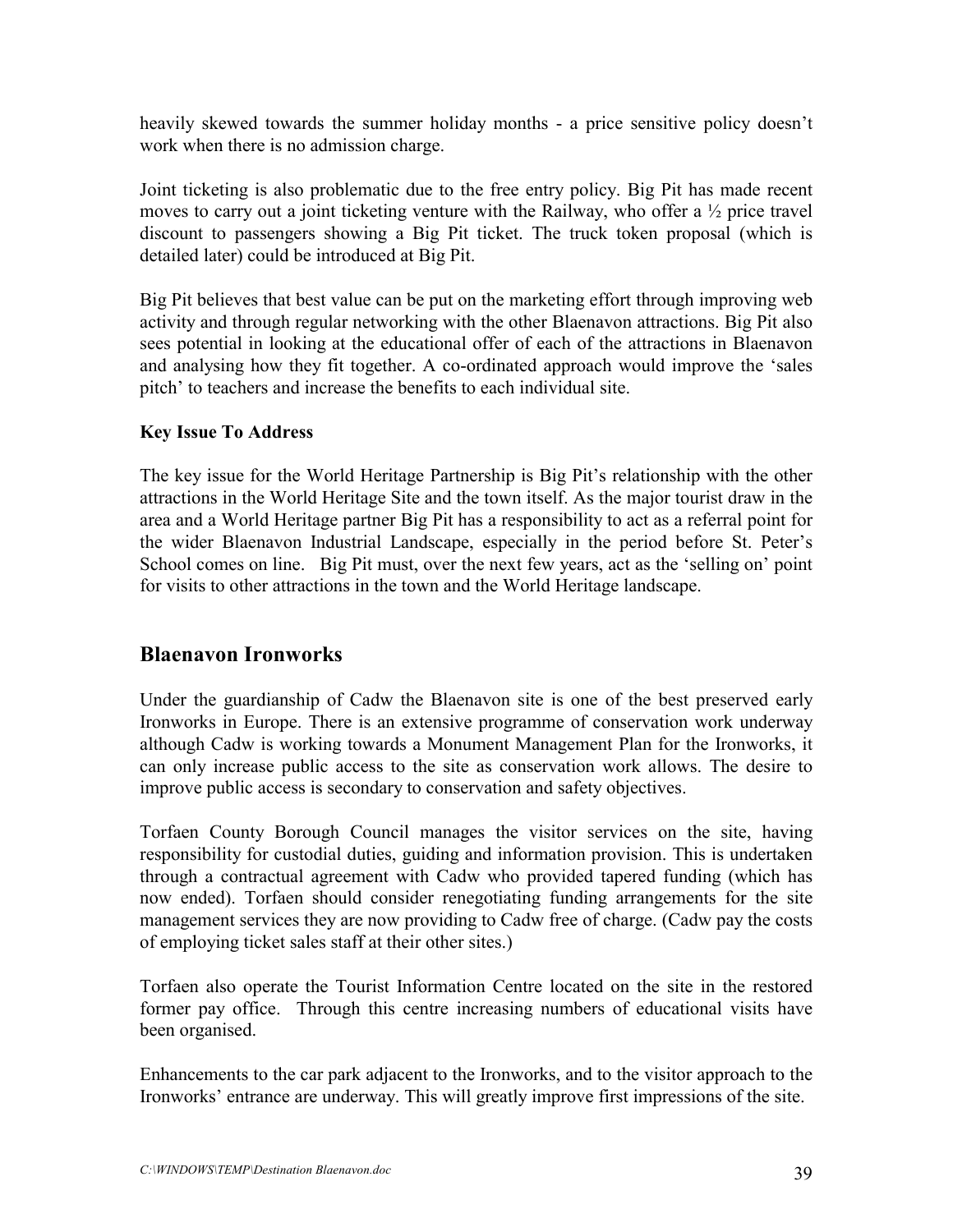heavily skewed towards the summer holiday months - a price sensitive policy doesn't work when there is no admission charge.

Joint ticketing is also problematic due to the free entry policy. Big Pit has made recent moves to carry out a joint ticketing venture with the Railway, who offer a ½ price travel discount to passengers showing a Big Pit ticket. The truck token proposal (which is detailed later) could be introduced at Big Pit.

Big Pit believes that best value can be put on the marketing effort through improving web activity and through regular networking with the other Blaenavon attractions. Big Pit also sees potential in looking at the educational offer of each of the attractions in Blaenavon and analysing how they fit together. A co-ordinated approach would improve the 'sales pitch' to teachers and increase the benefits to each individual site.

**Key Issue To Address**

The key issue for the World Heritage Partnership is Big Pit's relationship with the other attractions in the World Heritage Site and the town itself. As the major tourist draw in the area and a World Heritage partner Big Pit has a responsibility to act as a referral point for the wider Blaenavon Industrial Landscape, especially in the period before St. Peter's School comes on line. Big Pit must, over the next few years, act as the 'selling on' point for visits to other attractions in the town and the World Heritage landscape.

## Blaenavon Ironworks

Under the guardianship of Cadw the Blaenavon site is one of the best preserved early Ironworks in Europe. There is an extensive programme of conservation work underway although Cadw is working towards a Monument Management Plan for the Ironworks, it can only increase public access to the site as conservation work allows. The desire to improve public access is secondary to conservation and safety objectives.

Torfaen County Borough Council manages the visitor services on the site, having responsibility for custodial duties, guiding and information provision. This is undertaken through a contractual agreement with Cadw who provided tapered funding (which has now ended). Torfaen should consider renegotiating funding arrangements for the site management services they are now providing to Cadw free of charge. (Cadw pay the costs of employing ticket sales staff at their other sites.)

Torfaen also operate the Tourist Information Centre located on the site in the restored former pay office. Through this centre increasing numbers of educational visits have been organised.

Enhancements to the car park adjacent to the Ironworks, and to the visitor approach to the Ironworks' entrance are underway. This will greatly improve first impressions of the site.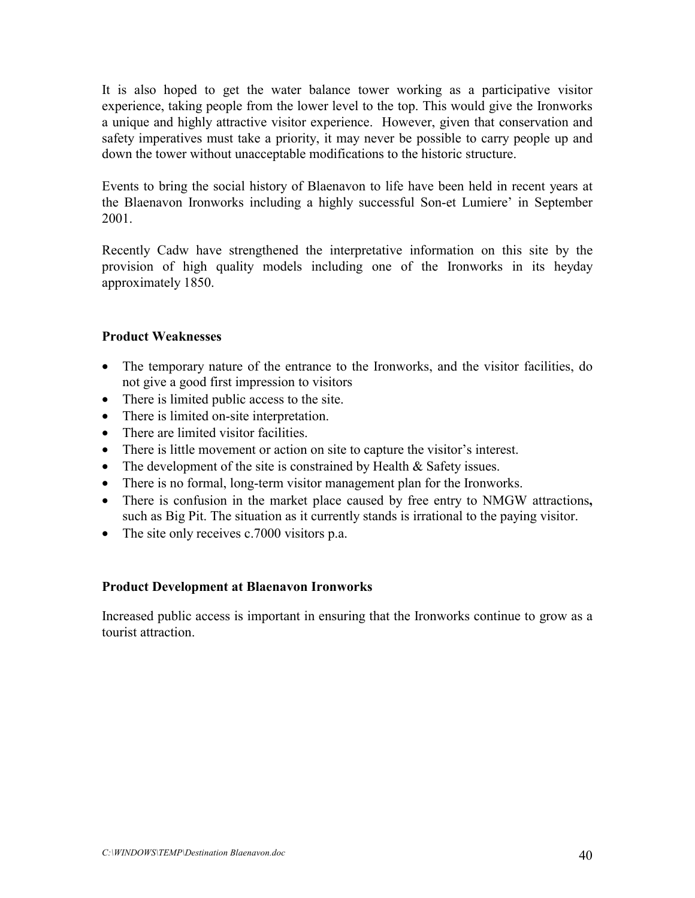It is also hoped to get the water balance tower working as a participative visitor experience, taking people from the lower level to the top. This would give the Ironworks a unique and highly attractive visitor experience. However, given that conservation and safety imperatives must take a priority, it may never be possible to carry people up and down the tower without unacceptable modifications to the historic structure.

Events to bring the social history of Blaenavon to life have been held in recent years at the Blaenavon Ironworks including a highly successful Son-et Lumiere' in September 2001.

Recently Cadw have strengthened the interpretative information on this site by the provision of high quality models including one of the Ironworks in its heyday approximately 1850.

**Product Weaknesses**

- The temporary nature of the entrance to the Ironworks, and the visitor facilities, do not give a good first impression to visitors
- There is limited public access to the site.
- There is limited on-site interpretation.
- There are limited visitor facilities.
- There is little movement or action on site to capture the visitor's interest.
- The development of the site is constrained by Health & Safety issues.
- There is no formal, long-term visitor management plan for the Ironworks.
- There is confusion in the market place caused by free entry to NMGW attractions**,** such as Big Pit. The situation as it currently stands is irrational to the paying visitor.
- The site only receives c.7000 visitors p.a.

**Product Development at Blaenavon Ironworks**

Increased public access is important in ensuring that the Ironworks continue to grow as a tourist attraction.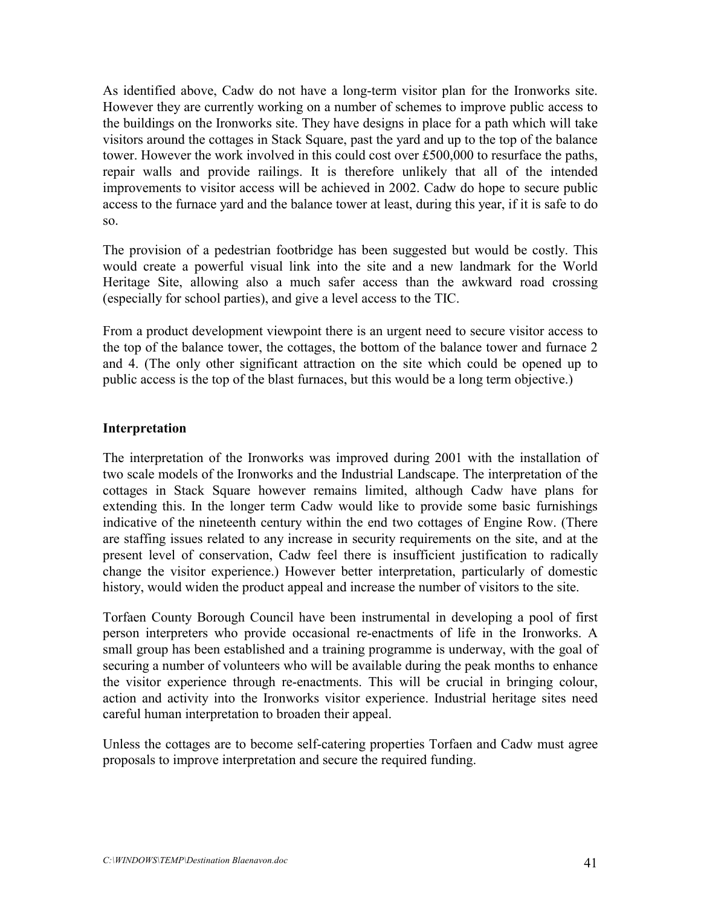As identified above, Cadw do not have a long-term visitor plan for the Ironworks site. However they are currently working on a number of schemes to improve public access to the buildings on the Ironworks site. They have designs in place for a path which will take visitors around the cottages in Stack Square, past the yard and up to the top of the balance tower. However the work involved in this could cost over £500,000 to resurface the paths, repair walls and provide railings. It is therefore unlikely that all of the intended improvements to visitor access will be achieved in 2002. Cadw do hope to secure public access to the furnace yard and the balance tower at least, during this year, if it is safe to do so.

The provision of a pedestrian footbridge has been suggested but would be costly. This would create a powerful visual link into the site and a new landmark for the World Heritage Site, allowing also a much safer access than the awkward road crossing (especially for school parties), and give a level access to the TIC.

From a product development viewpoint there is an urgent need to secure visitor access to the top of the balance tower, the cottages, the bottom of the balance tower and furnace 2 and 4. (The only other significant attraction on the site which could be opened up to public access is the top of the blast furnaces, but this would be a long term objective.)

**Interpretation**

The interpretation of the Ironworks was improved during 2001 with the installation of two scale models of the Ironworks and the Industrial Landscape. The interpretation of the cottages in Stack Square however remains limited, although Cadw have plans for extending this. In the longer term Cadw would like to provide some basic furnishings indicative of the nineteenth century within the end two cottages of Engine Row. (There are staffing issues related to any increase in security requirements on the site, and at the present level of conservation, Cadw feel there is insufficient justification to radically change the visitor experience.) However better interpretation, particularly of domestic history, would widen the product appeal and increase the number of visitors to the site.

Torfaen County Borough Council have been instrumental in developing a pool of first person interpreters who provide occasional re-enactments of life in the Ironworks. A small group has been established and a training programme is underway, with the goal of securing a number of volunteers who will be available during the peak months to enhance the visitor experience through re-enactments. This will be crucial in bringing colour, action and activity into the Ironworks visitor experience. Industrial heritage sites need careful human interpretation to broaden their appeal.

Unless the cottages are to become self-catering properties Torfaen and Cadw must agree proposals to improve interpretation and secure the required funding.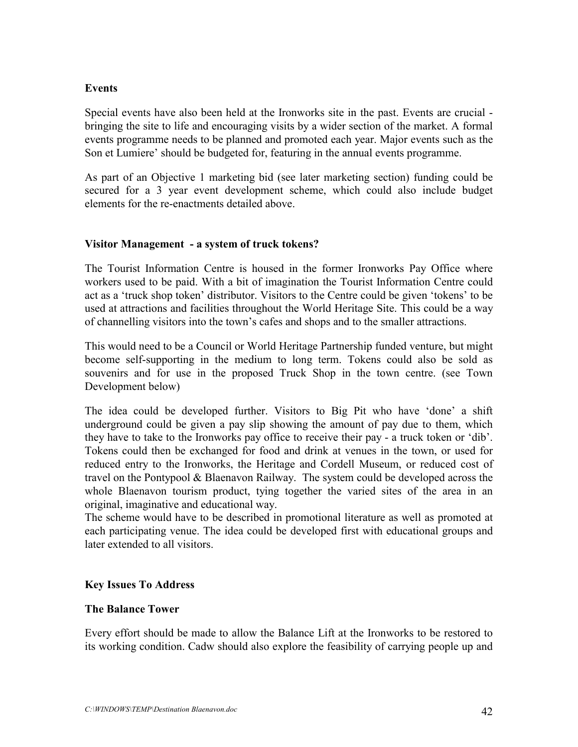**Events**

Special events have also been held at the Ironworks site in the past. Events are crucial - bringing the site to life and encouraging visits by a wider section of the market. A formal events programme needs to be planned and promoted each year. Major events such as the Son et Lumiere' should be budgeted for, featuring in the annual events programme.

As part of an Objective 1 marketing bid (see later marketing section) funding could be secured for a 3 year event development scheme, which could also include budget elements for the re-enactments detailed above.

**Visitor Management - a system of truck tokens?**

The Tourist Information Centre is housed in the former Ironworks Pay Office where workers used to be paid. With a bit of imagination the Tourist Information Centre could act as a 'truck shop token' distributor. Visitors to the Centre could be given 'tokens' to be used at attractions and facilities throughout the World Heritage Site. This could be a way of channelling visitors into the town's cafes and shops and to the smaller attractions.

This would need to be a Council or World Heritage Partnership funded venture, but might become self-supporting in the medium to long term. Tokens could also be sold as souvenirs and for use in the proposed Truck Shop in the town centre. (see Town Development below)

The idea could be developed further. Visitors to Big Pit who have 'done' a shift underground could be given a pay slip showing the amount of pay due to them, which they have to take to the Ironworks pay office to receive their pay - a truck token or 'dib'. Tokens could then be exchanged for food and drink at venues in the town, or used for reduced entry to the Ironworks, the Heritage and Cordell Museum, or reduced cost of travel on the Pontypool & Blaenavon Railway. The system could be developed across the whole Blaenavon tourism product, tying together the varied sites of the area in an original, imaginative and educational way.
The scheme would have to be described in promotional literature as well as promoted at each participating venue. The idea could be developed first with educational groups and later extended to all visitors.

**Key Issues To Address**

**The Balance Tower**

Every effort should be made to allow the Balance Lift at the Ironworks to be restored to its working condition. Cadw should also explore the feasibility of carrying people up and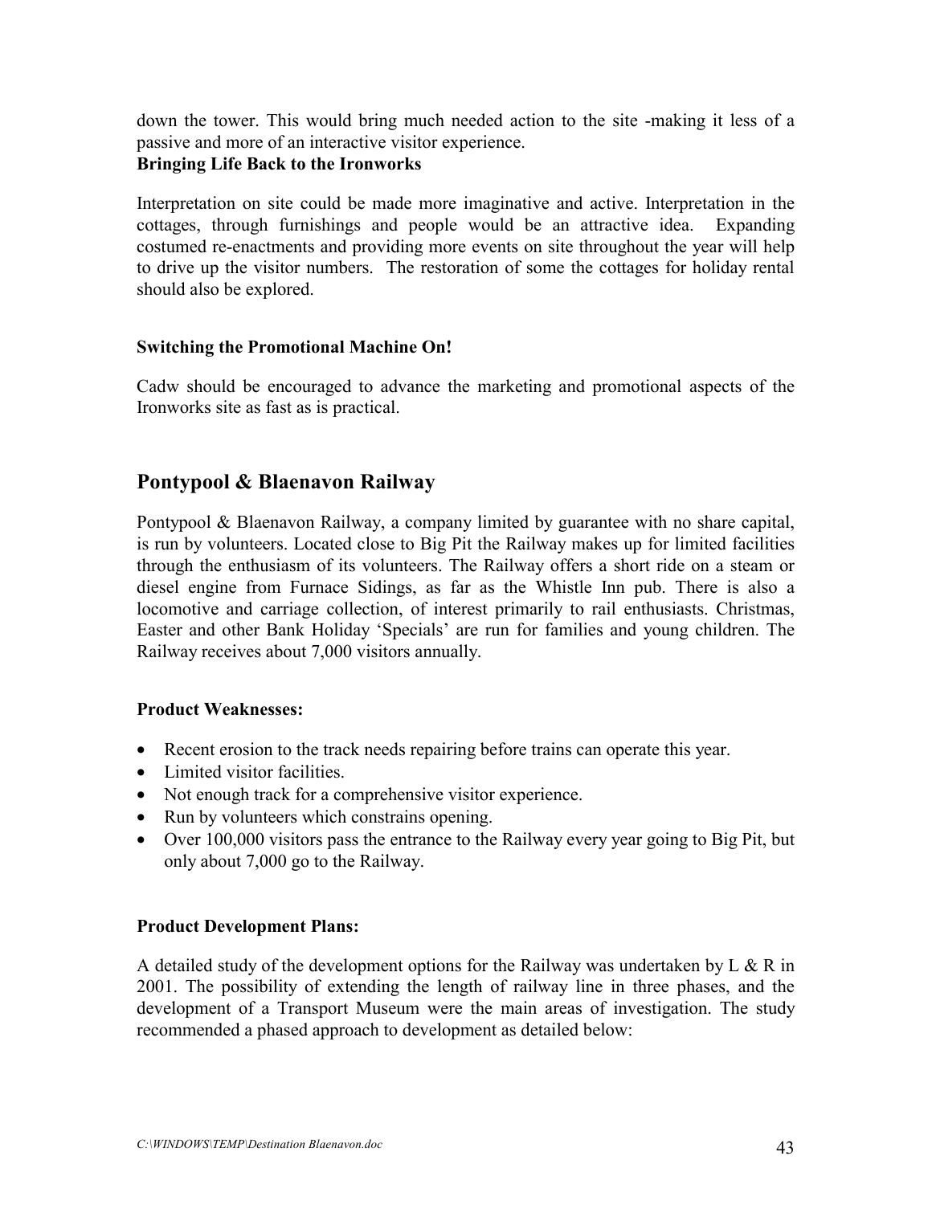down the tower. This would bring much needed action to the site -making it less of a passive and more of an interactive visitor experience.

**Bringing Life Back to the Ironworks**

Interpretation on site could be made more imaginative and active. Interpretation in the cottages, through furnishings and people would be an attractive idea. Expanding costumed re-enactments and providing more events on site throughout the year will help to drive up the visitor numbers. The restoration of some the cottages for holiday rental should also be explored.

**Switching the Promotional Machine On!**

Cadw should be encouraged to advance the marketing and promotional aspects of the Ironworks site as fast as is practical.

## Pontypool & Blaenavon Railway

Pontypool & Blaenavon Railway, a company limited by guarantee with no share capital, is run by volunteers. Located close to Big Pit the Railway makes up for limited facilities through the enthusiasm of its volunteers. The Railway offers a short ride on a steam or diesel engine from Furnace Sidings, as far as the Whistle Inn pub. There is also a locomotive and carriage collection, of interest primarily to rail enthusiasts. Christmas, Easter and other Bank Holiday 'Specials' are run for families and young children. The Railway receives about 7,000 visitors annually.

**Product Weaknesses:**

- Recent erosion to the track needs repairing before trains can operate this year.
- Limited visitor facilities.
- Not enough track for a comprehensive visitor experience.
- Run by volunteers which constrains opening.
- Over 100,000 visitors pass the entrance to the Railway every year going to Big Pit, but only about 7,000 go to the Railway.

**Product Development Plans:**

A detailed study of the development options for the Railway was undertaken by L & R in 2001. The possibility of extending the length of railway line in three phases, and the development of a Transport Museum were the main areas of investigation. The study recommended a phased approach to development as detailed below: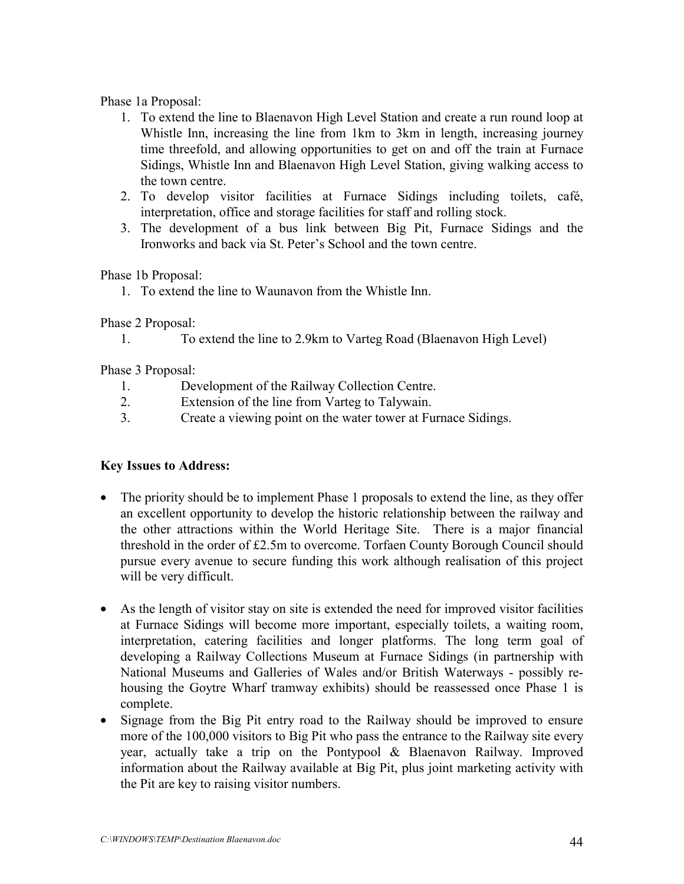Phase 1a Proposal:

1. To extend the line to Blaenavon High Level Station and create a run round loop at Whistle Inn, increasing the line from 1km to 3km in length, increasing journey time threefold, and allowing opportunities to get on and off the train at Furnace Sidings, Whistle Inn and Blaenavon High Level Station, giving walking access to the town centre.
2. To develop visitor facilities at Furnace Sidings including toilets, café, interpretation, office and storage facilities for staff and rolling stock.
3. The development of a bus link between Big Pit, Furnace Sidings and the Ironworks and back via St. Peter's School and the town centre.

Phase 1b Proposal:

1. To extend the line to Waunavon from the Whistle Inn.

Phase 2 Proposal:

1. To extend the line to 2.9km to Varteg Road (Blaenavon High Level)

Phase 3 Proposal:

1. Development of the Railway Collection Centre.
2. Extension of the line from Varteg to Talywain.
3. Create a viewing point on the water tower at Furnace Sidings.

**Key Issues to Address:**

- The priority should be to implement Phase 1 proposals to extend the line, as they offer an excellent opportunity to develop the historic relationship between the railway and the other attractions within the World Heritage Site. There is a major financial threshold in the order of £2.5m to overcome. Torfaen County Borough Council should pursue every avenue to secure funding this work although realisation of this project will be very difficult.

- As the length of visitor stay on site is extended the need for improved visitor facilities at Furnace Sidings will become more important, especially toilets, a waiting room, interpretation, catering facilities and longer platforms. The long term goal of developing a Railway Collections Museum at Furnace Sidings (in partnership with National Museums and Galleries of Wales and/or British Waterways - possibly re-housing the Goytre Wharf tramway exhibits) should be reassessed once Phase 1 is complete.
- Signage from the Big Pit entry road to the Railway should be improved to ensure more of the 100,000 visitors to Big Pit who pass the entrance to the Railway site every year, actually take a trip on the Pontypool & Blaenavon Railway. Improved information about the Railway available at Big Pit, plus joint marketing activity with the Pit are key to raising visitor numbers.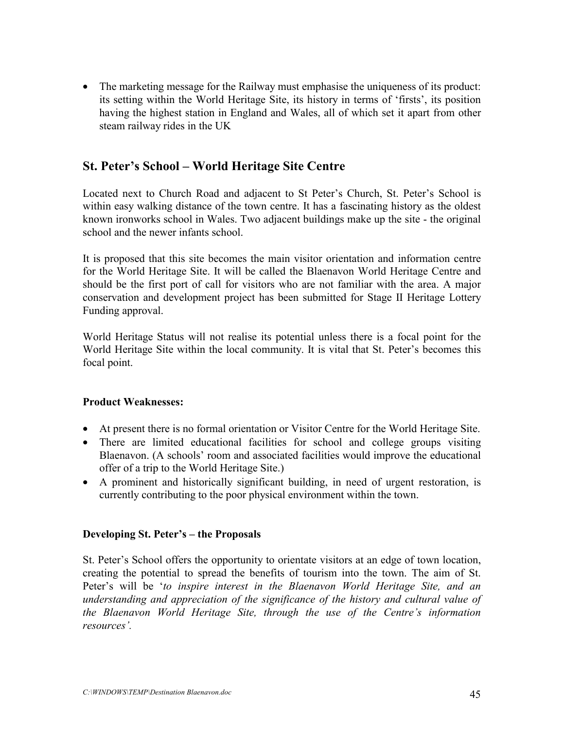- The marketing message for the Railway must emphasise the uniqueness of its product: its setting within the World Heritage Site, its history in terms of 'firsts', its position having the highest station in England and Wales, all of which set it apart from other steam railway rides in the UK

## St. Peter's School – World Heritage Site Centre

Located next to Church Road and adjacent to St Peter's Church, St. Peter's School is within easy walking distance of the town centre. It has a fascinating history as the oldest known ironworks school in Wales. Two adjacent buildings make up the site - the original school and the newer infants school.

It is proposed that this site becomes the main visitor orientation and information centre for the World Heritage Site. It will be called the Blaenavon World Heritage Centre and should be the first port of call for visitors who are not familiar with the area. A major conservation and development project has been submitted for Stage II Heritage Lottery Funding approval.

World Heritage Status will not realise its potential unless there is a focal point for the World Heritage Site within the local community. It is vital that St. Peter's becomes this focal point.

**Product Weaknesses:**

- At present there is no formal orientation or Visitor Centre for the World Heritage Site.
- There are limited educational facilities for school and college groups visiting Blaenavon. (A schools' room and associated facilities would improve the educational offer of a trip to the World Heritage Site.)
- A prominent and historically significant building, in need of urgent restoration, is currently contributing to the poor physical environment within the town.

**Developing St. Peter's – the Proposals**

St. Peter's School offers the opportunity to orientate visitors at an edge of town location, creating the potential to spread the benefits of tourism into the town. The aim of St. Peter's will be '*to inspire interest in the Blaenavon World Heritage Site, and an understanding and appreciation of the significance of the history and cultural value of the Blaenavon World Heritage Site, through the use of the Centre's information resources'.*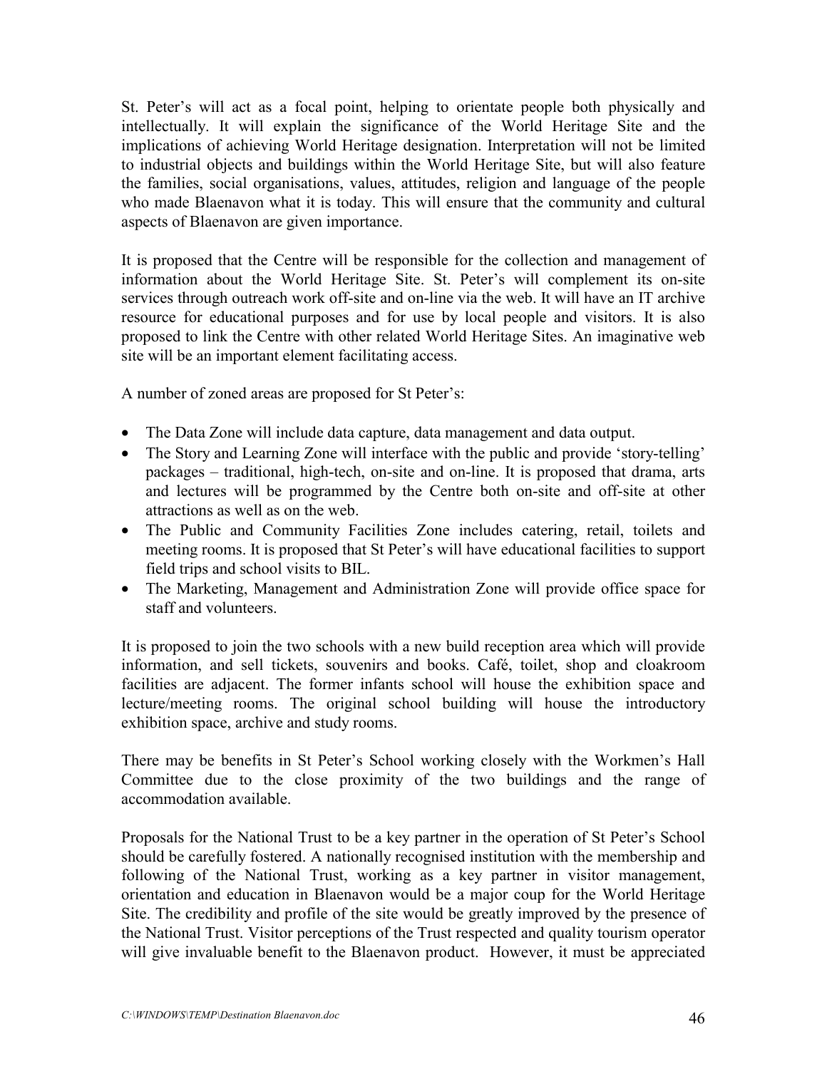St. Peter's will act as a focal point, helping to orientate people both physically and intellectually. It will explain the significance of the World Heritage Site and the implications of achieving World Heritage designation. Interpretation will not be limited to industrial objects and buildings within the World Heritage Site, but will also feature the families, social organisations, values, attitudes, religion and language of the people who made Blaenavon what it is today. This will ensure that the community and cultural aspects of Blaenavon are given importance.

It is proposed that the Centre will be responsible for the collection and management of information about the World Heritage Site. St. Peter's will complement its on-site services through outreach work off-site and on-line via the web. It will have an IT archive resource for educational purposes and for use by local people and visitors. It is also proposed to link the Centre with other related World Heritage Sites. An imaginative web site will be an important element facilitating access.

A number of zoned areas are proposed for St Peter's:

- The Data Zone will include data capture, data management and data output.
- The Story and Learning Zone will interface with the public and provide 'story-telling' packages – traditional, high-tech, on-site and on-line. It is proposed that drama, arts and lectures will be programmed by the Centre both on-site and off-site at other attractions as well as on the web.
- The Public and Community Facilities Zone includes catering, retail, toilets and meeting rooms. It is proposed that St Peter's will have educational facilities to support field trips and school visits to BIL.
- The Marketing, Management and Administration Zone will provide office space for staff and volunteers.

It is proposed to join the two schools with a new build reception area which will provide information, and sell tickets, souvenirs and books. Café, toilet, shop and cloakroom facilities are adjacent. The former infants school will house the exhibition space and lecture/meeting rooms. The original school building will house the introductory exhibition space, archive and study rooms.

There may be benefits in St Peter's School working closely with the Workmen's Hall Committee due to the close proximity of the two buildings and the range of accommodation available.

Proposals for the National Trust to be a key partner in the operation of St Peter's School should be carefully fostered. A nationally recognised institution with the membership and following of the National Trust, working as a key partner in visitor management, orientation and education in Blaenavon would be a major coup for the World Heritage Site. The credibility and profile of the site would be greatly improved by the presence of the National Trust. Visitor perceptions of the Trust respected and quality tourism operator will give invaluable benefit to the Blaenavon product. However, it must be appreciated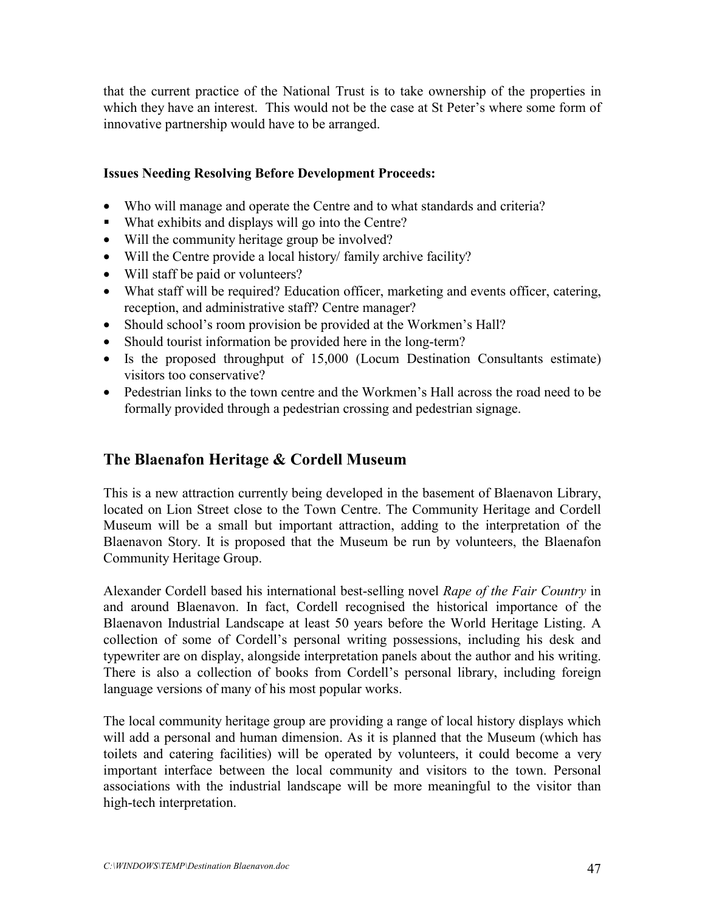that the current practice of the National Trust is to take ownership of the properties in which they have an interest. This would not be the case at St Peter's where some form of innovative partnership would have to be arranged.

**Issues Needing Resolving Before Development Proceeds:**

- Who will manage and operate the Centre and to what standards and criteria?
- What exhibits and displays will go into the Centre?
- Will the community heritage group be involved?
- Will the Centre provide a local history/ family archive facility?
- Will staff be paid or volunteers?
- What staff will be required? Education officer, marketing and events officer, catering, reception, and administrative staff? Centre manager?
- Should school's room provision be provided at the Workmen's Hall?
- Should tourist information be provided here in the long-term?
- Is the proposed throughput of 15,000 (Locum Destination Consultants estimate) visitors too conservative?
- Pedestrian links to the town centre and the Workmen's Hall across the road need to be formally provided through a pedestrian crossing and pedestrian signage.

## The Blaenafon Heritage & Cordell Museum

This is a new attraction currently being developed in the basement of Blaenavon Library, located on Lion Street close to the Town Centre. The Community Heritage and Cordell Museum will be a small but important attraction, adding to the interpretation of the Blaenavon Story. It is proposed that the Museum be run by volunteers, the Blaenafon Community Heritage Group.

Alexander Cordell based his international best-selling novel *Rape of the Fair Country* in and around Blaenavon. In fact, Cordell recognised the historical importance of the Blaenavon Industrial Landscape at least 50 years before the World Heritage Listing. A collection of some of Cordell's personal writing possessions, including his desk and typewriter are on display, alongside interpretation panels about the author and his writing. There is also a collection of books from Cordell's personal library, including foreign language versions of many of his most popular works.

The local community heritage group are providing a range of local history displays which will add a personal and human dimension. As it is planned that the Museum (which has toilets and catering facilities) will be operated by volunteers, it could become a very important interface between the local community and visitors to the town. Personal associations with the industrial landscape will be more meaningful to the visitor than high-tech interpretation.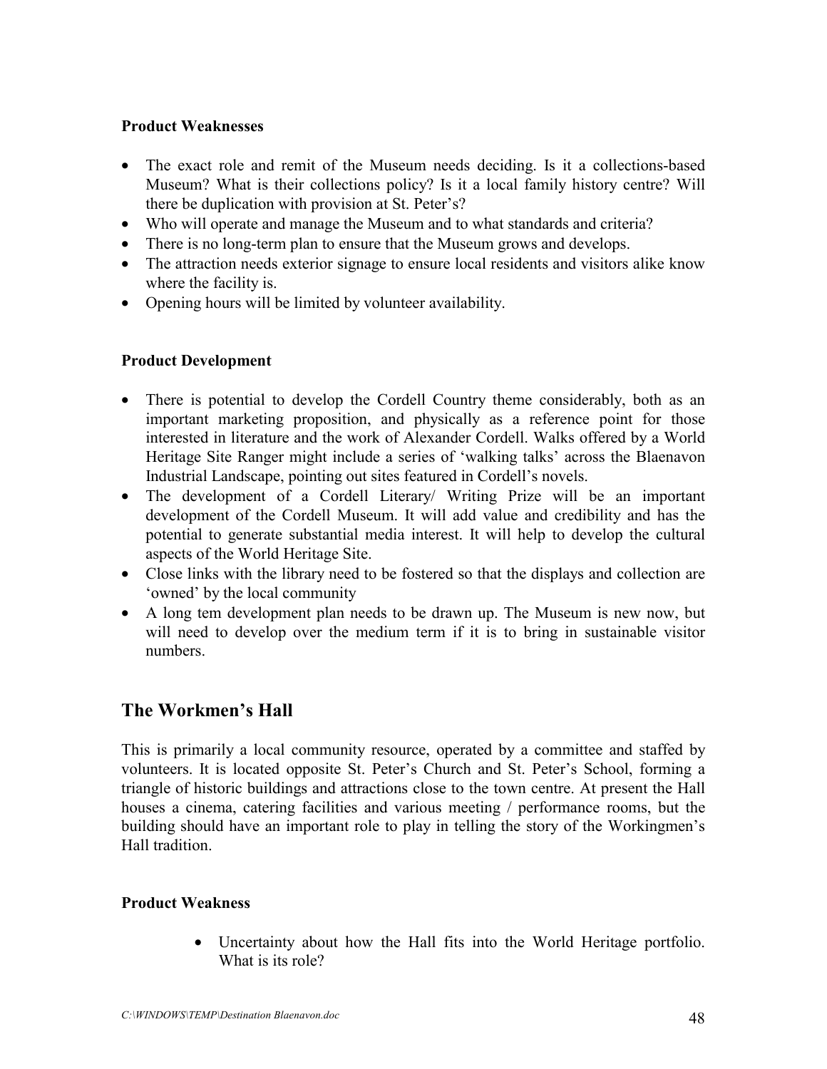### Product Weaknesses

- The exact role and remit of the Museum needs deciding. Is it a collections-based Museum? What is their collections policy? Is it a local family history centre? Will there be duplication with provision at St. Peter's?
- Who will operate and manage the Museum and to what standards and criteria?
- There is no long-term plan to ensure that the Museum grows and develops.
- The attraction needs exterior signage to ensure local residents and visitors alike know where the facility is.
- Opening hours will be limited by volunteer availability.

### Product Development

- There is potential to develop the Cordell Country theme considerably, both as an important marketing proposition, and physically as a reference point for those interested in literature and the work of Alexander Cordell. Walks offered by a World Heritage Site Ranger might include a series of 'walking talks' across the Blaenavon Industrial Landscape, pointing out sites featured in Cordell's novels.
- The development of a Cordell Literary/ Writing Prize will be an important development of the Cordell Museum. It will add value and credibility and has the potential to generate substantial media interest. It will help to develop the cultural aspects of the World Heritage Site.
- Close links with the library need to be fostered so that the displays and collection are 'owned' by the local community
- A long tem development plan needs to be drawn up. The Museum is new now, but will need to develop over the medium term if it is to bring in sustainable visitor numbers.

## The Workmen's Hall

This is primarily a local community resource, operated by a committee and staffed by volunteers. It is located opposite St. Peter's Church and St. Peter's School, forming a triangle of historic buildings and attractions close to the town centre. At present the Hall houses a cinema, catering facilities and various meeting / performance rooms, but the building should have an important role to play in telling the story of the Workingmen's Hall tradition.

### Product Weakness

- Uncertainty about how the Hall fits into the World Heritage portfolio. What is its role?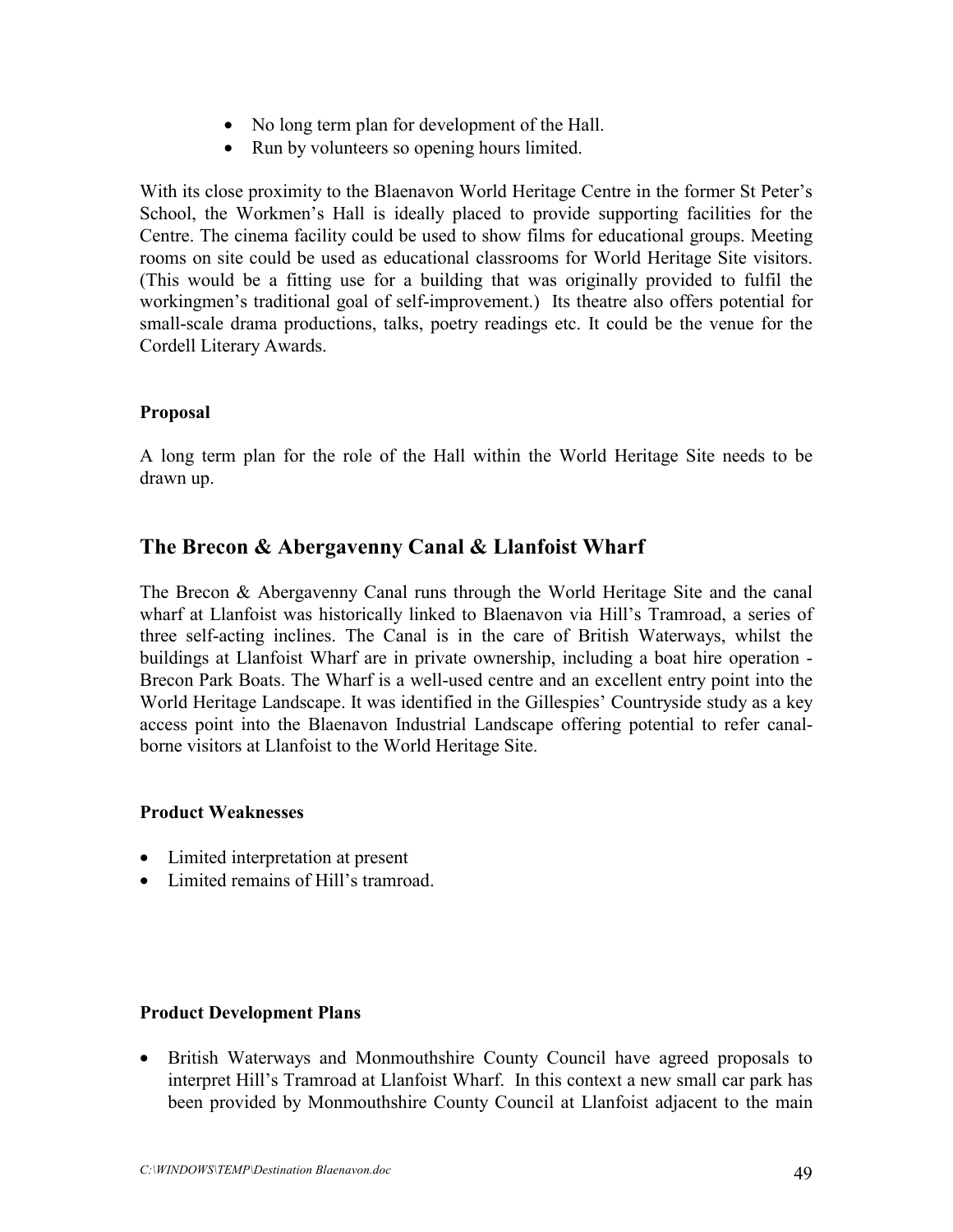- No long term plan for development of the Hall.
- Run by volunteers so opening hours limited.

With its close proximity to the Blaenavon World Heritage Centre in the former St Peter's School, the Workmen's Hall is ideally placed to provide supporting facilities for the Centre. The cinema facility could be used to show films for educational groups. Meeting rooms on site could be used as educational classrooms for World Heritage Site visitors. (This would be a fitting use for a building that was originally provided to fulfil the workingmen's traditional goal of self-improvement.) Its theatre also offers potential for small-scale drama productions, talks, poetry readings etc. It could be the venue for the Cordell Literary Awards.

**Proposal**

A long term plan for the role of the Hall within the World Heritage Site needs to be drawn up.

## The Brecon & Abergavenny Canal & Llanfoist Wharf

The Brecon & Abergavenny Canal runs through the World Heritage Site and the canal wharf at Llanfoist was historically linked to Blaenavon via Hill's Tramroad, a series of three self-acting inclines. The Canal is in the care of British Waterways, whilst the buildings at Llanfoist Wharf are in private ownership, including a boat hire operation - Brecon Park Boats. The Wharf is a well-used centre and an excellent entry point into the World Heritage Landscape. It was identified in the Gillespies' Countryside study as a key access point into the Blaenavon Industrial Landscape offering potential to refer canal-borne visitors at Llanfoist to the World Heritage Site.

**Product Weaknesses**

- Limited interpretation at present
- Limited remains of Hill's tramroad.

**Product Development Plans**

- British Waterways and Monmouthshire County Council have agreed proposals to interpret Hill's Tramroad at Llanfoist Wharf. In this context a new small car park has been provided by Monmouthshire County Council at Llanfoist adjacent to the main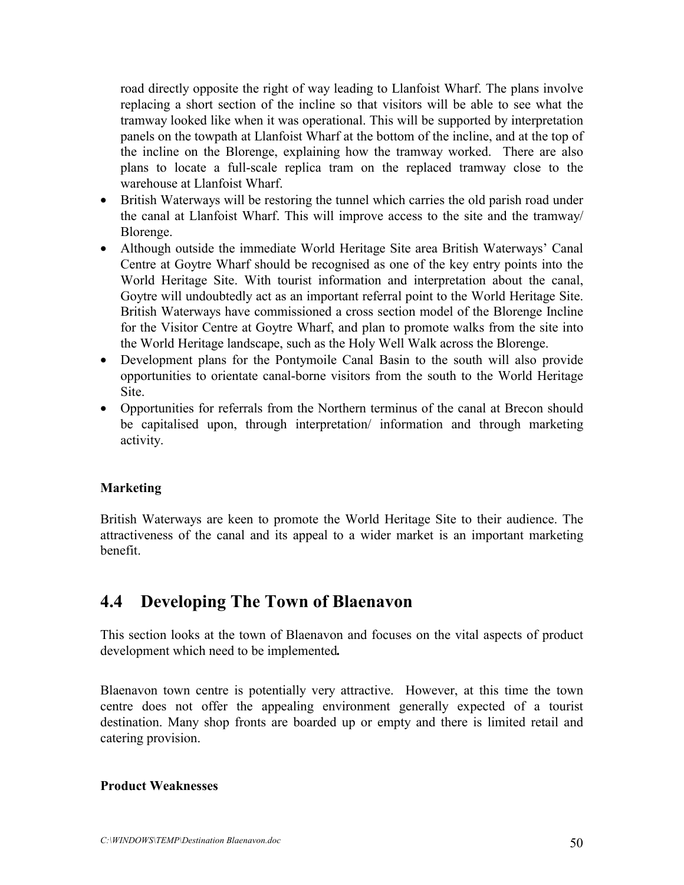road directly opposite the right of way leading to Llanfoist Wharf. The plans involve replacing a short section of the incline so that visitors will be able to see what the tramway looked like when it was operational. This will be supported by interpretation panels on the towpath at Llanfoist Wharf at the bottom of the incline, and at the top of the incline on the Blorenge, explaining how the tramway worked. There are also plans to locate a full-scale replica tram on the replaced tramway close to the warehouse at Llanfoist Wharf.

- British Waterways will be restoring the tunnel which carries the old parish road under the canal at Llanfoist Wharf. This will improve access to the site and the tramway/ Blorenge.
- Although outside the immediate World Heritage Site area British Waterways' Canal Centre at Goytre Wharf should be recognised as one of the key entry points into the World Heritage Site. With tourist information and interpretation about the canal, Goytre will undoubtedly act as an important referral point to the World Heritage Site. British Waterways have commissioned a cross section model of the Blorenge Incline for the Visitor Centre at Goytre Wharf, and plan to promote walks from the site into the World Heritage landscape, such as the Holy Well Walk across the Blorenge.
- Development plans for the Pontymoile Canal Basin to the south will also provide opportunities to orientate canal-borne visitors from the south to the World Heritage Site.
- Opportunities for referrals from the Northern terminus of the canal at Brecon should be capitalised upon, through interpretation/ information and through marketing activity.

**Marketing**

British Waterways are keen to promote the World Heritage Site to their audience. The attractiveness of the canal and its appeal to a wider market is an important marketing benefit.

## 4.4 Developing The Town of Blaenavon

This section looks at the town of Blaenavon and focuses on the vital aspects of product development which need to be implemented***.***

Blaenavon town centre is potentially very attractive. However, at this time the town centre does not offer the appealing environment generally expected of a tourist destination. Many shop fronts are boarded up or empty and there is limited retail and catering provision.

**Product Weaknesses**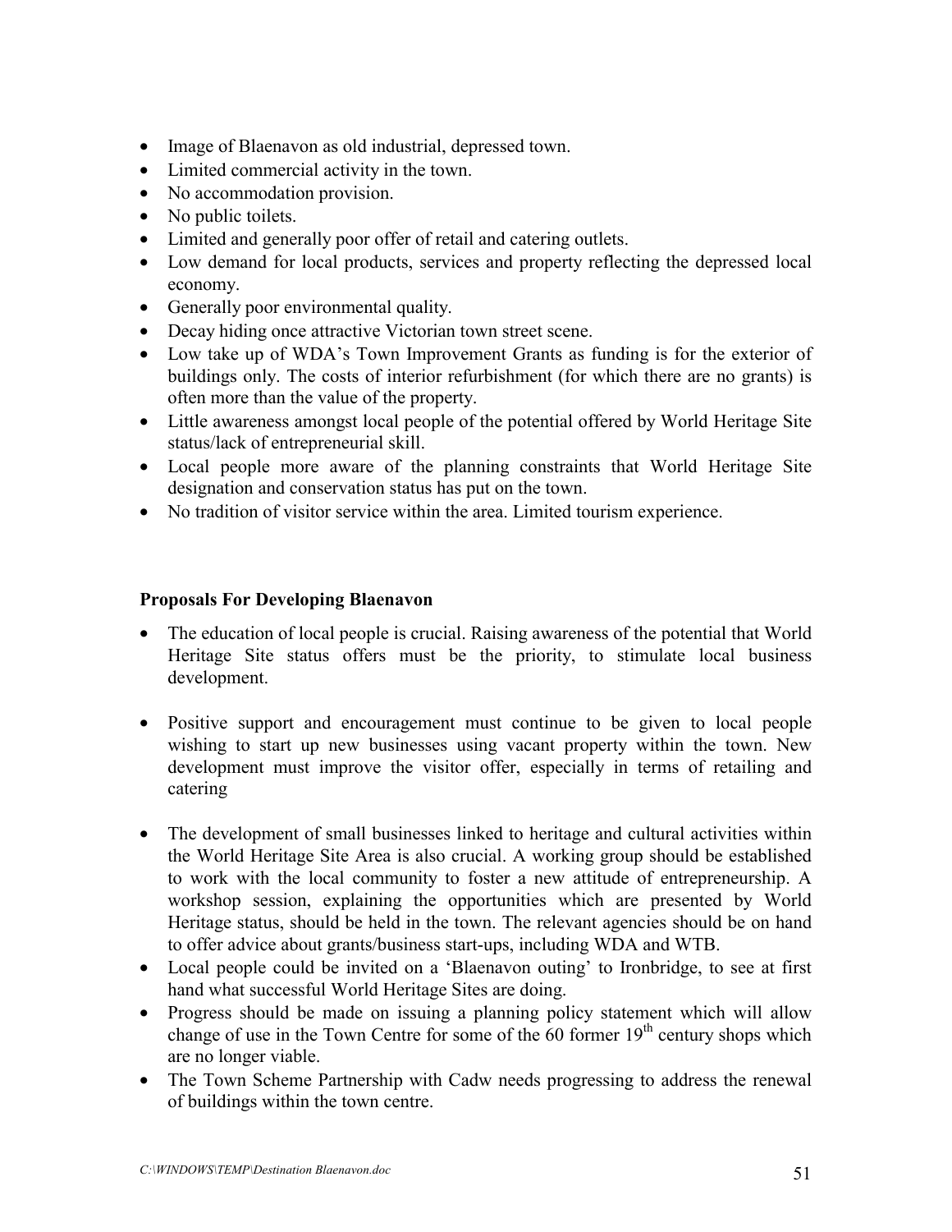- Image of Blaenavon as old industrial, depressed town.
- Limited commercial activity in the town.
- No accommodation provision.
- No public toilets.
- Limited and generally poor offer of retail and catering outlets.
- Low demand for local products, services and property reflecting the depressed local economy.
- Generally poor environmental quality.
- Decay hiding once attractive Victorian town street scene.
- Low take up of WDA's Town Improvement Grants as funding is for the exterior of buildings only. The costs of interior refurbishment (for which there are no grants) is often more than the value of the property.
- Little awareness amongst local people of the potential offered by World Heritage Site status/lack of entrepreneurial skill.
- Local people more aware of the planning constraints that World Heritage Site designation and conservation status has put on the town.
- No tradition of visitor service within the area. Limited tourism experience.

**Proposals For Developing Blaenavon**

- The education of local people is crucial. Raising awareness of the potential that World Heritage Site status offers must be the priority, to stimulate local business development.

- Positive support and encouragement must continue to be given to local people wishing to start up new businesses using vacant property within the town. New development must improve the visitor offer, especially in terms of retailing and catering

- The development of small businesses linked to heritage and cultural activities within the World Heritage Site Area is also crucial. A working group should be established to work with the local community to foster a new attitude of entrepreneurship. A workshop session, explaining the opportunities which are presented by World Heritage status, should be held in the town. The relevant agencies should be on hand to offer advice about grants/business start-ups, including WDA and WTB.
- Local people could be invited on a 'Blaenavon outing' to Ironbridge, to see at first hand what successful World Heritage Sites are doing.
- Progress should be made on issuing a planning policy statement which will allow change of use in the Town Centre for some of the 60 former 19th century shops which are no longer viable.
- The Town Scheme Partnership with Cadw needs progressing to address the renewal of buildings within the town centre.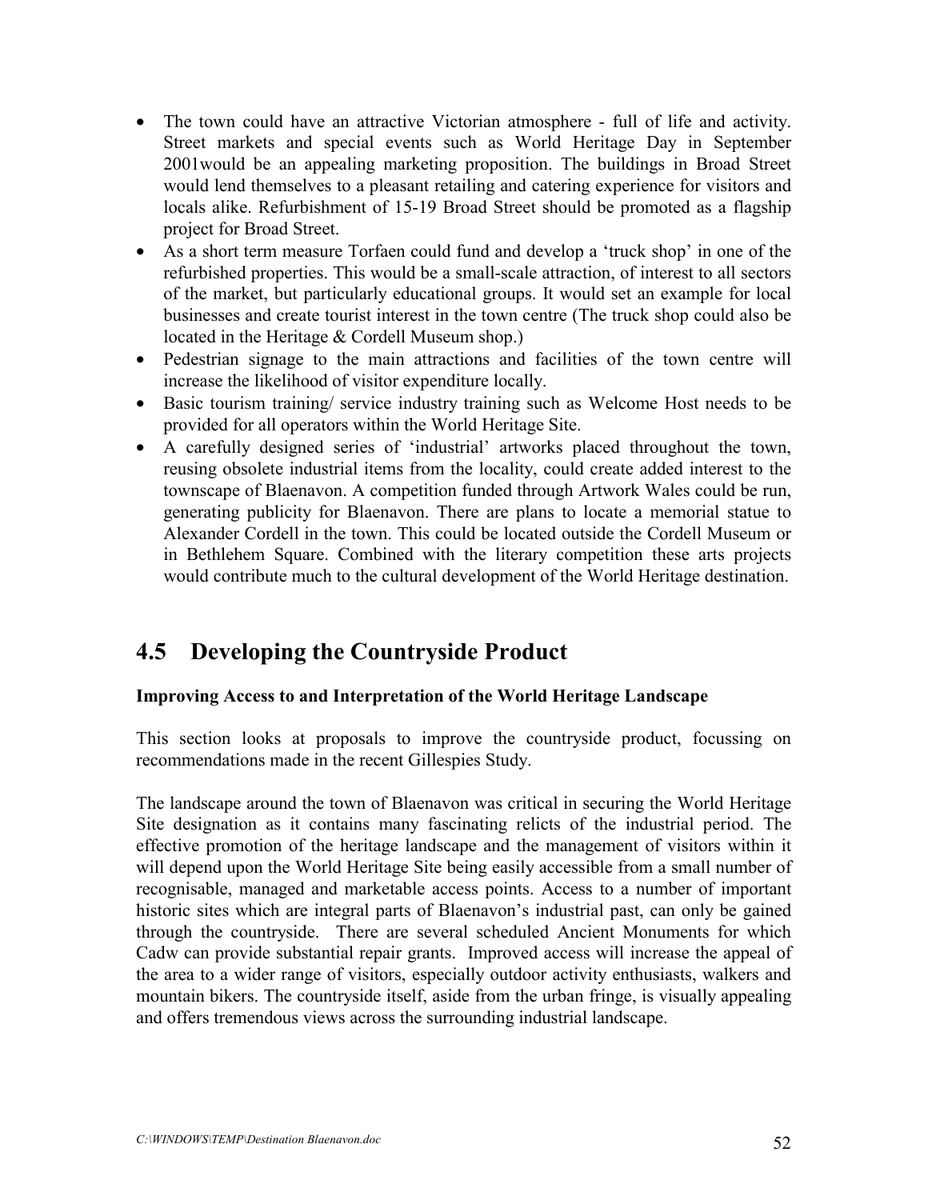- The town could have an attractive Victorian atmosphere - full of life and activity. Street markets and special events such as World Heritage Day in September 2001would be an appealing marketing proposition. The buildings in Broad Street would lend themselves to a pleasant retailing and catering experience for visitors and locals alike. Refurbishment of 15-19 Broad Street should be promoted as a flagship project for Broad Street.
- As a short term measure Torfaen could fund and develop a 'truck shop' in one of the refurbished properties. This would be a small-scale attraction, of interest to all sectors of the market, but particularly educational groups. It would set an example for local businesses and create tourist interest in the town centre (The truck shop could also be located in the Heritage & Cordell Museum shop.)
- Pedestrian signage to the main attractions and facilities of the town centre will increase the likelihood of visitor expenditure locally.
- Basic tourism training/ service industry training such as Welcome Host needs to be provided for all operators within the World Heritage Site.
- A carefully designed series of 'industrial' artworks placed throughout the town, reusing obsolete industrial items from the locality, could create added interest to the townscape of Blaenavon. A competition funded through Artwork Wales could be run, generating publicity for Blaenavon. There are plans to locate a memorial statue to Alexander Cordell in the town. This could be located outside the Cordell Museum or in Bethlehem Square. Combined with the literary competition these arts projects would contribute much to the cultural development of the World Heritage destination.

## 4.5 Developing the Countryside Product

**Improving Access to and Interpretation of the World Heritage Landscape**

This section looks at proposals to improve the countryside product, focussing on recommendations made in the recent Gillespies Study.

The landscape around the town of Blaenavon was critical in securing the World Heritage Site designation as it contains many fascinating relicts of the industrial period. The effective promotion of the heritage landscape and the management of visitors within it will depend upon the World Heritage Site being easily accessible from a small number of recognisable, managed and marketable access points. Access to a number of important historic sites which are integral parts of Blaenavon's industrial past, can only be gained through the countryside. There are several scheduled Ancient Monuments for which Cadw can provide substantial repair grants. Improved access will increase the appeal of the area to a wider range of visitors, especially outdoor activity enthusiasts, walkers and mountain bikers. The countryside itself, aside from the urban fringe, is visually appealing and offers tremendous views across the surrounding industrial landscape.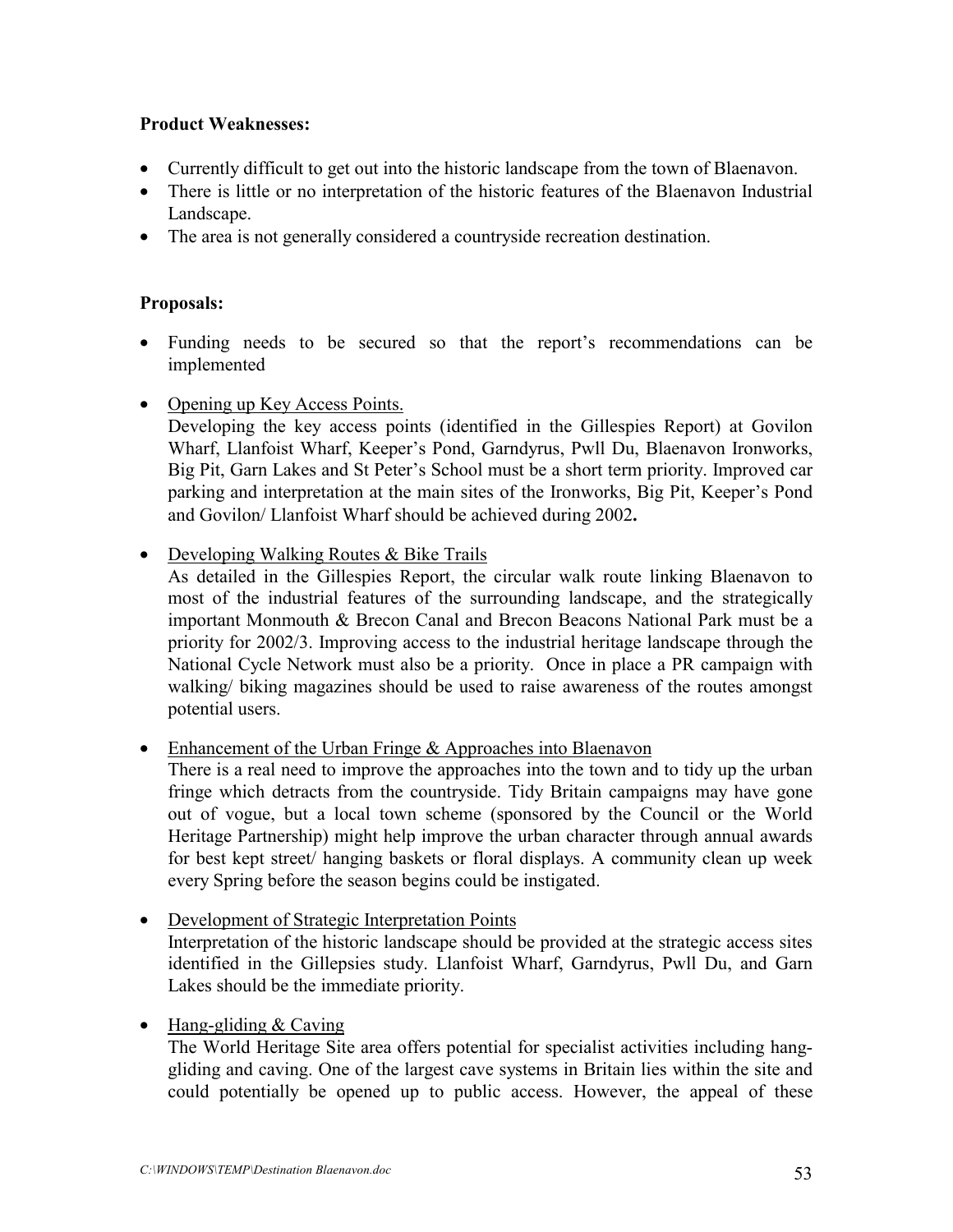**Product Weaknesses:**

- Currently difficult to get out into the historic landscape from the town of Blaenavon.
- There is little or no interpretation of the historic features of the Blaenavon Industrial Landscape.
- The area is not generally considered a countryside recreation destination.

**Proposals:**

- Funding needs to be secured so that the report's recommendations can be implemented
- Opening up Key Access Points.
  Developing the key access points (identified in the Gillespies Report) at Govilon Wharf, Llanfoist Wharf, Keeper's Pond, Garndyrus, Pwll Du, Blaenavon Ironworks, Big Pit, Garn Lakes and St Peter's School must be a short term priority. Improved car parking and interpretation at the main sites of the Ironworks, Big Pit, Keeper's Pond and Govilon/ Llanfoist Wharf should be achieved during 2002**.**
- Developing Walking Routes & Bike Trails
  As detailed in the Gillespies Report, the circular walk route linking Blaenavon to most of the industrial features of the surrounding landscape, and the strategically important Monmouth & Brecon Canal and Brecon Beacons National Park must be a priority for 2002/3. Improving access to the industrial heritage landscape through the National Cycle Network must also be a priority. Once in place a PR campaign with walking/ biking magazines should be used to raise awareness of the routes amongst potential users.
- Enhancement of the Urban Fringe & Approaches into Blaenavon
  There is a real need to improve the approaches into the town and to tidy up the urban fringe which detracts from the countryside. Tidy Britain campaigns may have gone out of vogue, but a local town scheme (sponsored by the Council or the World Heritage Partnership) might help improve the urban character through annual awards for best kept street/ hanging baskets or floral displays. A community clean up week every Spring before the season begins could be instigated.
- Development of Strategic Interpretation Points
  Interpretation of the historic landscape should be provided at the strategic access sites identified in the Gillepsies study. Llanfoist Wharf, Garndyrus, Pwll Du, and Garn Lakes should be the immediate priority.
- Hang-gliding & Caving
  The World Heritage Site area offers potential for specialist activities including hang-gliding and caving. One of the largest cave systems in Britain lies within the site and could potentially be opened up to public access. However, the appeal of these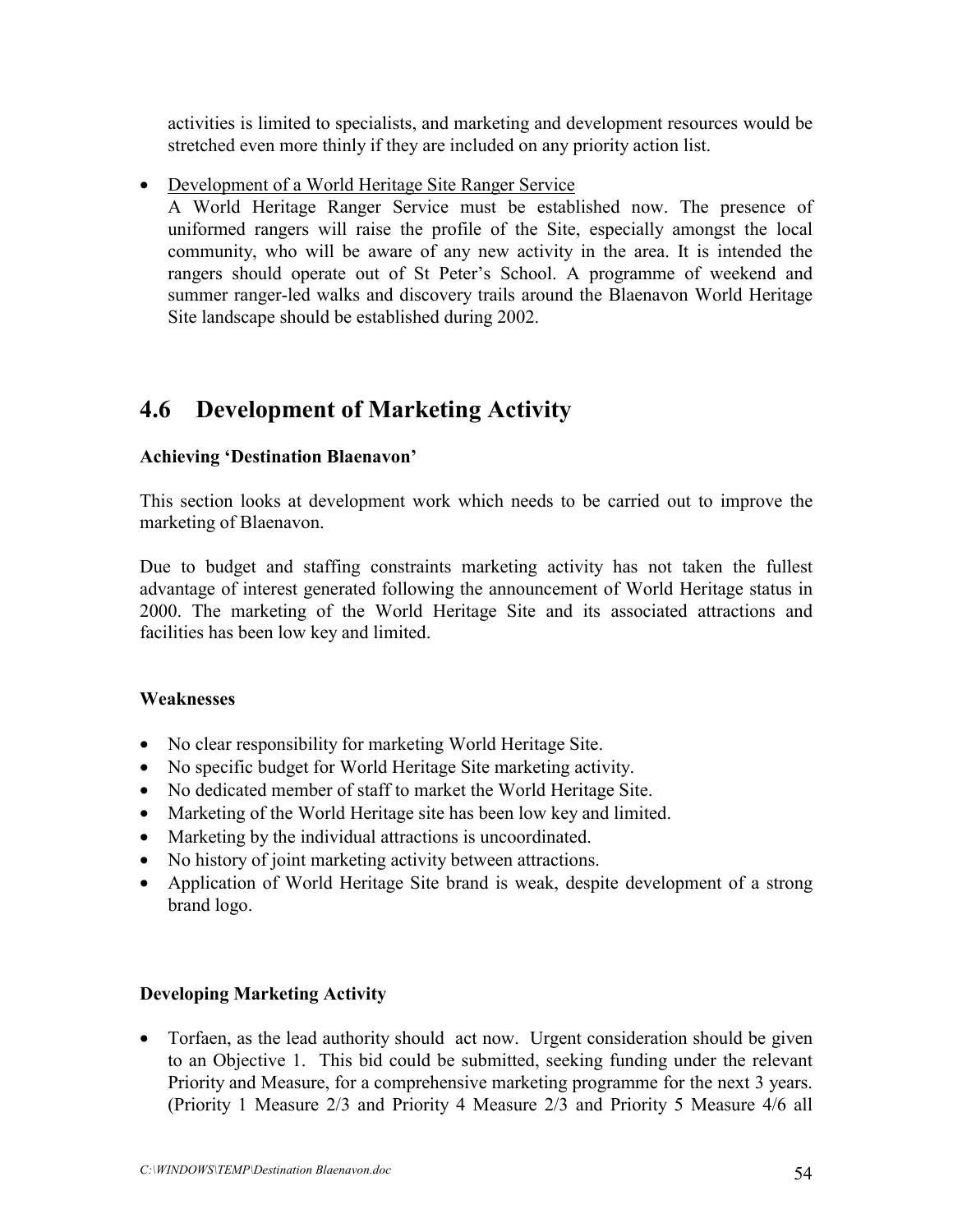activities is limited to specialists, and marketing and development resources would be stretched even more thinly if they are included on any priority action list.

- Development of a World Heritage Site Ranger Service
  A World Heritage Ranger Service must be established now. The presence of uniformed rangers will raise the profile of the Site, especially amongst the local community, who will be aware of any new activity in the area. It is intended the rangers should operate out of St Peter's School. A programme of weekend and summer ranger-led walks and discovery trails around the Blaenavon World Heritage Site landscape should be established during 2002.

## 4.6 Development of Marketing Activity

**Achieving 'Destination Blaenavon'**

This section looks at development work which needs to be carried out to improve the marketing of Blaenavon.

Due to budget and staffing constraints marketing activity has not taken the fullest advantage of interest generated following the announcement of World Heritage status in 2000. The marketing of the World Heritage Site and its associated attractions and facilities has been low key and limited.

**Weaknesses**

- No clear responsibility for marketing World Heritage Site.
- No specific budget for World Heritage Site marketing activity.
- No dedicated member of staff to market the World Heritage Site.
- Marketing of the World Heritage site has been low key and limited.
- Marketing by the individual attractions is uncoordinated.
- No history of joint marketing activity between attractions.
- Application of World Heritage Site brand is weak, despite development of a strong brand logo.

**Developing Marketing Activity**

- Torfaen, as the lead authority should act now. Urgent consideration should be given to an Objective 1. This bid could be submitted, seeking funding under the relevant Priority and Measure, for a comprehensive marketing programme for the next 3 years. (Priority 1 Measure 2/3 and Priority 4 Measure 2/3 and Priority 5 Measure 4/6 all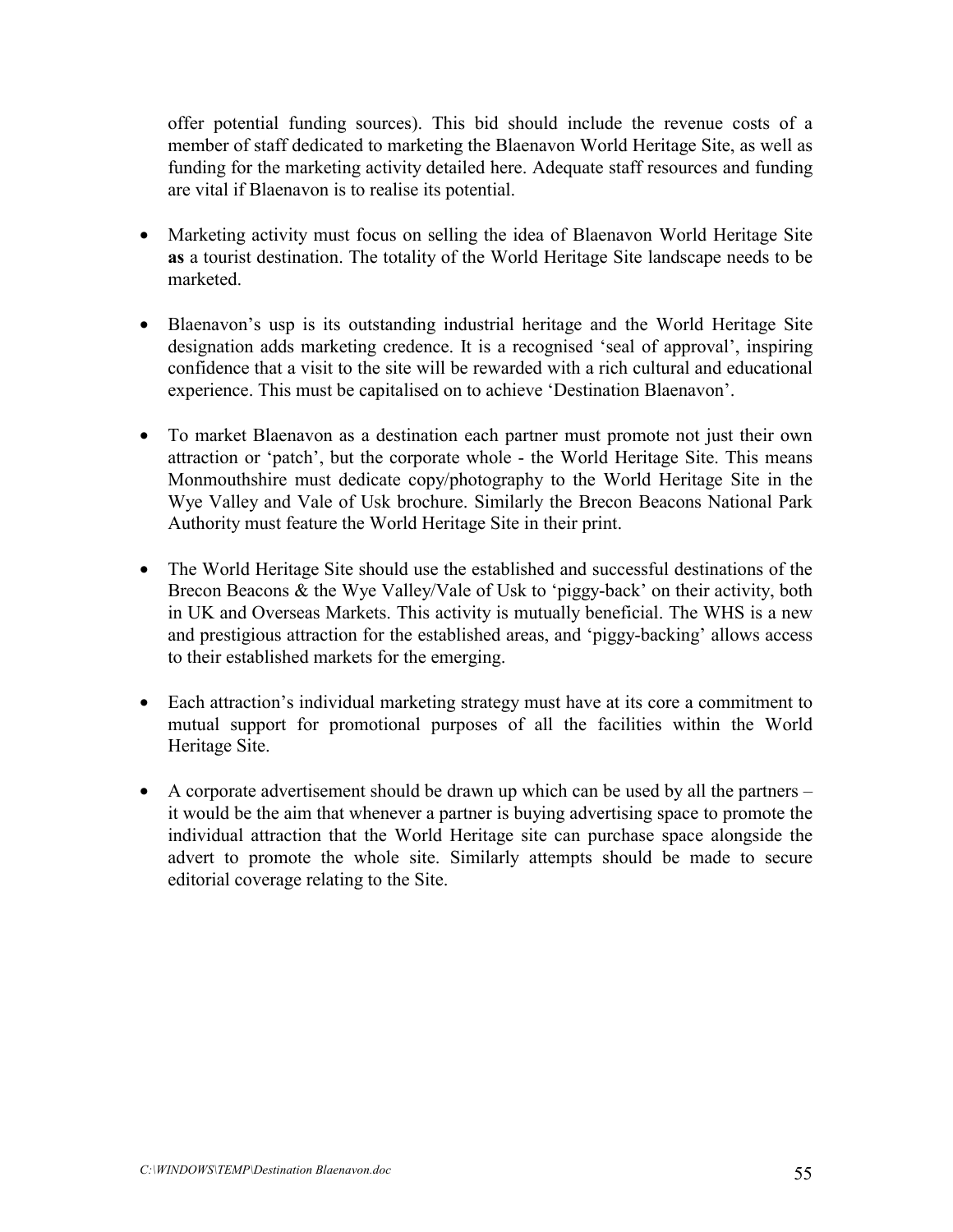offer potential funding sources). This bid should include the revenue costs of a member of staff dedicated to marketing the Blaenavon World Heritage Site, as well as funding for the marketing activity detailed here. Adequate staff resources and funding are vital if Blaenavon is to realise its potential.

- Marketing activity must focus on selling the idea of Blaenavon World Heritage Site **as** a tourist destination. The totality of the World Heritage Site landscape needs to be marketed.

- Blaenavon's usp is its outstanding industrial heritage and the World Heritage Site designation adds marketing credence. It is a recognised 'seal of approval', inspiring confidence that a visit to the site will be rewarded with a rich cultural and educational experience. This must be capitalised on to achieve 'Destination Blaenavon'.

- To market Blaenavon as a destination each partner must promote not just their own attraction or 'patch', but the corporate whole - the World Heritage Site. This means Monmouthshire must dedicate copy/photography to the World Heritage Site in the Wye Valley and Vale of Usk brochure. Similarly the Brecon Beacons National Park Authority must feature the World Heritage Site in their print.

- The World Heritage Site should use the established and successful destinations of the Brecon Beacons & the Wye Valley/Vale of Usk to 'piggy-back' on their activity, both in UK and Overseas Markets. This activity is mutually beneficial. The WHS is a new and prestigious attraction for the established areas, and 'piggy-backing' allows access to their established markets for the emerging.

- Each attraction's individual marketing strategy must have at its core a commitment to mutual support for promotional purposes of all the facilities within the World Heritage Site.

- A corporate advertisement should be drawn up which can be used by all the partners – it would be the aim that whenever a partner is buying advertising space to promote the individual attraction that the World Heritage site can purchase space alongside the advert to promote the whole site. Similarly attempts should be made to secure editorial coverage relating to the Site.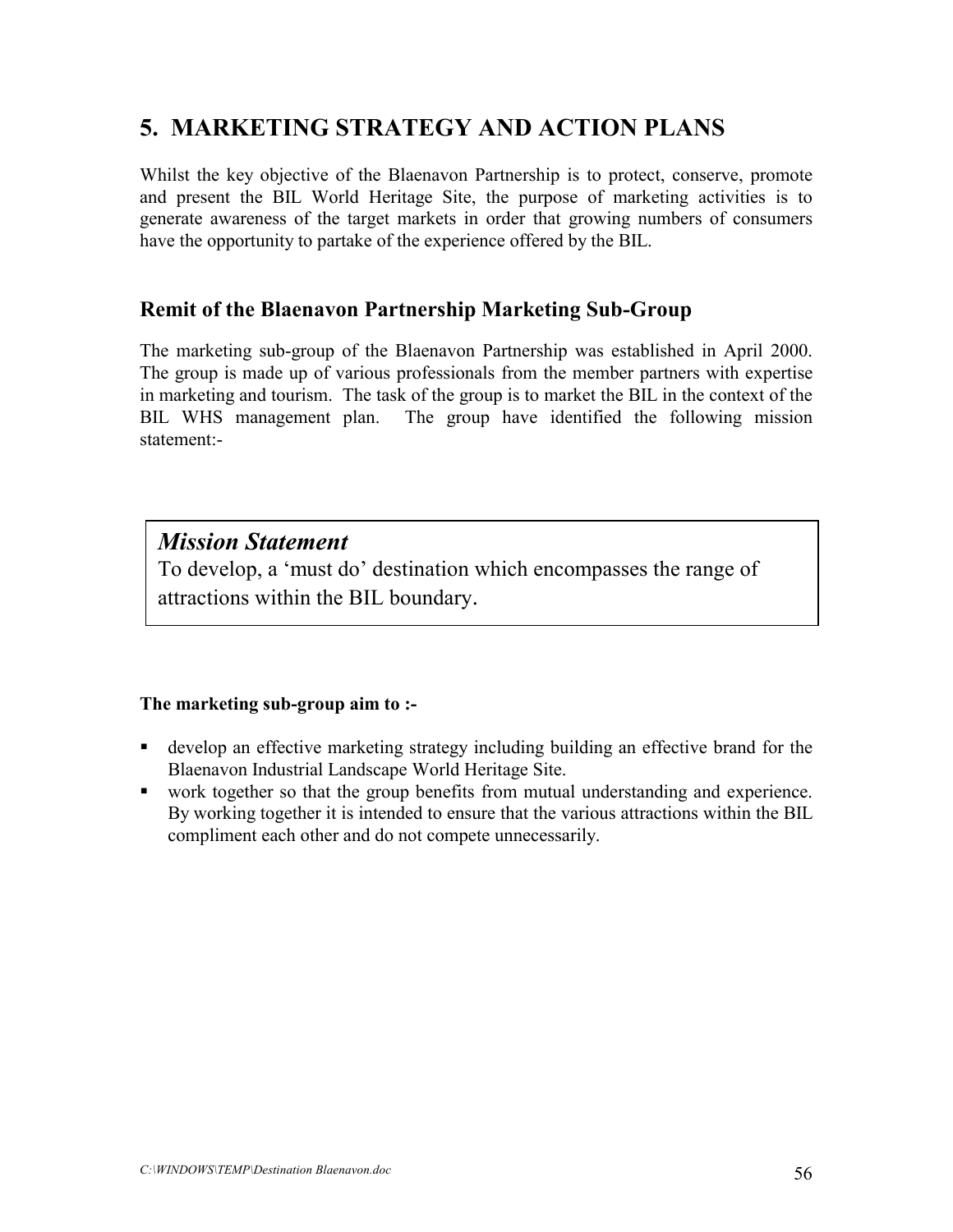# 5. MARKETING STRATEGY AND ACTION PLANS

Whilst the key objective of the Blaenavon Partnership is to protect, conserve, promote and present the BIL World Heritage Site, the purpose of marketing activities is to generate awareness of the target markets in order that growing numbers of consumers have the opportunity to partake of the experience offered by the BIL.

## Remit of the Blaenavon Partnership Marketing Sub-Group

The marketing sub-group of the Blaenavon Partnership was established in April 2000. The group is made up of various professionals from the member partners with expertise in marketing and tourism. The task of the group is to market the BIL in the context of the BIL WHS management plan. The group have identified the following mission statement:-

> ***Mission Statement***
>
> To develop, a 'must do' destination which encompasses the range of attractions within the BIL boundary.

**The marketing sub-group aim to :-**

- develop an effective marketing strategy including building an effective brand for the Blaenavon Industrial Landscape World Heritage Site.
- work together so that the group benefits from mutual understanding and experience. By working together it is intended to ensure that the various attractions within the BIL compliment each other and do not compete unnecessarily.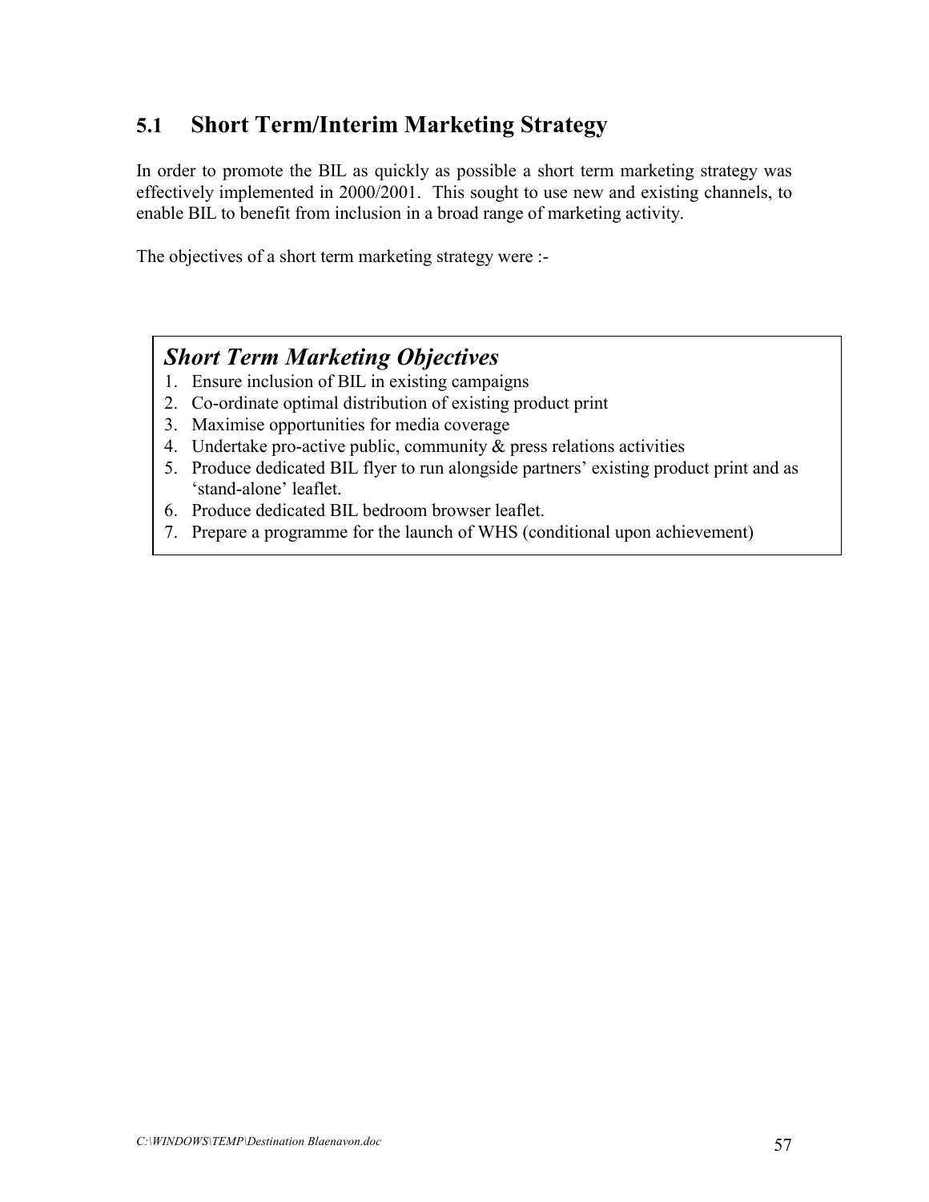## 5.1 Short Term/Interim Marketing Strategy

In order to promote the BIL as quickly as possible a short term marketing strategy was effectively implemented in 2000/2001. This sought to use new and existing channels, to enable BIL to benefit from inclusion in a broad range of marketing activity.

The objectives of a short term marketing strategy were :-

### *Short Term Marketing Objectives*

1. Ensure inclusion of BIL in existing campaigns
2. Co-ordinate optimal distribution of existing product print
3. Maximise opportunities for media coverage
4. Undertake pro-active public, community & press relations activities
5. Produce dedicated BIL flyer to run alongside partners' existing product print and as 'stand-alone' leaflet.
6. Produce dedicated BIL bedroom browser leaflet.
7. Prepare a programme for the launch of WHS (conditional upon achievement)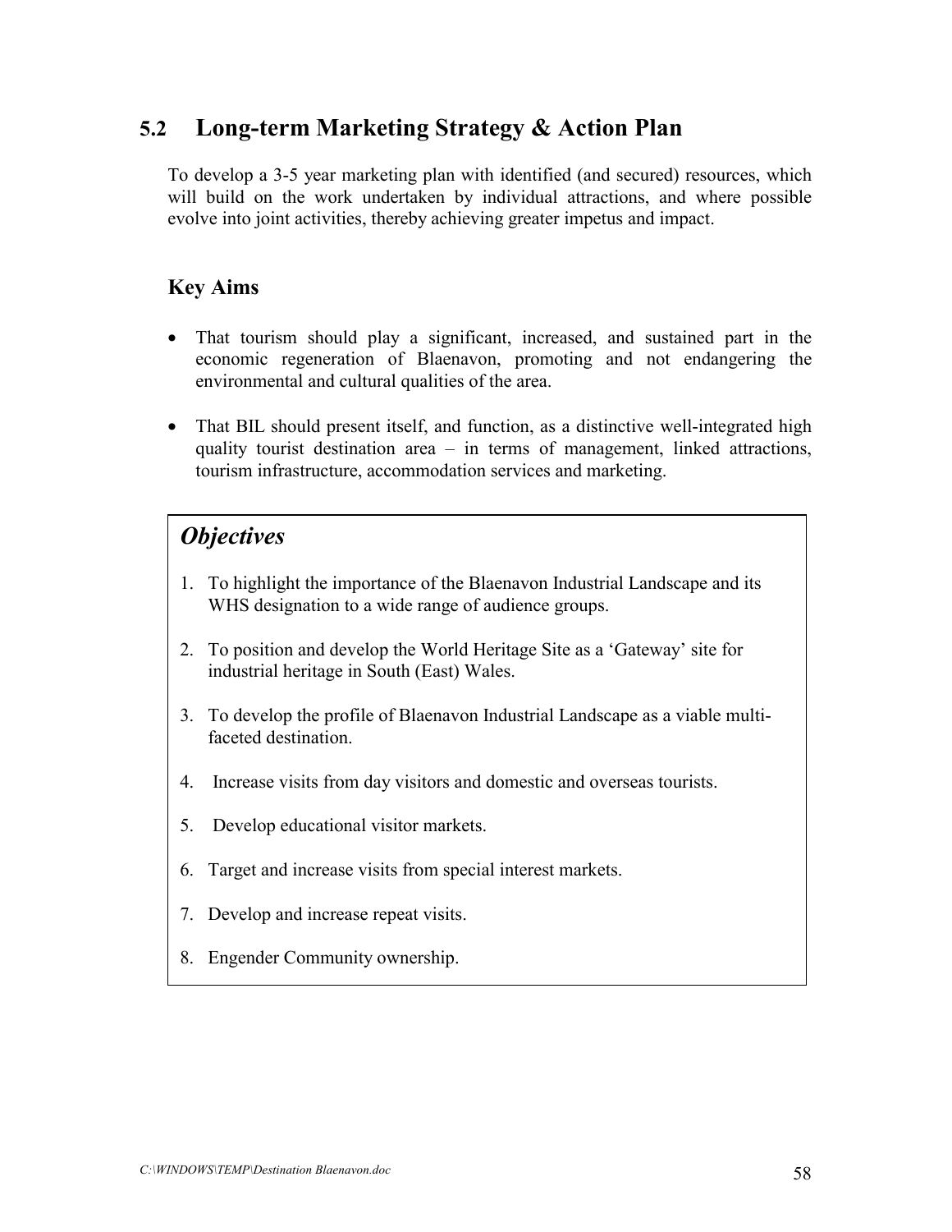## 5.2 Long-term Marketing Strategy & Action Plan

To develop a 3-5 year marketing plan with identified (and secured) resources, which will build on the work undertaken by individual attractions, and where possible evolve into joint activities, thereby achieving greater impetus and impact.

### Key Aims

- That tourism should play a significant, increased, and sustained part in the economic regeneration of Blaenavon, promoting and not endangering the environmental and cultural qualities of the area.
- That BIL should present itself, and function, as a distinctive well-integrated high quality tourist destination area – in terms of management, linked attractions, tourism infrastructure, accommodation services and marketing.

### *Objectives*

1. To highlight the importance of the Blaenavon Industrial Landscape and its WHS designation to a wide range of audience groups.
2. To position and develop the World Heritage Site as a 'Gateway' site for industrial heritage in South (East) Wales.
3. To develop the profile of Blaenavon Industrial Landscape as a viable multi-faceted destination.
4. Increase visits from day visitors and domestic and overseas tourists.
5. Develop educational visitor markets.
6. Target and increase visits from special interest markets.
7. Develop and increase repeat visits.
8. Engender Community ownership.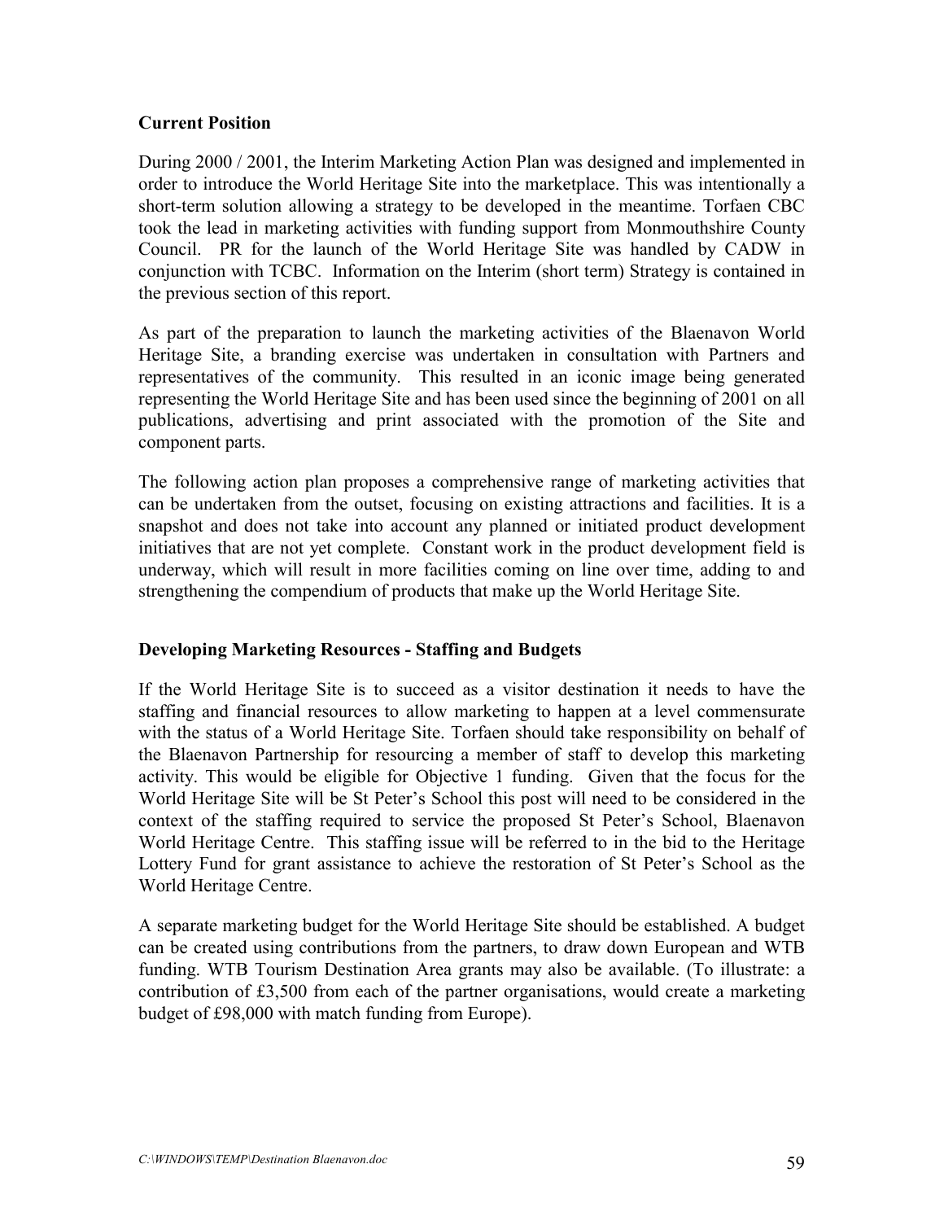**Current Position**

During 2000 / 2001, the Interim Marketing Action Plan was designed and implemented in order to introduce the World Heritage Site into the marketplace. This was intentionally a short-term solution allowing a strategy to be developed in the meantime. Torfaen CBC took the lead in marketing activities with funding support from Monmouthshire County Council. PR for the launch of the World Heritage Site was handled by CADW in conjunction with TCBC. Information on the Interim (short term) Strategy is contained in the previous section of this report.

As part of the preparation to launch the marketing activities of the Blaenavon World Heritage Site, a branding exercise was undertaken in consultation with Partners and representatives of the community. This resulted in an iconic image being generated representing the World Heritage Site and has been used since the beginning of 2001 on all publications, advertising and print associated with the promotion of the Site and component parts.

The following action plan proposes a comprehensive range of marketing activities that can be undertaken from the outset, focusing on existing attractions and facilities. It is a snapshot and does not take into account any planned or initiated product development initiatives that are not yet complete. Constant work in the product development field is underway, which will result in more facilities coming on line over time, adding to and strengthening the compendium of products that make up the World Heritage Site.

**Developing Marketing Resources - Staffing and Budgets**

If the World Heritage Site is to succeed as a visitor destination it needs to have the staffing and financial resources to allow marketing to happen at a level commensurate with the status of a World Heritage Site. Torfaen should take responsibility on behalf of the Blaenavon Partnership for resourcing a member of staff to develop this marketing activity. This would be eligible for Objective 1 funding. Given that the focus for the World Heritage Site will be St Peter's School this post will need to be considered in the context of the staffing required to service the proposed St Peter's School, Blaenavon World Heritage Centre. This staffing issue will be referred to in the bid to the Heritage Lottery Fund for grant assistance to achieve the restoration of St Peter's School as the World Heritage Centre.

A separate marketing budget for the World Heritage Site should be established. A budget can be created using contributions from the partners, to draw down European and WTB funding. WTB Tourism Destination Area grants may also be available. (To illustrate: a contribution of £3,500 from each of the partner organisations, would create a marketing budget of £98,000 with match funding from Europe).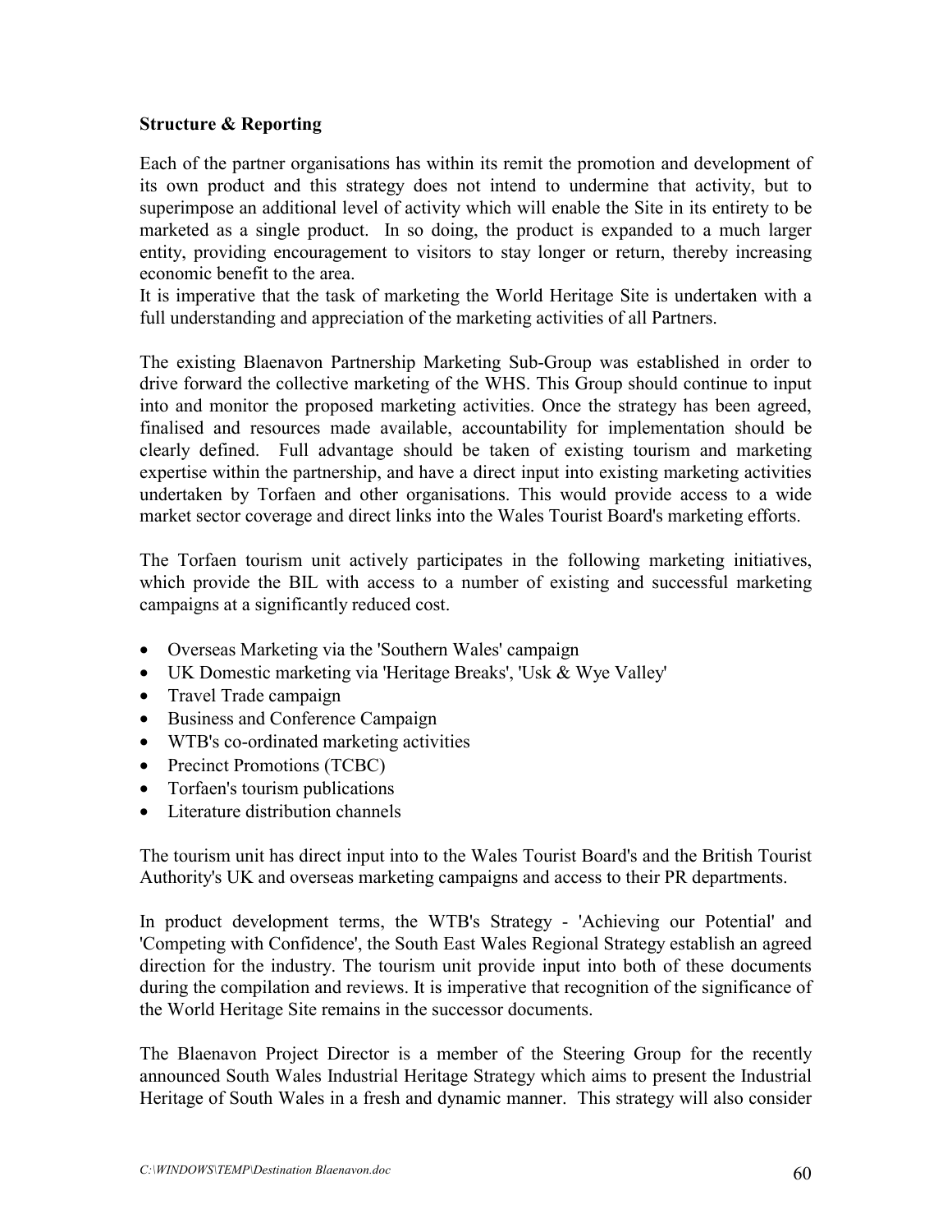**Structure & Reporting**

Each of the partner organisations has within its remit the promotion and development of its own product and this strategy does not intend to undermine that activity, but to superimpose an additional level of activity which will enable the Site in its entirety to be marketed as a single product. In so doing, the product is expanded to a much larger entity, providing encouragement to visitors to stay longer or return, thereby increasing economic benefit to the area.
It is imperative that the task of marketing the World Heritage Site is undertaken with a full understanding and appreciation of the marketing activities of all Partners.

The existing Blaenavon Partnership Marketing Sub-Group was established in order to drive forward the collective marketing of the WHS. This Group should continue to input into and monitor the proposed marketing activities. Once the strategy has been agreed, finalised and resources made available, accountability for implementation should be clearly defined. Full advantage should be taken of existing tourism and marketing expertise within the partnership, and have a direct input into existing marketing activities undertaken by Torfaen and other organisations. This would provide access to a wide market sector coverage and direct links into the Wales Tourist Board's marketing efforts.

The Torfaen tourism unit actively participates in the following marketing initiatives, which provide the BIL with access to a number of existing and successful marketing campaigns at a significantly reduced cost.

- Overseas Marketing via the 'Southern Wales' campaign
- UK Domestic marketing via 'Heritage Breaks', 'Usk & Wye Valley'
- Travel Trade campaign
- Business and Conference Campaign
- WTB's co-ordinated marketing activities
- Precinct Promotions (TCBC)
- Torfaen's tourism publications
- Literature distribution channels

The tourism unit has direct input into to the Wales Tourist Board's and the British Tourist Authority's UK and overseas marketing campaigns and access to their PR departments.

In product development terms, the WTB's Strategy - 'Achieving our Potential' and 'Competing with Confidence', the South East Wales Regional Strategy establish an agreed direction for the industry. The tourism unit provide input into both of these documents during the compilation and reviews. It is imperative that recognition of the significance of the World Heritage Site remains in the successor documents.

The Blaenavon Project Director is a member of the Steering Group for the recently announced South Wales Industrial Heritage Strategy which aims to present the Industrial Heritage of South Wales in a fresh and dynamic manner. This strategy will also consider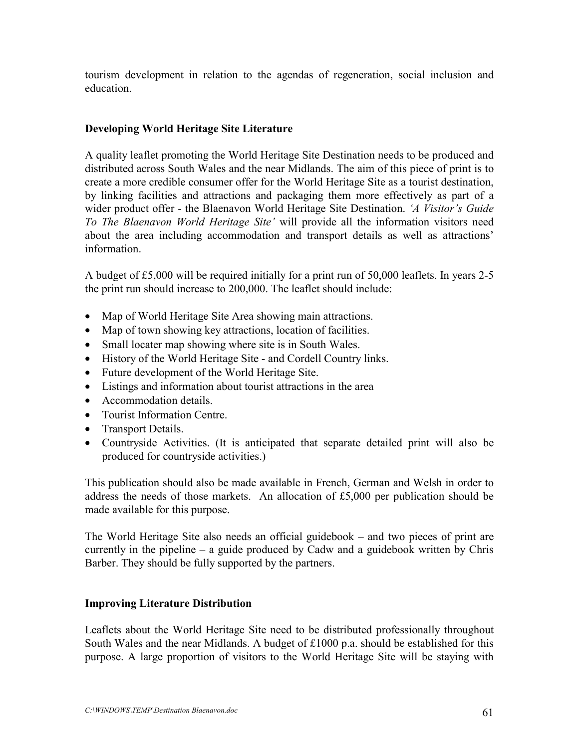tourism development in relation to the agendas of regeneration, social inclusion and education.

### Developing World Heritage Site Literature

A quality leaflet promoting the World Heritage Site Destination needs to be produced and distributed across South Wales and the near Midlands. The aim of this piece of print is to create a more credible consumer offer for the World Heritage Site as a tourist destination, by linking facilities and attractions and packaging them more effectively as part of a wider product offer - the Blaenavon World Heritage Site Destination. *'A Visitor's Guide To The Blaenavon World Heritage Site'* will provide all the information visitors need about the area including accommodation and transport details as well as attractions' information.

A budget of £5,000 will be required initially for a print run of 50,000 leaflets. In years 2-5 the print run should increase to 200,000. The leaflet should include:

- Map of World Heritage Site Area showing main attractions.
- Map of town showing key attractions, location of facilities.
- Small locater map showing where site is in South Wales.
- History of the World Heritage Site - and Cordell Country links.
- Future development of the World Heritage Site.
- Listings and information about tourist attractions in the area
- Accommodation details.
- Tourist Information Centre.
- Transport Details.
- Countryside Activities. (It is anticipated that separate detailed print will also be produced for countryside activities.)

This publication should also be made available in French, German and Welsh in order to address the needs of those markets. An allocation of £5,000 per publication should be made available for this purpose.

The World Heritage Site also needs an official guidebook – and two pieces of print are currently in the pipeline – a guide produced by Cadw and a guidebook written by Chris Barber. They should be fully supported by the partners.

### Improving Literature Distribution

Leaflets about the World Heritage Site need to be distributed professionally throughout South Wales and the near Midlands. A budget of £1000 p.a. should be established for this purpose. A large proportion of visitors to the World Heritage Site will be staying with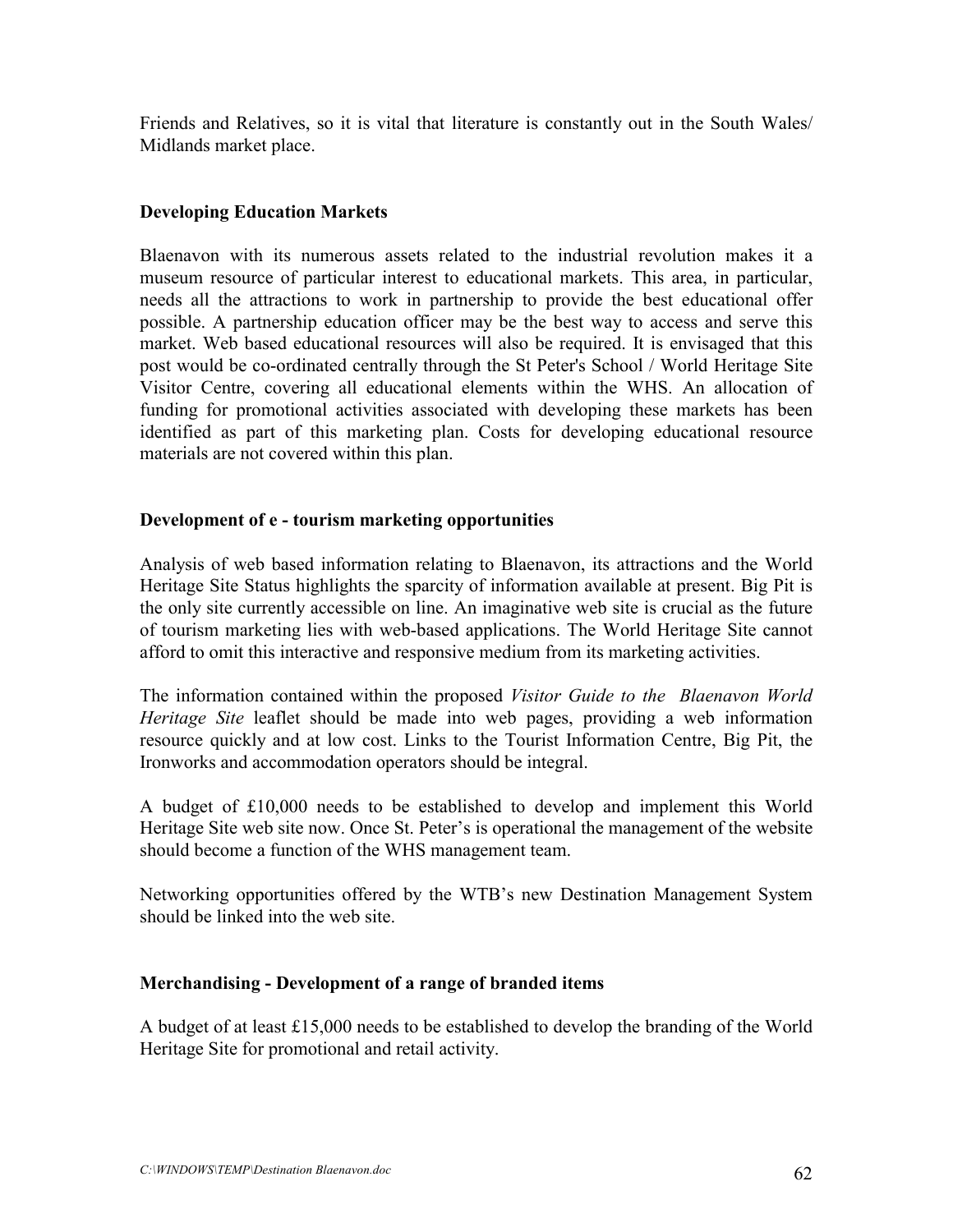Friends and Relatives, so it is vital that literature is constantly out in the South Wales/ Midlands market place.

**Developing Education Markets**

Blaenavon with its numerous assets related to the industrial revolution makes it a museum resource of particular interest to educational markets. This area, in particular, needs all the attractions to work in partnership to provide the best educational offer possible. A partnership education officer may be the best way to access and serve this market. Web based educational resources will also be required. It is envisaged that this post would be co-ordinated centrally through the St Peter's School / World Heritage Site Visitor Centre, covering all educational elements within the WHS. An allocation of funding for promotional activities associated with developing these markets has been identified as part of this marketing plan. Costs for developing educational resource materials are not covered within this plan.

**Development of e - tourism marketing opportunities**

Analysis of web based information relating to Blaenavon, its attractions and the World Heritage Site Status highlights the sparcity of information available at present. Big Pit is the only site currently accessible on line. An imaginative web site is crucial as the future of tourism marketing lies with web-based applications. The World Heritage Site cannot afford to omit this interactive and responsive medium from its marketing activities.

The information contained within the proposed *Visitor Guide to the Blaenavon World Heritage Site* leaflet should be made into web pages, providing a web information resource quickly and at low cost. Links to the Tourist Information Centre, Big Pit, the Ironworks and accommodation operators should be integral.

A budget of £10,000 needs to be established to develop and implement this World Heritage Site web site now. Once St. Peter's is operational the management of the website should become a function of the WHS management team.

Networking opportunities offered by the WTB's new Destination Management System should be linked into the web site.

**Merchandising - Development of a range of branded items**

A budget of at least £15,000 needs to be established to develop the branding of the World Heritage Site for promotional and retail activity.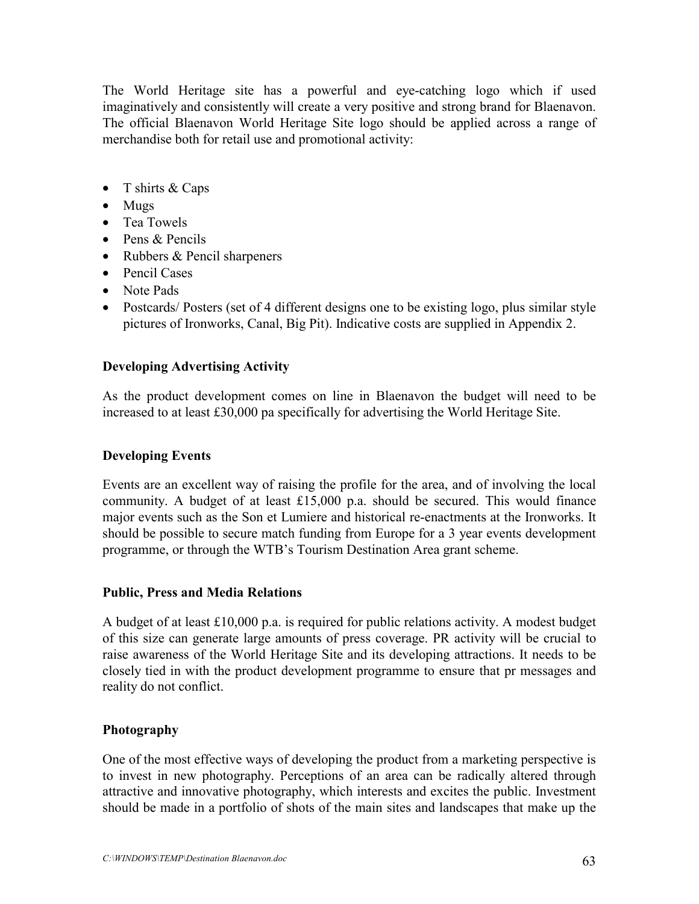The World Heritage site has a powerful and eye-catching logo which if used imaginatively and consistently will create a very positive and strong brand for Blaenavon. The official Blaenavon World Heritage Site logo should be applied across a range of merchandise both for retail use and promotional activity:

- T shirts & Caps
- Mugs
- Tea Towels
- Pens & Pencils
- Rubbers & Pencil sharpeners
- Pencil Cases
- Note Pads
- Postcards/ Posters (set of 4 different designs one to be existing logo, plus similar style pictures of Ironworks, Canal, Big Pit). Indicative costs are supplied in Appendix 2.

**Developing Advertising Activity**

As the product development comes on line in Blaenavon the budget will need to be increased to at least £30,000 pa specifically for advertising the World Heritage Site.

**Developing Events**

Events are an excellent way of raising the profile for the area, and of involving the local community. A budget of at least £15,000 p.a. should be secured. This would finance major events such as the Son et Lumiere and historical re-enactments at the Ironworks. It should be possible to secure match funding from Europe for a 3 year events development programme, or through the WTB's Tourism Destination Area grant scheme.

**Public, Press and Media Relations**

A budget of at least £10,000 p.a. is required for public relations activity. A modest budget of this size can generate large amounts of press coverage. PR activity will be crucial to raise awareness of the World Heritage Site and its developing attractions. It needs to be closely tied in with the product development programme to ensure that pr messages and reality do not conflict.

**Photography**

One of the most effective ways of developing the product from a marketing perspective is to invest in new photography. Perceptions of an area can be radically altered through attractive and innovative photography, which interests and excites the public. Investment should be made in a portfolio of shots of the main sites and landscapes that make up the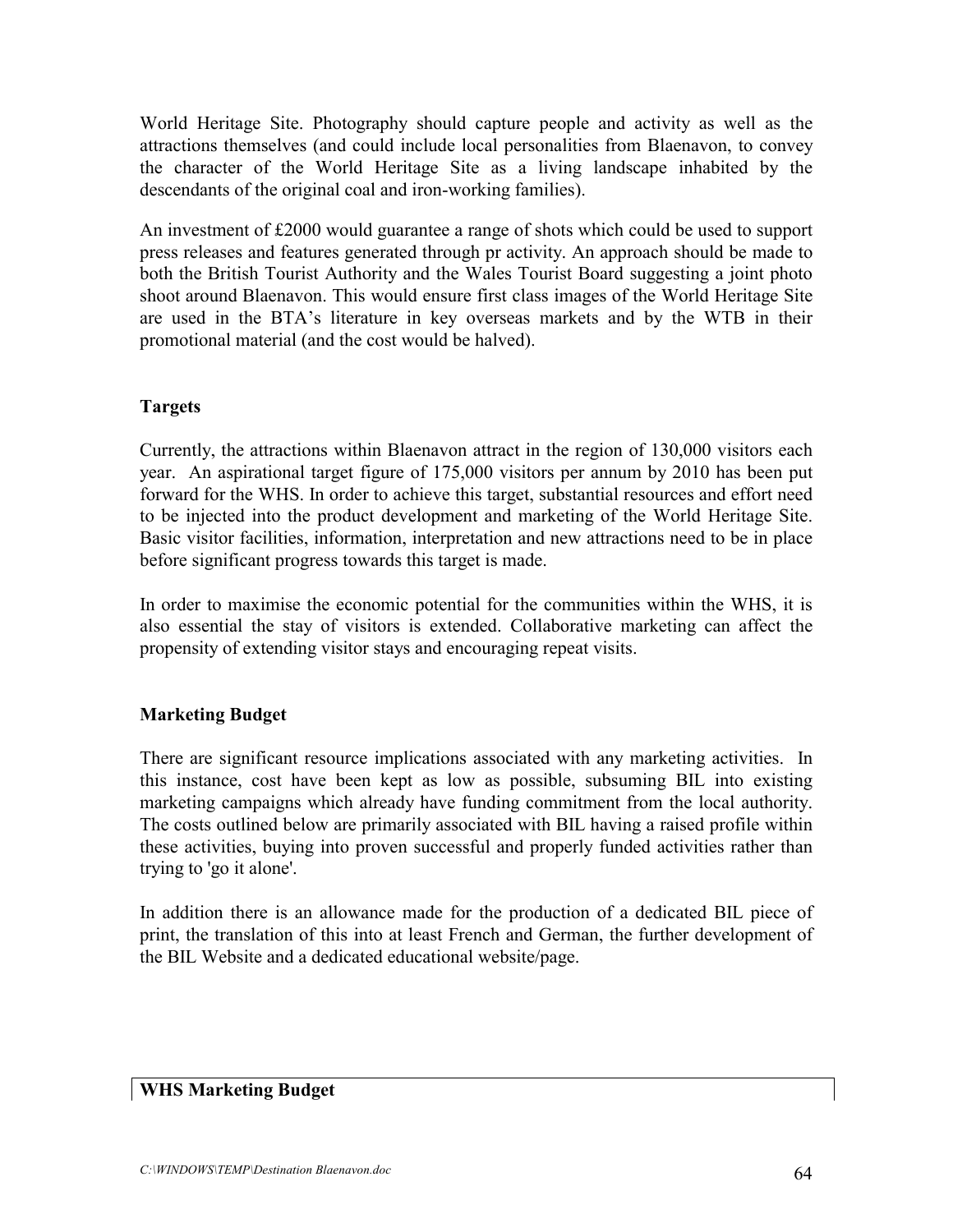World Heritage Site. Photography should capture people and activity as well as the attractions themselves (and could include local personalities from Blaenavon, to convey the character of the World Heritage Site as a living landscape inhabited by the descendants of the original coal and iron-working families).

An investment of £2000 would guarantee a range of shots which could be used to support press releases and features generated through pr activity. An approach should be made to both the British Tourist Authority and the Wales Tourist Board suggesting a joint photo shoot around Blaenavon. This would ensure first class images of the World Heritage Site are used in the BTA's literature in key overseas markets and by the WTB in their promotional material (and the cost would be halved).

**Targets**

Currently, the attractions within Blaenavon attract in the region of 130,000 visitors each year. An aspirational target figure of 175,000 visitors per annum by 2010 has been put forward for the WHS. In order to achieve this target, substantial resources and effort need to be injected into the product development and marketing of the World Heritage Site. Basic visitor facilities, information, interpretation and new attractions need to be in place before significant progress towards this target is made.

In order to maximise the economic potential for the communities within the WHS, it is also essential the stay of visitors is extended. Collaborative marketing can affect the propensity of extending visitor stays and encouraging repeat visits.

**Marketing Budget**

There are significant resource implications associated with any marketing activities. In this instance, cost have been kept as low as possible, subsuming BIL into existing marketing campaigns which already have funding commitment from the local authority. The costs outlined below are primarily associated with BIL having a raised profile within these activities, buying into proven successful and properly funded activities rather than trying to 'go it alone'.

In addition there is an allowance made for the production of a dedicated BIL piece of print, the translation of this into at least French and German, the further development of the BIL Website and a dedicated educational website/page.

| WHS Marketing Budget |
| --- |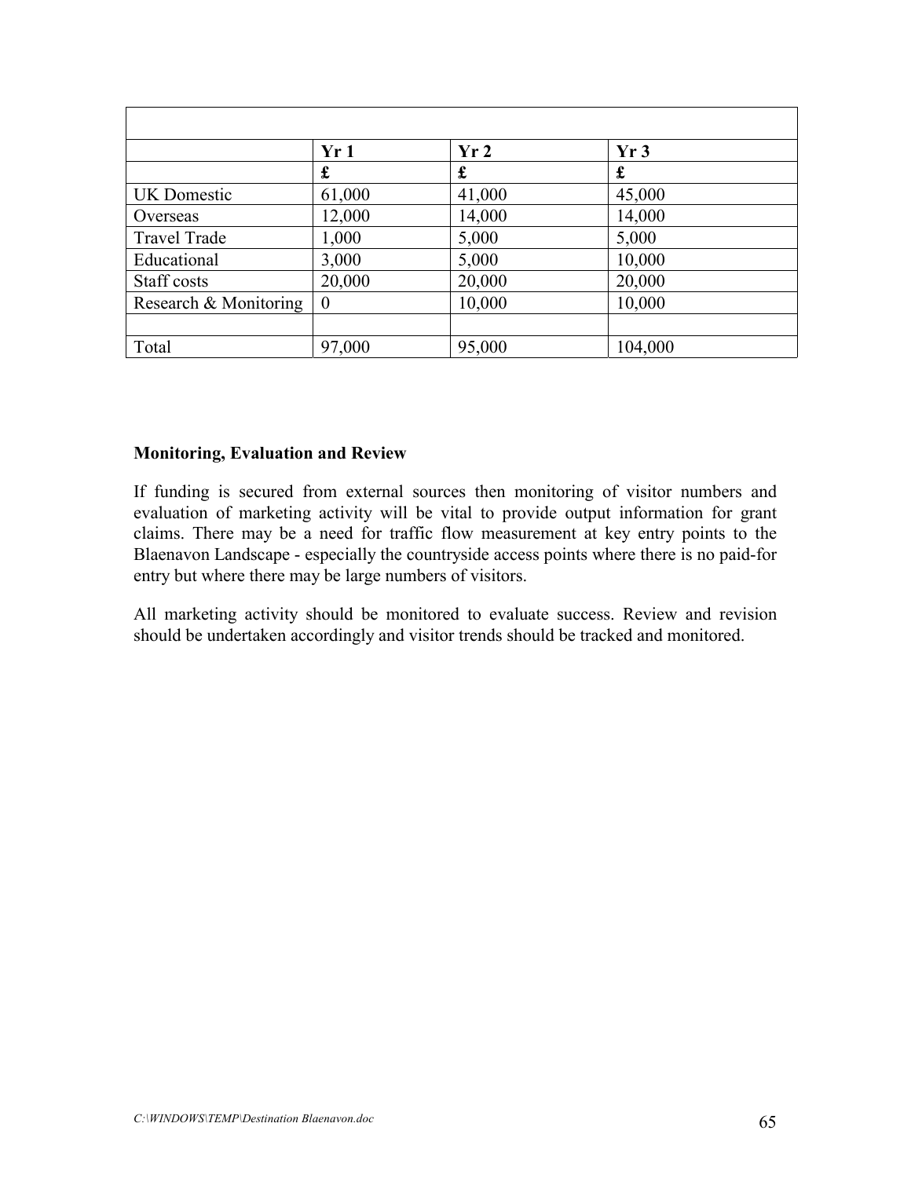| | Yr 1 | Yr 2 | Yr 3 |
|---|---|---|---|
| | **£** | **£** | **£** |
| UK Domestic | 61,000 | 41,000 | 45,000 |
| Overseas | 12,000 | 14,000 | 14,000 |
| Travel Trade | 1,000 | 5,000 | 5,000 |
| Educational | 3,000 | 5,000 | 10,000 |
| Staff costs | 20,000 | 20,000 | 20,000 |
| Research & Monitoring | 0 | 10,000 | 10,000 |
| | | | |
| Total | 97,000 | 95,000 | 104,000 |

**Monitoring, Evaluation and Review**

If funding is secured from external sources then monitoring of visitor numbers and evaluation of marketing activity will be vital to provide output information for grant claims. There may be a need for traffic flow measurement at key entry points to the Blaenavon Landscape - especially the countryside access points where there is no paid-for entry but where there may be large numbers of visitors.

All marketing activity should be monitored to evaluate success. Review and revision should be undertaken accordingly and visitor trends should be tracked and monitored.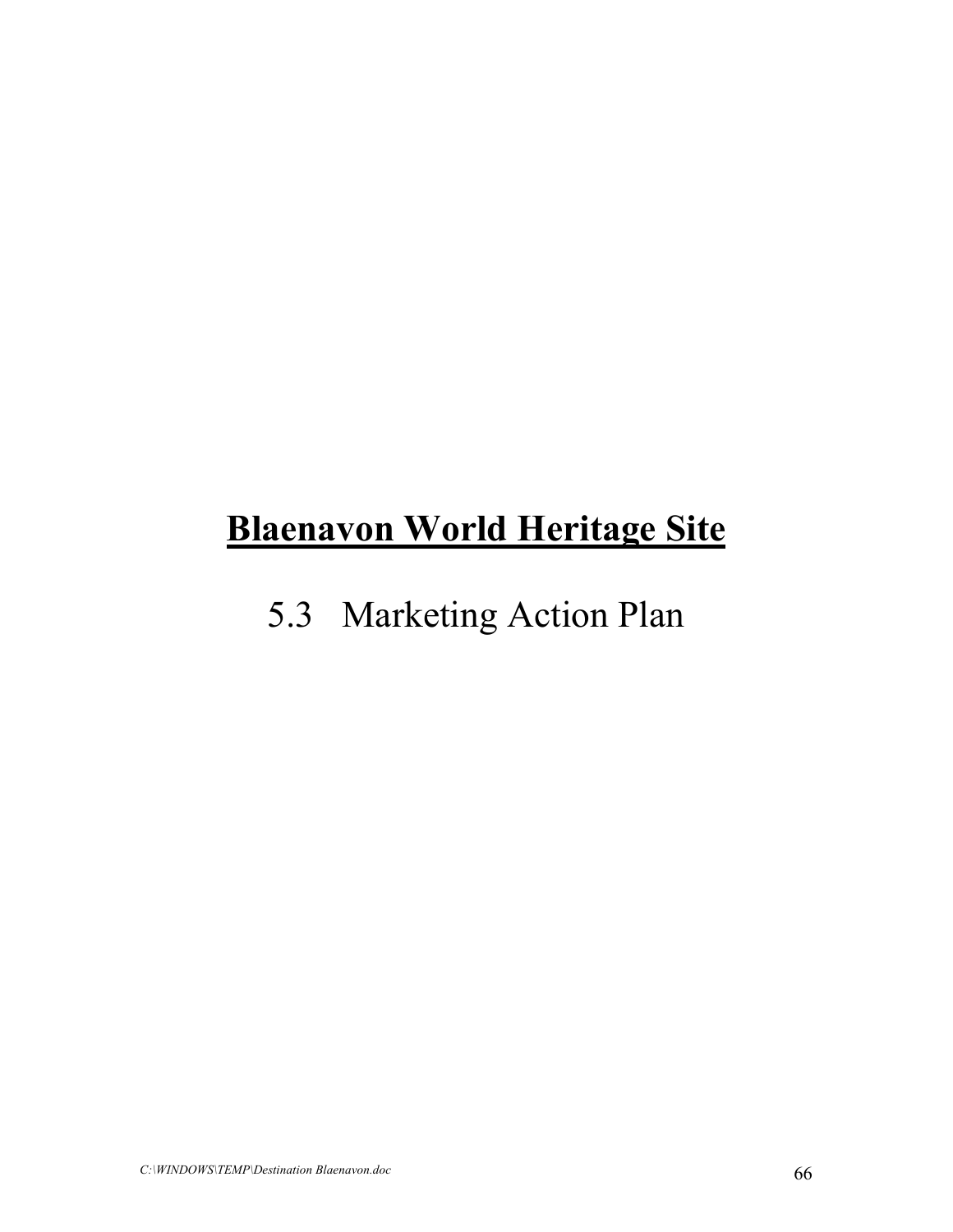# Blaenavon World Heritage Site

## 5.3 Marketing Action Plan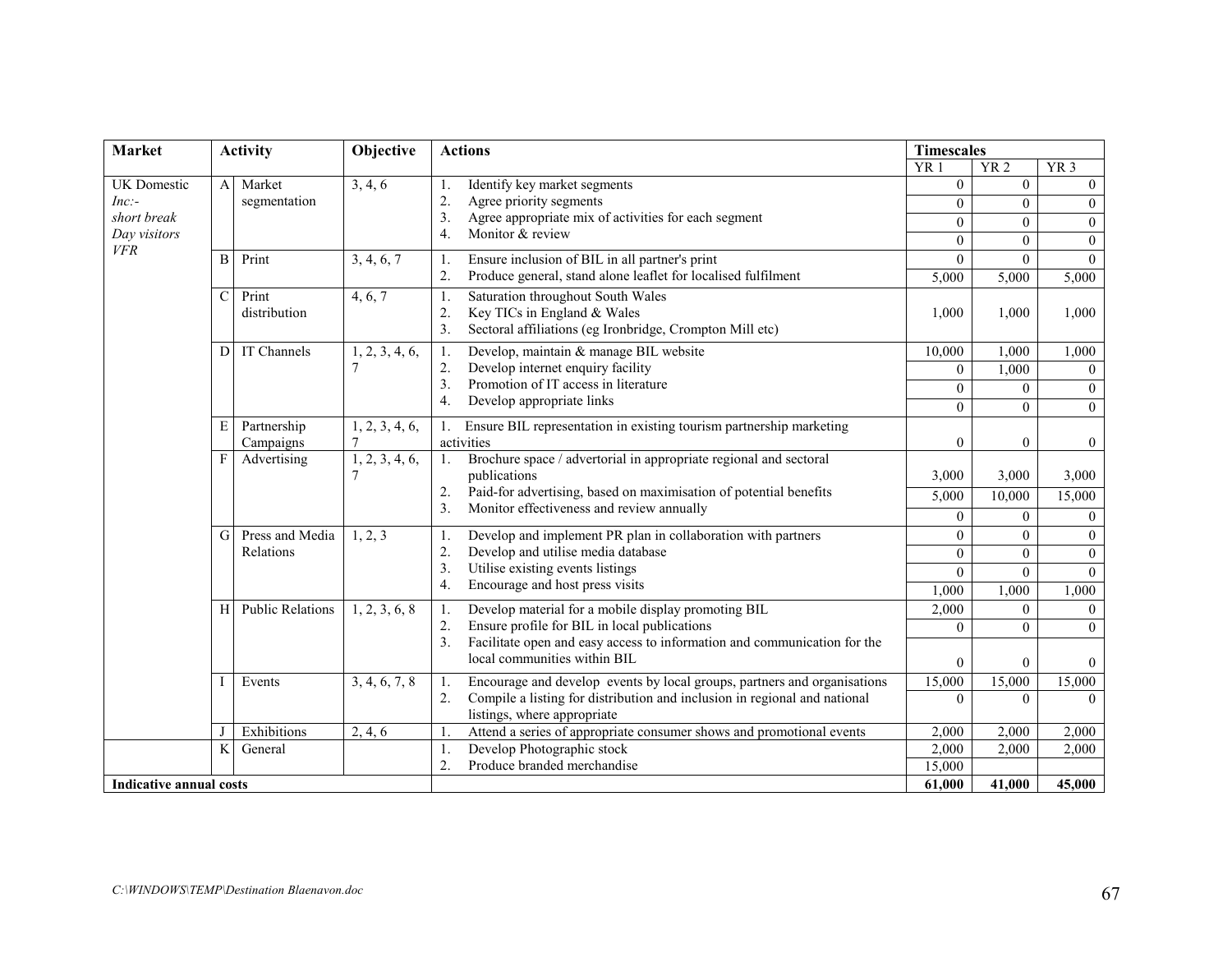| Market | Activity | | Objective | Actions | Timescales | | |
|---|---|---|---|---|---|---|---|
| | | | | | YR 1 | YR 2 | YR 3 |
| UK Domestic *Inc:- short break Day visitors VFR* | A | Market segmentation | 3, 4, 6 | 1. Identify key market segments | 0 | 0 | 0 |
| | | | | 2. Agree priority segments | 0 | 0 | 0 |
| | | | | 3. Agree appropriate mix of activities for each segment | 0 | 0 | 0 |
| | | | | 4. Monitor & review | 0 | 0 | 0 |
| | B | Print | 3, 4, 6, 7 | 1. Ensure inclusion of BIL in all partner's print | 0 | 0 | 0 |
| | | | | 2. Produce general, stand alone leaflet for localised fulfilment | 5,000 | 5,000 | 5,000 |
| | C | Print distribution | 4, 6, 7 | 1. Saturation throughout South Wales<br>2. Key TICs in England & Wales<br>3. Sectoral affiliations (eg Ironbridge, Crompton Mill etc) | 1,000 | 1,000 | 1,000 |
| | D | IT Channels | 1, 2, 3, 4, 6, 7 | 1. Develop, maintain & manage BIL website | 10,000 | 1,000 | 1,000 |
| | | | | 2. Develop internet enquiry facility | 0 | 1,000 | 0 |
| | | | | 3. Promotion of IT access in literature | 0 | 0 | 0 |
| | | | | 4. Develop appropriate links | 0 | 0 | 0 |
| | E | Partnership Campaigns | 1, 2, 3, 4, 6, 7 | 1. Ensure BIL representation in existing tourism partnership marketing activities | 0 | 0 | 0 |
| | F | Advertising | 1, 2, 3, 4, 6, 7 | 1. Brochure space / advertorial in appropriate regional and sectoral publications | 3,000 | 3,000 | 3,000 |
| | | | | 2. Paid-for advertising, based on maximisation of potential benefits | 5,000 | 10,000 | 15,000 |
| | | | | 3. Monitor effectiveness and review annually | 0 | 0 | 0 |
| | G | Press and Media Relations | 1, 2, 3 | 1. Develop and implement PR plan in collaboration with partners | 0 | 0 | 0 |
| | | | | 2. Develop and utilise media database | 0 | 0 | 0 |
| | | | | 3. Utilise existing events listings | 0 | 0 | 0 |
| | | | | 4. Encourage and host press visits | 1,000 | 1,000 | 1,000 |
| | H | Public Relations | 1, 2, 3, 6, 8 | 1. Develop material for a mobile display promoting BIL | 2,000 | 0 | 0 |
| | | | | 2. Ensure profile for BIL in local publications | 0 | 0 | 0 |
| | | | | 3. Facilitate open and easy access to information and communication for the local communities within BIL | 0 | 0 | 0 |
| | I | Events | 3, 4, 6, 7, 8 | 1. Encourage and develop events by local groups, partners and organisations | 15,000 | 15,000 | 15,000 |
| | | | | 2. Compile a listing for distribution and inclusion in regional and national listings, where appropriate | 0 | 0 | 0 |
| | J | Exhibitions | 2, 4, 6 | 1. Attend a series of appropriate consumer shows and promotional events | 2,000 | 2,000 | 2,000 |
| | K | General | | 1. Develop Photographic stock | 2,000 | 2,000 | 2,000 |
| | | | | 2. Produce branded merchandise | 15,000 | | |
| **Indicative annual costs** | | | | | **61,000** | **41,000** | **45,000** |

*C:\WINDOWS\TEMP\Destination Blaenavon.doc*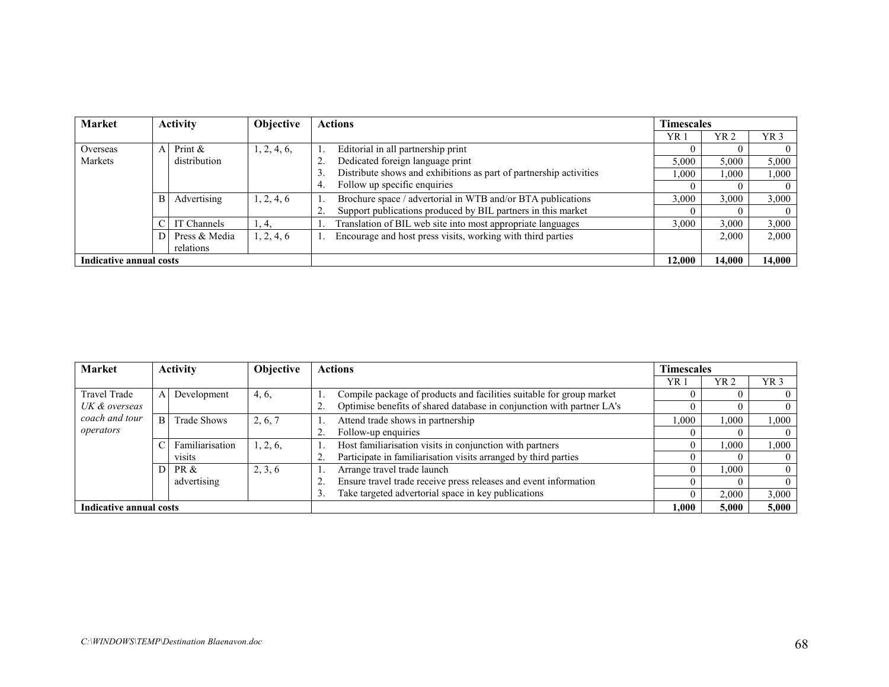| Market | Activity | | Objective | Actions | Timescales | | |
|---|---|---|---|---|---|---|---|
| | | | | | YR 1 | YR 2 | YR 3 |
| Overseas Markets | A | Print & distribution | 1, 2, 4, 6, | 1. Editorial in all partnership print | 0 | 0 | 0 |
| | | | | 2. Dedicated foreign language print | 5,000 | 5,000 | 5,000 |
| | | | | 3. Distribute shows and exhibitions as part of partnership activities | 1,000 | 1,000 | 1,000 |
| | | | | 4. Follow up specific enquiries | 0 | 0 | 0 |
| | B | Advertising | 1, 2, 4, 6 | 1. Brochure space / advertorial in WTB and/or BTA publications | 3,000 | 3,000 | 3,000 |
| | | | | 2. Support publications produced by BIL partners in this market | 0 | 0 | 0 |
| | C | IT Channels | 1, 4, | 1. Translation of BIL web site into most appropriate languages | 3,000 | 3,000 | 3,000 |
| | D | Press & Media relations | 1, 2, 4, 6 | 1. Encourage and host press visits, working with third parties | | 2,000 | 2,000 |
| **Indicative annual costs** | | | | | **12,000** | **14,000** | **14,000** |

| Market | Activity | | Objective | Actions | Timescales | | |
|---|---|---|---|---|---|---|---|
| | | | | | YR 1 | YR 2 | YR 3 |
| Travel Trade *UK & overseas coach and tour operators* | A | Development | 4, 6, | 1. Compile package of products and facilities suitable for group market | 0 | 0 | 0 |
| | | | | 2. Optimise benefits of shared database in conjunction with partner LA's | 0 | 0 | 0 |
| | B | Trade Shows | 2, 6, 7 | 1. Attend trade shows in partnership | 1,000 | 1,000 | 1,000 |
| | | | | 2. Follow-up enquiries | 0 | 0 | 0 |
| | C | Familiarisation visits | 1, 2, 6, | 1. Host familiarisation visits in conjunction with partners | 0 | 1,000 | 1,000 |
| | | | | 2. Participate in familiarisation visits arranged by third parties | 0 | 0 | 0 |
| | D | PR & advertising | 2, 3, 6 | 1. Arrange travel trade launch | 0 | 1,000 | 0 |
| | | | | 2. Ensure travel trade receive press releases and event information | 0 | 0 | 0 |
| | | | | 3. Take targeted advertorial space in key publications | 0 | 2,000 | 3,000 |
| **Indicative annual costs** | | | | | **1,000** | **5,000** | **5,000** |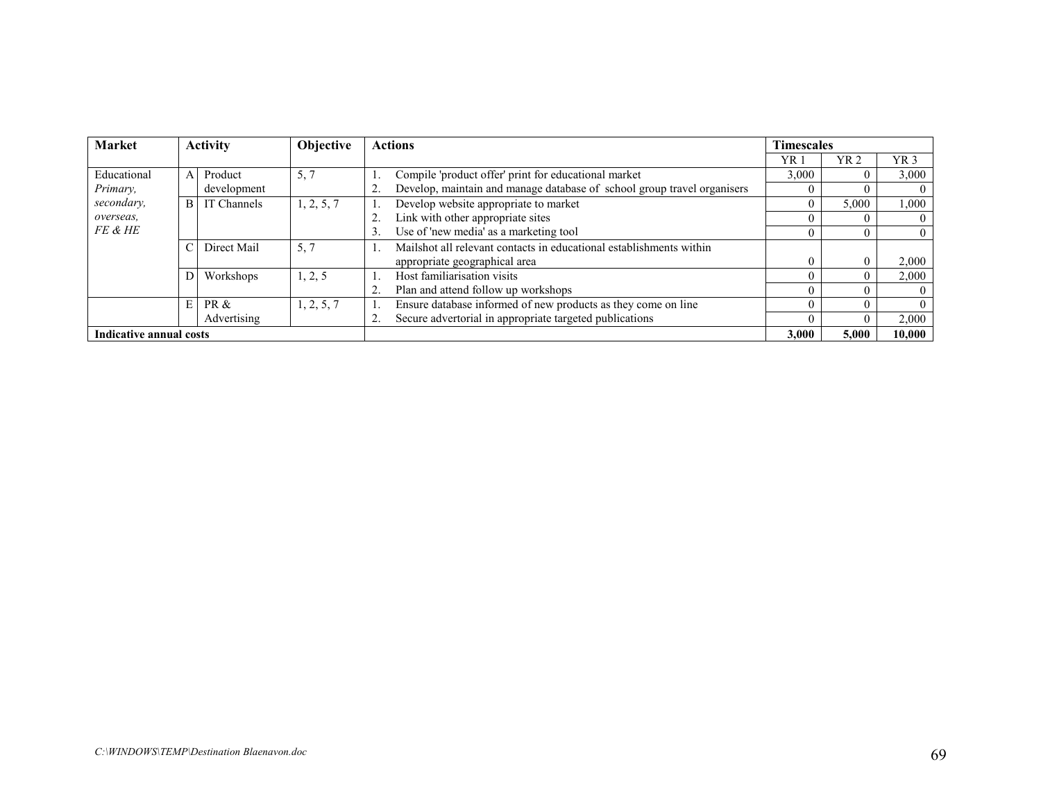| Market | Activity | | Objective | Actions | Timescales | | |
|---|---|---|---|---|---|---|---|
| | | | | | YR 1 | YR 2 | YR 3 |
| Educational *Primary, secondary, overseas, FE & HE* | A | Product development | 5, 7 | 1. Compile 'product offer' print for educational market | 3,000 | 0 | 3,000 |
| | | | | 2. Develop, maintain and manage database of school group travel organisers | 0 | 0 | 0 |
| | B | IT Channels | 1, 2, 5, 7 | 1. Develop website appropriate to market | 0 | 5,000 | 1,000 |
| | | | | 2. Link with other appropriate sites | 0 | 0 | 0 |
| | | | | 3. Use of 'new media' as a marketing tool | 0 | 0 | 0 |
| | C | Direct Mail | 5, 7 | 1. Mailshot all relevant contacts in educational establishments within appropriate geographical area | 0 | 0 | 2,000 |
| | D | Workshops | 1, 2, 5 | 1. Host familiarisation visits | 0 | 0 | 2,000 |
| | | | | 2. Plan and attend follow up workshops | 0 | 0 | 0 |
| | E | PR & Advertising | 1, 2, 5, 7 | 1. Ensure database informed of new products as they come on line | 0 | 0 | 0 |
| | | | | 2. Secure advertorial in appropriate targeted publications | 0 | 0 | 2,000 |
| **Indicative annual costs** | | | | | **3,000** | **5,000** | **10,000** |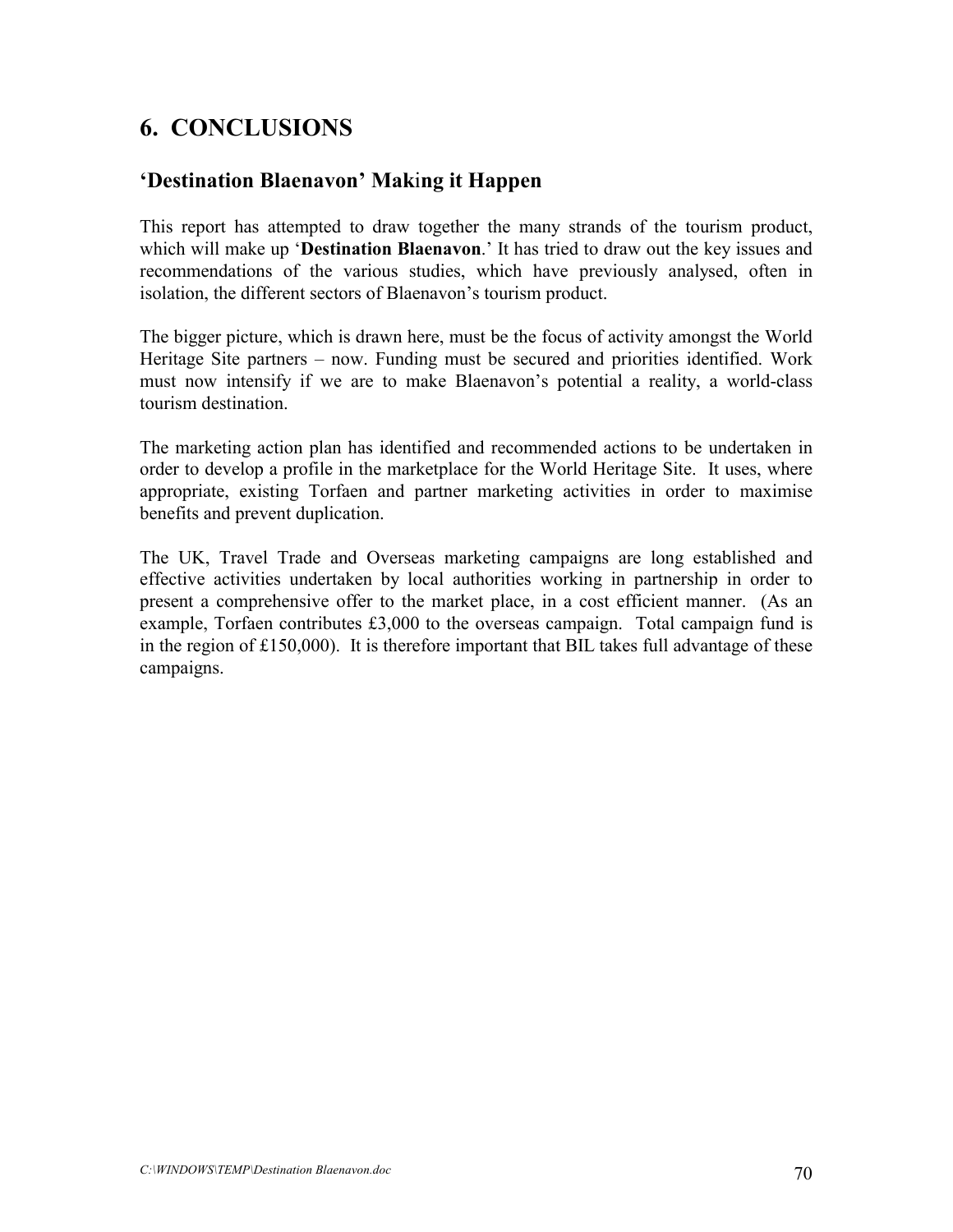# 6. CONCLUSIONS

## 'Destination Blaenavon' Making it Happen

This report has attempted to draw together the many strands of the tourism product, which will make up '**Destination Blaenavon**.' It has tried to draw out the key issues and recommendations of the various studies, which have previously analysed, often in isolation, the different sectors of Blaenavon's tourism product.

The bigger picture, which is drawn here, must be the focus of activity amongst the World Heritage Site partners – now. Funding must be secured and priorities identified. Work must now intensify if we are to make Blaenavon's potential a reality, a world-class tourism destination.

The marketing action plan has identified and recommended actions to be undertaken in order to develop a profile in the marketplace for the World Heritage Site. It uses, where appropriate, existing Torfaen and partner marketing activities in order to maximise benefits and prevent duplication.

The UK, Travel Trade and Overseas marketing campaigns are long established and effective activities undertaken by local authorities working in partnership in order to present a comprehensive offer to the market place, in a cost efficient manner. (As an example, Torfaen contributes £3,000 to the overseas campaign. Total campaign fund is in the region of £150,000). It is therefore important that BIL takes full advantage of these campaigns.